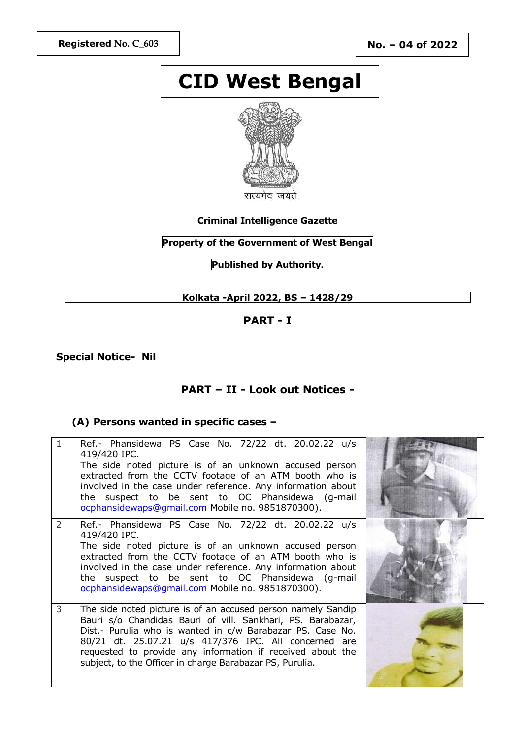**Registered No. C_603**

**No. – 04 of 2022**

# CID West Bengal

सत्यमेव जयते

**Criminal Intelligence Gazette**

**Property of the Government of West Bengal**

**Published by Authority.**

**Kolkata -April 2022, BS – 1428/29**

## PART - I

**Special Notice- Nil**

## PART – II - Look out Notices -

### (A) Persons wanted in specific cases –

| | | |
|---|---|---|
| 1 | Ref.- Phansidewa PS Case No. 72/22 dt. 20.02.22 u/s 419/420 IPC. The side noted picture is of an unknown accused person extracted from the CCTV footage of an ATM booth who is involved in the case under reference. Any information about the suspect to be sent to OC Phansidewa (g-mail ocphansidewaps@gmail.com Mobile no. 9851870300). | |
| 2 | Ref.- Phansidewa PS Case No. 72/22 dt. 20.02.22 u/s 419/420 IPC. The side noted picture is of an unknown accused person extracted from the CCTV footage of an ATM booth who is involved in the case under reference. Any information about the suspect to be sent to OC Phansidewa (g-mail ocphansidewaps@gmail.com Mobile no. 9851870300). | |
| 3 | The side noted picture is of an accused person namely Sandip Bauri s/o Chandidas Bauri of vill. Sankhari, PS. Barabazar, Dist.- Purulia who is wanted in c/w Barabazar PS. Case No. 80/21 dt. 25.07.21 u/s 417/376 IPC. All concerned are requested to provide any information if received about the subject, to the Officer in charge Barabazar PS, Purulia. | |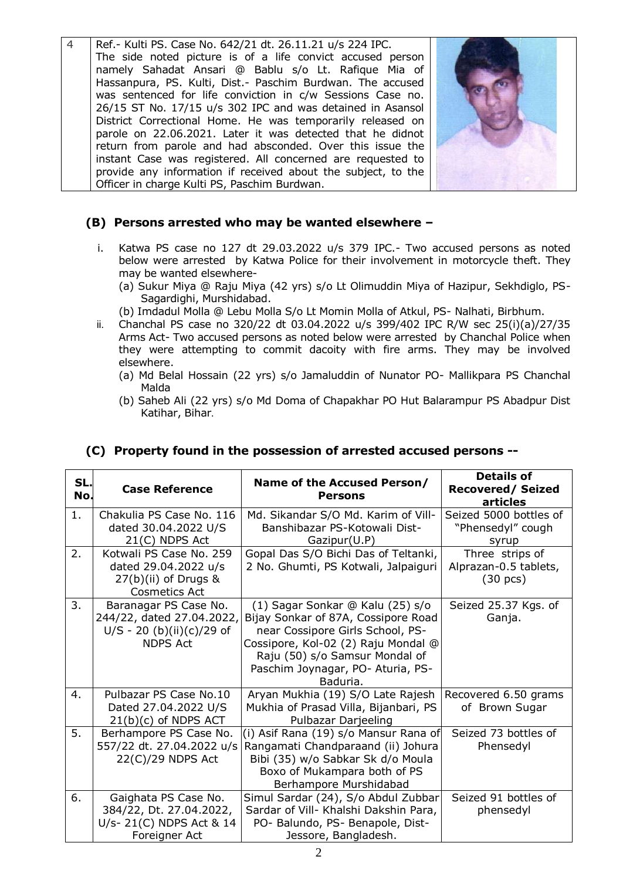| 4 | Ref.- Kulti PS. Case No. 642/21 dt. 26.11.21 u/s 224 IPC. The side noted picture is of a life convict accused person namely Sahadat Ansari @ Bablu s/o Lt. Rafique Mia of Hassanpura, PS. Kulti, Dist.- Paschim Burdwan. The accused was sentenced for life conviction in c/w Sessions Case no. 26/15 ST No. 17/15 u/s 302 IPC and was detained in Asansol District Correctional Home. He was temporarily released on parole on 22.06.2021. Later it was detected that he didnot return from parole and had absconded. Over this issue the instant Case was registered. All concerned are requested to provide any information if received about the subject, to the Officer in charge Kulti PS, Paschim Burdwan. | |
|---|---|---|

## (B) Persons arrested who may be wanted elsewhere –

i. Katwa PS case no 127 dt 29.03.2022 u/s 379 IPC.- Two accused persons as noted below were arrested by Katwa Police for their involvement in motorcycle theft. They may be wanted elsewhere-
   (a) Sukur Miya @ Raju Miya (42 yrs) s/o Lt Olimuddin Miya of Hazipur, Sekhdiglo, PS- Sagardighi, Murshidabad.
   (b) Imdadul Molla @ Lebu Molla S/o Lt Momin Molla of Atkul, PS- Nalhati, Birbhum.

ii. Chanchal PS case no 320/22 dt 03.04.2022 u/s 399/402 IPC R/W sec 25(i)(a)/27/35 Arms Act- Two accused persons as noted below were arrested by Chanchal Police when they were attempting to commit dacoity with fire arms. They may be involved elsewhere.
   (a) Md Belal Hossain (22 yrs) s/o Jamaluddin of Nunator PO- Mallikpara PS Chanchal Malda
   (b) Saheb Ali (22 yrs) s/o Md Doma of Chapakhar PO Hut Balarampur PS Abadpur Dist Katihar, Bihar.

## (C) Property found in the possession of arrested accused persons --

| SL. No. | Case Reference | Name of the Accused Person/ Persons | Details of Recovered/ Seized articles |
|---|---|---|---|
| 1. | Chakulia PS Case No. 116 dated 30.04.2022 U/S 21(C) NDPS Act | Md. Sikandar S/O Md. Karim of Vill- Banshibazar PS-Kotowali Dist- Gazipur(U.P) | Seized 5000 bottles of "Phensedyl" cough syrup |
| 2. | Kotwali PS Case No. 259 dated 29.04.2022 u/s 27(b)(ii) of Drugs & Cosmetics Act | Gopal Das S/O Bichi Das of Teltanki, 2 No. Ghumti, PS Kotwali, Jalpaiguri | Three strips of Alprazan-0.5 tablets, (30 pcs) |
| 3. | Baranagar PS Case No. 244/22, dated 27.04.2022, U/S - 20 (b)(ii)(c)/29 of NDPS Act | (1) Sagar Sonkar @ Kalu (25) s/o Bijay Sonkar of 87A, Cossipore Road near Cossipore Girls School, PS- Cossipore, Kol-02 (2) Raju Mondal @ Raju (50) s/o Samsur Mondal of Paschim Joynagar, PO- Aturia, PS- Baduria. | Seized 25.37 Kgs. of Ganja. |
| 4. | Pulbazar PS Case No.10 Dated 27.04.2022 U/S 21(b)(c) of NDPS ACT | Aryan Mukhia (19) S/O Late Rajesh Mukhia of Prasad Villa, Bijanbari, PS Pulbazar Darjeeling | Recovered 6.50 grams of Brown Sugar |
| 5. | Berhampore PS Case No. 557/22 dt. 27.04.2022 u/s 22(C)/29 NDPS Act | (i) Asif Rana (19) s/o Mansur Rana of Rangamati Chandparaand (ii) Johura Bibi (35) w/o Sabkar Sk d/o Moula Boxo of Mukampara both of PS Berhampore Murshidabad | Seized 73 bottles of Phensedyl |
| 6. | Gaighata PS Case No. 384/22, Dt. 27.04.2022, U/s- 21(C) NDPS Act & 14 Foreigner Act | Simul Sardar (24), S/o Abdul Zubbar Sardar of Vill- Khalshi Dakshin Para, PO- Balundo, PS- Benapole, Dist- Jessore, Bangladesh. | Seized 91 bottles of phensedyl |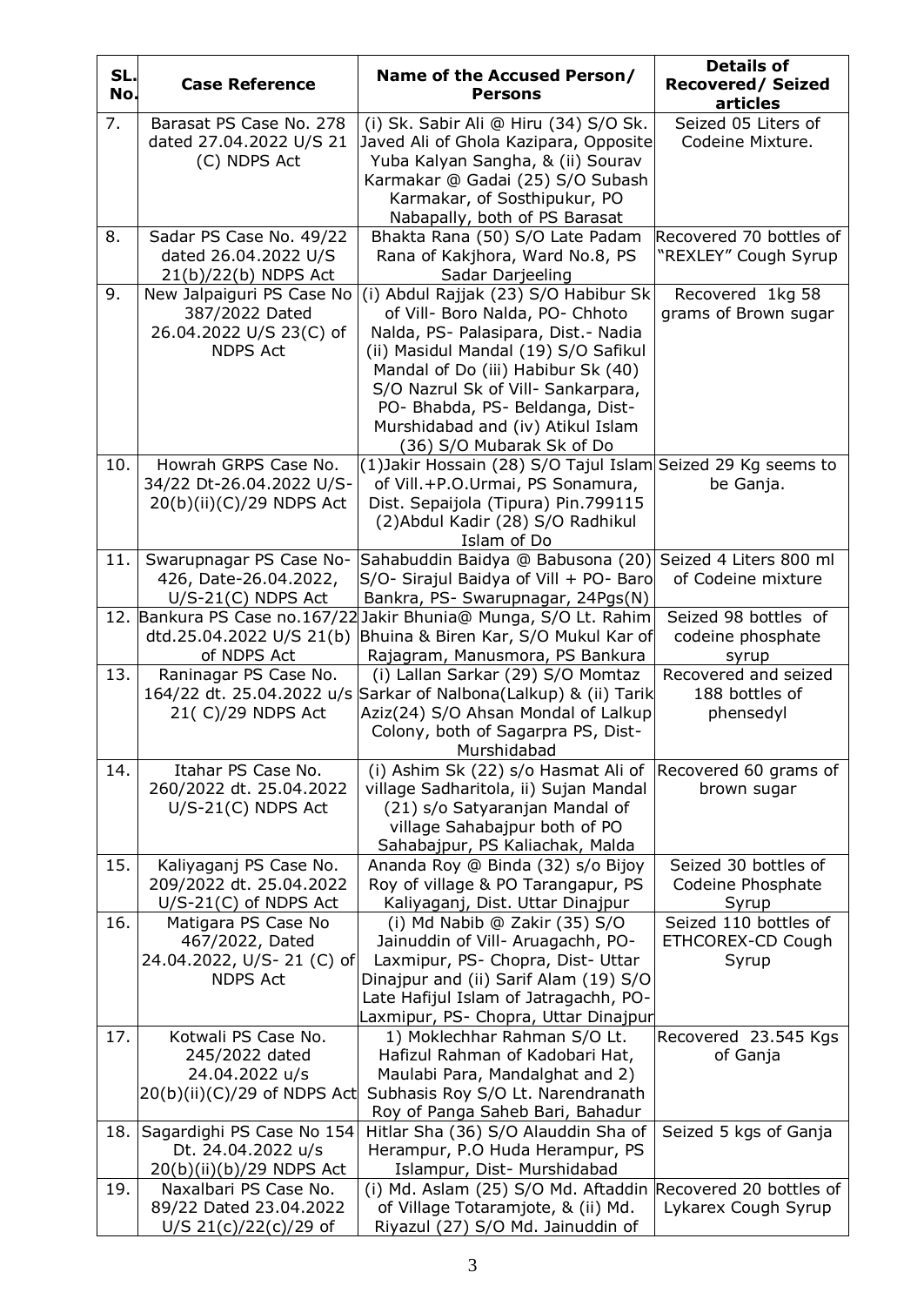| SL. No. | Case Reference | Name of the Accused Person/ Persons | Details of Recovered/ Seized articles |
|---|---|---|---|
| 7. | Barasat PS Case No. 278 dated 27.04.2022 U/S 21 (C) NDPS Act | (i) Sk. Sabir Ali @ Hiru (34) S/O Sk. Javed Ali of Ghola Kazipara, Opposite Yuba Kalyan Sangha, & (ii) Sourav Karmakar @ Gadai (25) S/O Subash Karmakar, of Sosthipukur, PO Nabapally, both of PS Barasat | Seized 05 Liters of Codeine Mixture. |
| 8. | Sadar PS Case No. 49/22 dated 26.04.2022 U/S 21(b)/22(b) NDPS Act | Bhakta Rana (50) S/O Late Padam Rana of Kakjhora, Ward No.8, PS Sadar Darjeeling | Recovered 70 bottles of "REXLEY" Cough Syrup |
| 9. | New Jalpaiguri PS Case No 387/2022 Dated 26.04.2022 U/S 23(C) of NDPS Act | (i) Abdul Rajjak (23) S/O Habibur Sk of Vill- Boro Nalda, PO- Chhoto Nalda, PS- Palasipara, Dist.- Nadia (ii) Masidul Mandal (19) S/O Safikul Mandal of Do (iii) Habibur Sk (40) S/O Nazrul Sk of Vill- Sankarpara, PO- Bhabda, PS- Beldanga, Dist- Murshidabad and (iv) Atikul Islam (36) S/O Mubarak Sk of Do | Recovered 1kg 58 grams of Brown sugar |
| 10. | Howrah GRPS Case No. 34/22 Dt-26.04.2022 U/S-20(b)(ii)(C)/29 NDPS Act | (1)Jakir Hossain (28) S/O Tajul Islam of Vill.+P.O.Urmai, PS Sonamura, Dist. Sepaijola (Tipura) Pin.799115 (2)Abdul Kadir (28) S/O Radhikul Islam of Do | Seized 29 Kg seems to be Ganja. |
| 11. | Swarupnagar PS Case No-426, Date-26.04.2022, U/S-21(C) NDPS Act | Sahabuddin Baidya @ Babusona (20) S/O- Sirajul Baidya of Vill + PO- Baro Bankra, PS- Swarupnagar, 24Pgs(N) | Seized 4 Liters 800 ml of Codeine mixture |
| 12. | Bankura PS Case no.167/22 dtd.25.04.2022 U/S 21(b) of NDPS Act | Jakir Bhunia@ Munga, S/O Lt. Rahim Bhuina & Biren Kar, S/O Mukul Kar of Rajagram, Manusmora, PS Bankura | Seized 98 bottles of codeine phosphate syrup |
| 13. | Raninagar PS Case No. 164/22 dt. 25.04.2022 u/s 21( C)/29 NDPS Act | (i) Lallan Sarkar (29) S/O Momtaz Sarkar of Nalbona(Lalkup) & (ii) Tarik Aziz(24) S/O Ahsan Mondal of Lalkup Colony, both of Sagarpra PS, Dist-Murshidabad | Recovered and seized 188 bottles of phensedyl |
| 14. | Itahar PS Case No. 260/2022 dt. 25.04.2022 U/S-21(C) NDPS Act | (i) Ashim Sk (22) s/o Hasmat Ali of village Sadharitola, ii) Sujan Mandal (21) s/o Satyaranjan Mandal of village Sahabajpur both of PO Sahabajpur, PS Kaliachak, Malda | Recovered 60 grams of brown sugar |
| 15. | Kaliyaganj PS Case No. 209/2022 dt. 25.04.2022 U/S-21(C) of NDPS Act | Ananda Roy @ Binda (32) s/o Bijoy Roy of village & PO Tarangapur, PS Kaliyaganj, Dist. Uttar Dinajpur | Seized 30 bottles of Codeine Phosphate Syrup |
| 16. | Matigara PS Case No 467/2022, Dated 24.04.2022, U/S- 21 (C) of NDPS Act | (i) Md Nabib @ Zakir (35) S/O Jainuddin of Vill- Aruagachh, PO- Laxmipur, PS- Chopra, Dist- Uttar Dinajpur and (ii) Sarif Alam (19) S/O Late Hafijul Islam of Jatragachh, PO- Laxmipur, PS- Chopra, Uttar Dinajpur | Seized 110 bottles of ETHCOREX-CD Cough Syrup |
| 17. | Kotwali PS Case No. 245/2022 dated 24.04.2022 u/s 20(b)(ii)(C)/29 of NDPS Act | 1) Moklechhar Rahman S/O Lt. Hafizul Rahman of Kadobari Hat, Maulabi Para, Mandalghat and 2) Subhasis Roy S/O Lt. Narendranath Roy of Panga Saheb Bari, Bahadur | Recovered 23.545 Kgs of Ganja |
| 18. | Sagardighi PS Case No 154 Dt. 24.04.2022 u/s 20(b)(ii)(b)/29 NDPS Act | Hitlar Sha (36) S/O Alauddin Sha of Herampur, P.O Huda Herampur, PS Islampur, Dist- Murshidabad | Seized 5 kgs of Ganja |
| 19. | Naxalbari PS Case No. 89/22 Dated 23.04.2022 U/S 21(c)/22(c)/29 of | (i) Md. Aslam (25) S/O Md. Aftaddin of Village Totaramjote, & (ii) Md. Riyazul (27) S/O Md. Jainuddin of | Recovered 20 bottles of Lykarex Cough Syrup |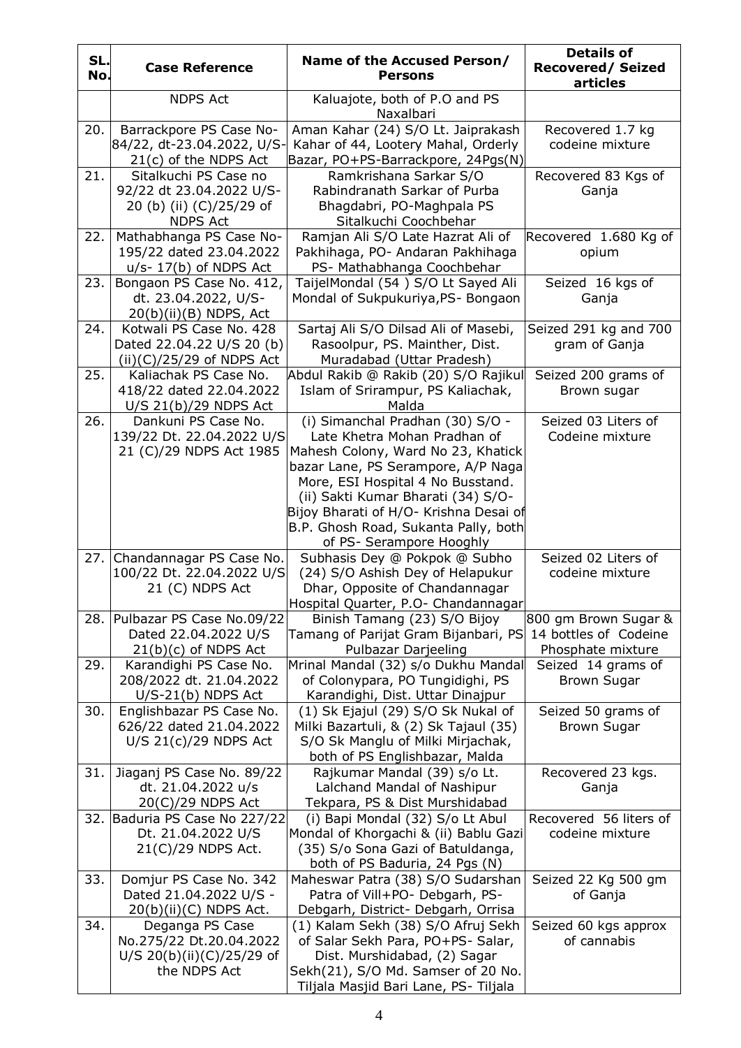| SL. No. | Case Reference | Name of the Accused Person/ Persons | Details of Recovered/ Seized articles |
|---|---|---|---|
| | NDPS Act | Kaluajote, both of P.O and PS Naxalbari | |
| 20. | Barrackpore PS Case No-84/22, dt-23.04.2022, U/S-21(c) of the NDPS Act | Aman Kahar (24) S/O Lt. Jaiprakash Kahar of 44, Lootery Mahal, Orderly Bazar, PO+PS-Barrackpore, 24Pgs(N) | Recovered 1.7 kg codeine mixture |
| 21. | Sitalkuchi PS Case no 92/22 dt 23.04.2022 U/S-20 (b) (ii) (C)/25/29 of NDPS Act | Ramkrishana Sarkar S/O Rabindranath Sarkar of Purba Bhagdabri, PO-Maghpala PS Sitalkuchi Coochbehar | Recovered 83 Kgs of Ganja |
| 22. | Mathabhanga PS Case No-195/22 dated 23.04.2022 u/s- 17(b) of NDPS Act | Ramjan Ali S/O Late Hazrat Ali of Pakhihaga, PO- Andaran Pakhihaga PS- Mathabhanga Coochbehar | Recovered 1.680 Kg of opium |
| 23. | Bongaon PS Case No. 412, dt. 23.04.2022, U/S-20(b)(ii)(B) NDPS, Act | TaijelMondal (54 ) S/O Lt Sayed Ali Mondal of Sukpukuriya,PS- Bongaon | Seized 16 kgs of Ganja |
| 24. | Kotwali PS Case No. 428 Dated 22.04.22 U/S 20 (b)(ii)(C)/25/29 of NDPS Act | Sartaj Ali S/O Dilsad Ali of Masebi, Rasoolpur, PS. Mainther, Dist. Muradabad (Uttar Pradesh) | Seized 291 kg and 700 gram of Ganja |
| 25. | Kaliachak PS Case No. 418/22 dated 22.04.2022 U/S 21(b)/29 NDPS Act | Abdul Rakib @ Rakib (20) S/O Rajikul Islam of Srirampur, PS Kaliachak, Malda | Seized 200 grams of Brown sugar |
| 26. | Dankuni PS Case No. 139/22 Dt. 22.04.2022 U/S 21 (C)/29 NDPS Act 1985 | (i) Simanchal Pradhan (30) S/O - Late Khetra Mohan Pradhan of Mahesh Colony, Ward No 23, Khatick bazar Lane, PS Serampore, A/P Naga More, ESI Hospital 4 No Busstand. (ii) Sakti Kumar Bharati (34) S/O- Bijoy Bharati of H/O- Krishna Desai of B.P. Ghosh Road, Sukanta Pally, both of PS- Serampore Hooghly | Seized 03 Liters of Codeine mixture |
| 27. | Chandannagar PS Case No. 100/22 Dt. 22.04.2022 U/S 21 (C) NDPS Act | Subhasis Dey @ Pokpok @ Subho (24) S/O Ashish Dey of Helapukur Dhar, Opposite of Chandannagar Hospital Quarter, P.O- Chandannagar | Seized 02 Liters of codeine mixture |
| 28. | Pulbazar PS Case No.09/22 Dated 22.04.2022 U/S 21(b)(c) of NDPS Act | Binish Tamang (23) S/O Bijoy Tamang of Parijat Gram Bijanbari, PS Pulbazar Darjeeling | 800 gm Brown Sugar & 14 bottles of Codeine Phosphate mixture |
| 29. | Karandighi PS Case No. 208/2022 dt. 21.04.2022 U/S-21(b) NDPS Act | Mrinal Mandal (32) s/o Dukhu Mandal of Colonypara, PO Tungidighi, PS Karandighi, Dist. Uttar Dinajpur | Seized 14 grams of Brown Sugar |
| 30. | Englishbazar PS Case No. 626/22 dated 21.04.2022 U/S 21(c)/29 NDPS Act | (1) Sk Ejajul (29) S/O Sk Nukal of Milki Bazartuli, & (2) Sk Tajaul (35) S/O Sk Manglu of Milki Mirjachak, both of PS Englishbazar, Malda | Seized 50 grams of Brown Sugar |
| 31. | Jiaganj PS Case No. 89/22 dt. 21.04.2022 u/s 20(C)/29 NDPS Act | Rajkumar Mandal (39) s/o Lt. Lalchand Mandal of Nashipur Tekpara, PS & Dist Murshidabad | Recovered 23 kgs. Ganja |
| 32. | Baduria PS Case No 227/22 Dt. 21.04.2022 U/S 21(C)/29 NDPS Act. | (i) Bapi Mondal (32) S/o Lt Abul Mondal of Khorgachi & (ii) Bablu Gazi (35) S/o Sona Gazi of Batuldanga, both of PS Baduria, 24 Pgs (N) | Recovered 56 liters of codeine mixture |
| 33. | Domjur PS Case No. 342 Dated 21.04.2022 U/S - 20(b)(ii)(C) NDPS Act. | Maheswar Patra (38) S/O Sudarshan Patra of Vill+PO- Debgarh, PS- Debgarh, District- Debgarh, Orrisa | Seized 22 Kg 500 gm of Ganja |
| 34. | Deganga PS Case No.275/22 Dt.20.04.2022 U/S 20(b)(ii)(C)/25/29 of the NDPS Act | (1) Kalam Sekh (38) S/O Afruj Sekh of Salar Sekh Para, PO+PS- Salar, Dist. Murshidabad, (2) Sagar Sekh(21), S/O Md. Samser of 20 No. Tiljala Masjid Bari Lane, PS- Tiljala | Seized 60 kgs approx of cannabis |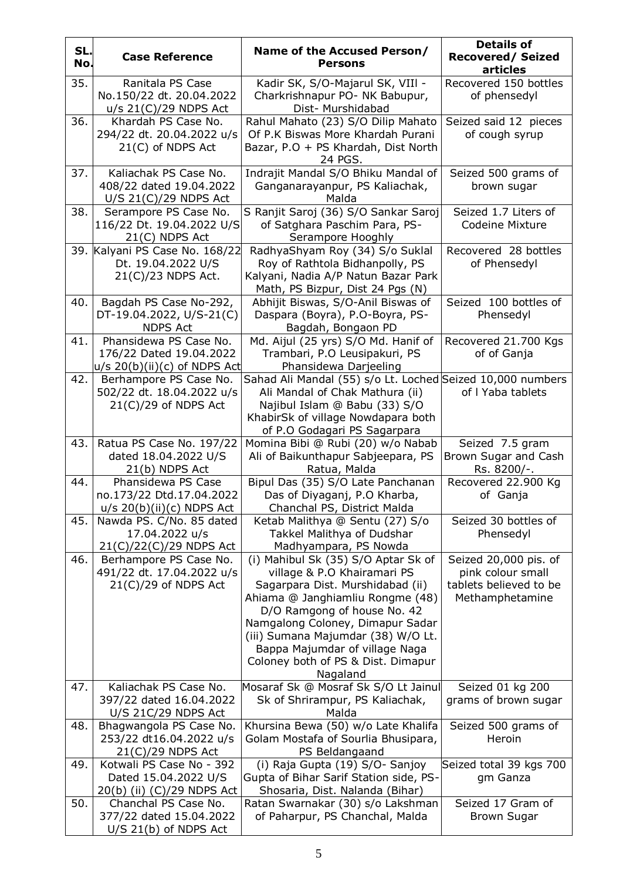| SL. No. | Case Reference | Name of the Accused Person/ Persons | Details of Recovered/ Seized articles |
|---|---|---|---|
| 35. | Ranitala PS Case No.150/22 dt. 20.04.2022 u/s 21(C)/29 NDPS Act | Kadir SK, S/O-Majarul SK, VIIl - Charkrishnapur PO- NK Babupur, Dist- Murshidabad | Recovered 150 bottles of phensedyl |
| 36. | Khardah PS Case No. 294/22 dt. 20.04.2022 u/s 21(C) of NDPS Act | Rahul Mahato (23) S/O Dilip Mahato Of P.K Biswas More Khardah Purani Bazar, P.O + PS Khardah, Dist North 24 PGS. | Seized said 12 pieces of cough syrup |
| 37. | Kaliachak PS Case No. 408/22 dated 19.04.2022 U/S 21(C)/29 NDPS Act | Indrajit Mandal S/O Bhiku Mandal of Ganganarayanpur, PS Kaliachak, Malda | Seized 500 grams of brown sugar |
| 38. | Serampore PS Case No. 116/22 Dt. 19.04.2022 U/S 21(C) NDPS Act | S Ranjit Saroj (36) S/O Sankar Saroj of Satghara Paschim Para, PS- Serampore Hooghly | Seized 1.7 Liters of Codeine Mixture |
| 39. | Kalyani PS Case No. 168/22 Dt. 19.04.2022 U/S 21(C)/23 NDPS Act. | RadhyaShyam Roy (34) S/o Suklal Roy of Rathtola Bidhanpolly, PS Kalyani, Nadia A/P Natun Bazar Park Math, PS Bizpur, Dist 24 Pgs (N) | Recovered 28 bottles of Phensedyl |
| 40. | Bagdah PS Case No-292, DT-19.04.2022, U/S-21(C) NDPS Act | Abhijit Biswas, S/O-Anil Biswas of Daspara (Boyra), P.O-Boyra, PS- Bagdah, Bongaon PD | Seized 100 bottles of Phensedyl |
| 41. | Phansidewa PS Case No. 176/22 Dated 19.04.2022 u/s 20(b)(ii)(c) of NDPS Act | Md. Aijul (25 yrs) S/O Md. Hanif of Trambari, P.O Leusipakuri, PS Phansidewa Darjeeling | Recovered 21.700 Kgs of of Ganja |
| 42. | Berhampore PS Case No. 502/22 dt. 18.04.2022 u/s 21(C)/29 of NDPS Act | Sahad Ali Mandal (55) s/o Lt. Loched Ali Mandal of Chak Mathura (ii) Najibul Islam @ Babu (33) S/O KhabirSk of village Nowdapara both of P.O Godagari PS Sagarpara | Seized 10,000 numbers of l Yaba tablets |
| 43. | Ratua PS Case No. 197/22 dated 18.04.2022 U/S 21(b) NDPS Act | Momina Bibi @ Rubi (20) w/o Nabab Ali of Baikunthapur Sabjeepara, PS Ratua, Malda | Seized 7.5 gram Brown Sugar and Cash Rs. 8200/-. |
| 44. | Phansidewa PS Case no.173/22 Dtd.17.04.2022 u/s 20(b)(ii)(c) NDPS Act | Bipul Das (35) S/O Late Panchanan Das of Diyaganj, P.O Kharba, Chanchal PS, District Malda | Recovered 22.900 Kg of Ganja |
| 45. | Nawda PS. C/No. 85 dated 17.04.2022 u/s 21(C)/22(C)/29 NDPS Act | Ketab Malithya @ Sentu (27) S/o Takkel Malithya of Dudshar Madhyampara, PS Nowda | Seized 30 bottles of Phensedyl |
| 46. | Berhampore PS Case No. 491/22 dt. 17.04.2022 u/s 21(C)/29 of NDPS Act | (i) Mahibul Sk (35) S/O Aptar Sk of village & P.O Khairamari PS Sagarpara Dist. Murshidabad (ii) Ahiama @ Janghiamliu Rongme (48) D/O Ramgong of house No. 42 Namgalong Coloney, Dimapur Sadar (iii) Sumana Majumdar (38) W/O Lt. Bappa Majumdar of village Naga Coloney both of PS & Dist. Dimapur Nagaland | Seized 20,000 pis. of pink colour small tablets believed to be Methamphetamine |
| 47. | Kaliachak PS Case No. 397/22 dated 16.04.2022 U/S 21C/29 NDPS Act | Mosaraf Sk @ Mosraf Sk S/O Lt Jainul Sk of Shrirampur, PS Kaliachak, Malda | Seized 01 kg 200 grams of brown sugar |
| 48. | Bhagwangola PS Case No. 253/22 dt16.04.2022 u/s 21(C)/29 NDPS Act | Khursina Bewa (50) w/o Late Khalifa Golam Mostafa of Sourlia Bhusipara, PS Beldangaand | Seized 500 grams of Heroin |
| 49. | Kotwali PS Case No - 392 Dated 15.04.2022 U/S 20(b) (ii) (C)/29 NDPS Act | (i) Raja Gupta (19) S/O- Sanjoy Gupta of Bihar Sarif Station side, PS- Shosaria, Dist. Nalanda (Bihar) | Seized total 39 kgs 700 gm Ganza |
| 50. | Chanchal PS Case No. 377/22 dated 15.04.2022 U/S 21(b) of NDPS Act | Ratan Swarnakar (30) s/o Lakshman of Paharpur, PS Chanchal, Malda | Seized 17 Gram of Brown Sugar |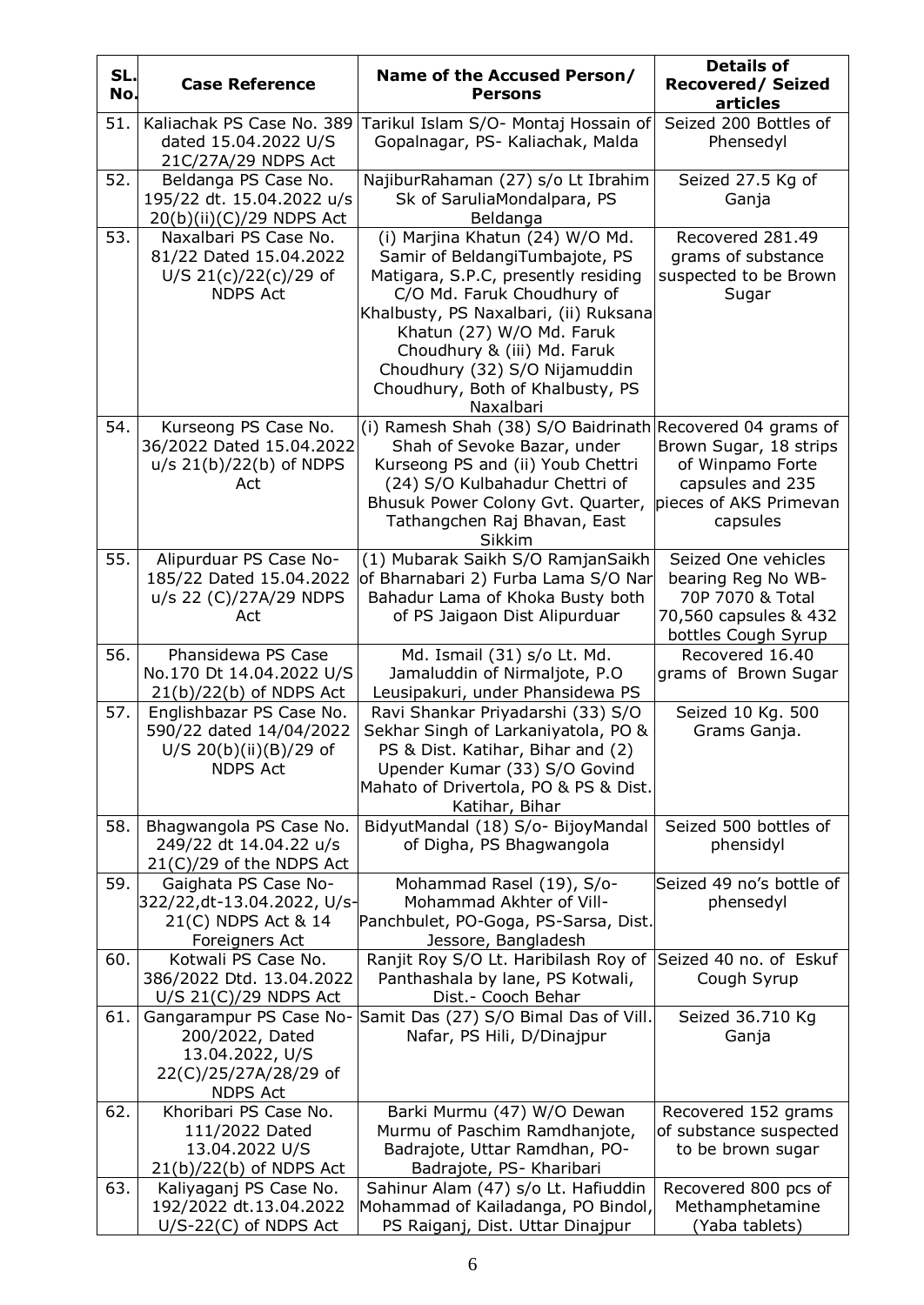| SL. No. | Case Reference | Name of the Accused Person/ Persons | Details of Recovered/ Seized articles |
|---|---|---|---|
| 51. | Kaliachak PS Case No. 389 dated 15.04.2022 U/S 21C/27A/29 NDPS Act | Tarikul Islam S/O- Montaj Hossain of Gopalnagar, PS- Kaliachak, Malda | Seized 200 Bottles of Phensedyl |
| 52. | Beldanga PS Case No. 195/22 dt. 15.04.2022 u/s 20(b)(ii)(C)/29 NDPS Act | NajiburRahaman (27) s/o Lt Ibrahim Sk of SaruliaMondalpara, PS Beldanga | Seized 27.5 Kg of Ganja |
| 53. | Naxalbari PS Case No. 81/22 Dated 15.04.2022 U/S 21(c)/22(c)/29 of NDPS Act | (i) Marjina Khatun (24) W/O Md. Samir of BeldangiTumbajote, PS Matigara, S.P.C, presently residing C/O Md. Faruk Choudhury of Khalbusty, PS Naxalbari, (ii) Ruksana Khatun (27) W/O Md. Faruk Choudhury & (iii) Md. Faruk Choudhury (32) S/O Nijamuddin Choudhury, Both of Khalbusty, PS Naxalbari | Recovered 281.49 grams of substance suspected to be Brown Sugar |
| 54. | Kurseong PS Case No. 36/2022 Dated 15.04.2022 u/s 21(b)/22(b) of NDPS Act | (i) Ramesh Shah (38) S/O Baidrinath Shah of Sevoke Bazar, under Kurseong PS and (ii) Youb Chettri (24) S/O Kulbahadur Chettri of Bhusuk Power Colony Gvt. Quarter, Tathangchen Raj Bhavan, East Sikkim | Recovered 04 grams of Brown Sugar, 18 strips of Winpamo Forte capsules and 235 pieces of AKS Primevan capsules |
| 55. | Alipurduar PS Case No-185/22 Dated 15.04.2022 u/s 22 (C)/27A/29 NDPS Act | (1) Mubarak Saikh S/O RamjanSaikh of Bharnabari 2) Furba Lama S/O Nar Bahadur Lama of Khoka Busty both of PS Jaigaon Dist Alipurduar | Seized One vehicles bearing Reg No WB-70P 7070 & Total 70,560 capsules & 432 bottles Cough Syrup |
| 56. | Phansidewa PS Case No.170 Dt 14.04.2022 U/S 21(b)/22(b) of NDPS Act | Md. Ismail (31) s/o Lt. Md. Jamaluddin of Nirmaljote, P.O Leusipakuri, under Phansidewa PS | Recovered 16.40 grams of Brown Sugar |
| 57. | Englishbazar PS Case No. 590/22 dated 14/04/2022 U/S 20(b)(ii)(B)/29 of NDPS Act | Ravi Shankar Priyadarshi (33) S/O Sekhar Singh of Larkaniyatola, PO & PS & Dist. Katihar, Bihar and (2) Upender Kumar (33) S/O Govind Mahato of Drivertola, PO & PS & Dist. Katihar, Bihar | Seized 10 Kg. 500 Grams Ganja. |
| 58. | Bhagwangola PS Case No. 249/22 dt 14.04.22 u/s 21(C)/29 of the NDPS Act | BidyutMandal (18) S/o- BijoyMandal of Digha, PS Bhagwangola | Seized 500 bottles of phensidyl |
| 59. | Gaighata PS Case No-322/22,dt-13.04.2022, U/s-21(C) NDPS Act & 14 Foreigners Act | Mohammad Rasel (19), S/o-Mohammad Akhter of Vill-Panchbulet, PO-Goga, PS-Sarsa, Dist. Jessore, Bangladesh | Seized 49 no's bottle of phensedyl |
| 60. | Kotwali PS Case No. 386/2022 Dtd. 13.04.2022 U/S 21(C)/29 NDPS Act | Ranjit Roy S/O Lt. Haribilash Roy of Panthashala by lane, PS Kotwali, Dist.- Cooch Behar | Seized 40 no. of Eskuf Cough Syrup |
| 61. | Gangarampur PS Case No-200/2022, Dated 13.04.2022, U/S 22(C)/25/27A/28/29 of NDPS Act | Samit Das (27) S/O Bimal Das of Vill. Nafar, PS Hili, D/Dinajpur | Seized 36.710 Kg Ganja |
| 62. | Khoribari PS Case No. 111/2022 Dated 13.04.2022 U/S 21(b)/22(b) of NDPS Act | Barki Murmu (47) W/O Dewan Murmu of Paschim Ramdhanjote, Badrajote, Uttar Ramdhan, PO-Badrajote, PS- Kharibari | Recovered 152 grams of substance suspected to be brown sugar |
| 63. | Kaliyaganj PS Case No. 192/2022 dt.13.04.2022 U/S-22(C) of NDPS Act | Sahinur Alam (47) s/o Lt. Hafiuddin Mohammad of Kailadanga, PO Bindol, PS Raiganj, Dist. Uttar Dinajpur | Recovered 800 pcs of Methamphetamine (Yaba tablets) |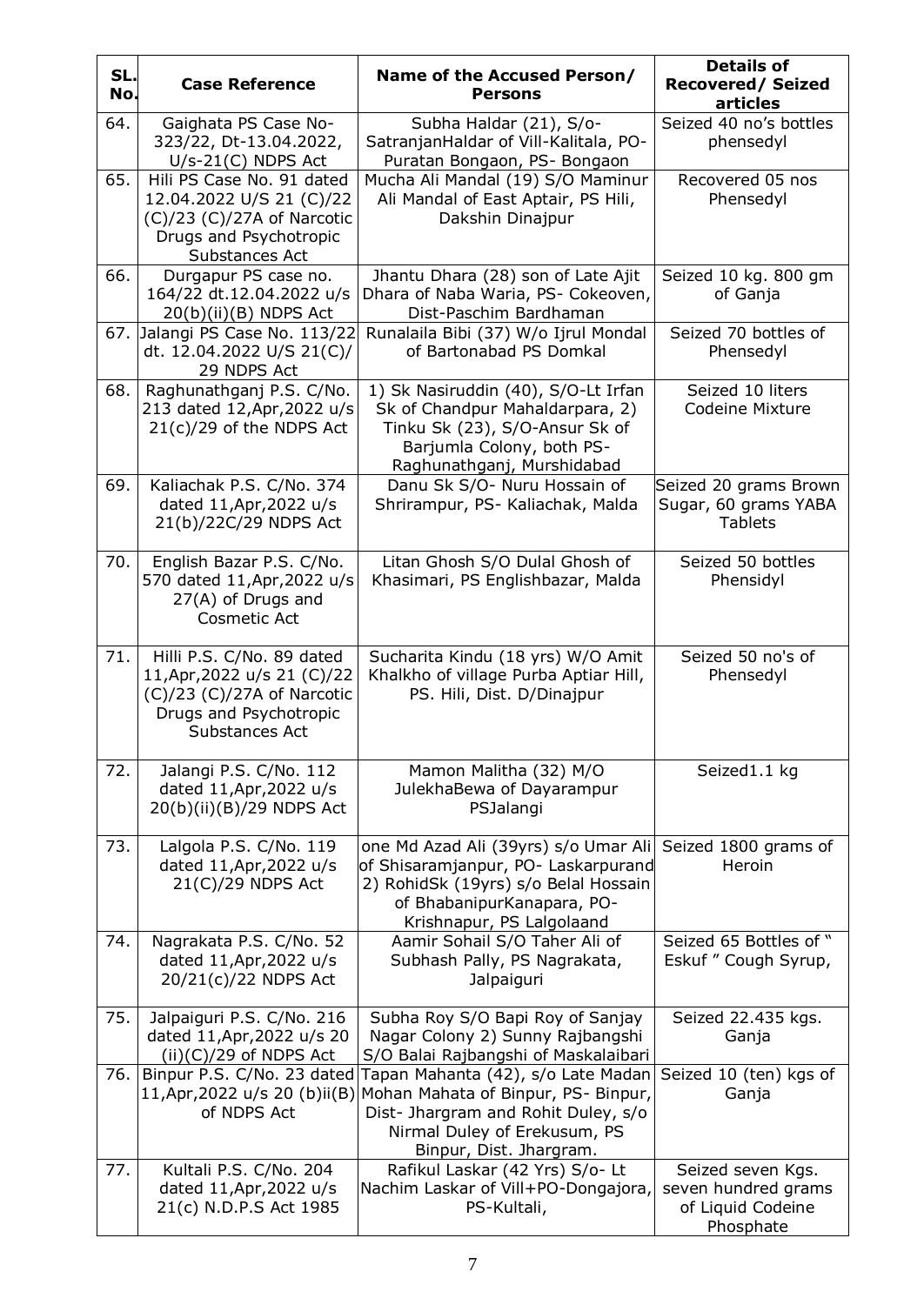| SL. No. | Case Reference | Name of the Accused Person/ Persons | Details of Recovered/ Seized articles |
|---|---|---|---|
| 64. | Gaighata PS Case No-323/22, Dt-13.04.2022, U/s-21(C) NDPS Act | Subha Haldar (21), S/o-SatranjanHaldar of Vill-Kalitala, PO-Puratan Bongaon, PS- Bongaon | Seized 40 no's bottles phensedyl |
| 65. | Hili PS Case No. 91 dated 12.04.2022 U/S 21 (C)/22 (C)/23 (C)/27A of Narcotic Drugs and Psychotropic Substances Act | Mucha Ali Mandal (19) S/O Maminur Ali Mandal of East Aptair, PS Hili, Dakshin Dinajpur | Recovered 05 nos Phensedyl |
| 66. | Durgapur PS case no. 164/22 dt.12.04.2022 u/s 20(b)(ii)(B) NDPS Act | Jhantu Dhara (28) son of Late Ajit Dhara of Naba Waria, PS- Cokeoven, Dist-Paschim Bardhaman | Seized 10 kg. 800 gm of Ganja |
| 67. | Jalangi PS Case No. 113/22 dt. 12.04.2022 U/S 21(C)/ 29 NDPS Act | Runalaila Bibi (37) W/o Ijrul Mondal of Bartonabad PS Domkal | Seized 70 bottles of Phensedyl |
| 68. | Raghunathganj P.S. C/No. 213 dated 12,Apr,2022 u/s 21(c)/29 of the NDPS Act | 1) Sk Nasiruddin (40), S/O-Lt Irfan Sk of Chandpur Mahaldarpara, 2) Tinku Sk (23), S/O-Ansur Sk of Barjumla Colony, both PS-Raghunathganj, Murshidabad | Seized 10 liters Codeine Mixture |
| 69. | Kaliachak P.S. C/No. 374 dated 11,Apr,2022 u/s 21(b)/22C/29 NDPS Act | Danu Sk S/O- Nuru Hossain of Shrirampur, PS- Kaliachak, Malda | Seized 20 grams Brown Sugar, 60 grams YABA Tablets |
| 70. | English Bazar P.S. C/No. 570 dated 11,Apr,2022 u/s 27(A) of Drugs and Cosmetic Act | Litan Ghosh S/O Dulal Ghosh of Khasimari, PS Englishbazar, Malda | Seized 50 bottles Phensidyl |
| 71. | Hilli P.S. C/No. 89 dated 11,Apr,2022 u/s 21 (C)/22 (C)/23 (C)/27A of Narcotic Drugs and Psychotropic Substances Act | Sucharita Kindu (18 yrs) W/O Amit Khalkho of village Purba Aptiar Hill, PS. Hili, Dist. D/Dinajpur | Seized 50 no's of Phensedyl |
| 72. | Jalangi P.S. C/No. 112 dated 11,Apr,2022 u/s 20(b)(ii)(B)/29 NDPS Act | Mamon Malitha (32) M/O JulekhaBewa of Dayarampur PSJalangi | Seized1.1 kg |
| 73. | Lalgola P.S. C/No. 119 dated 11,Apr,2022 u/s 21(C)/29 NDPS Act | one Md Azad Ali (39yrs) s/o Umar Ali of Shisaramjanpur, PO- Laskarpurand 2) RohidSk (19yrs) s/o Belal Hossain of BhabanipurKanapara, PO-Krishnapur, PS Lalgolaand | Seized 1800 grams of Heroin |
| 74. | Nagrakata P.S. C/No. 52 dated 11,Apr,2022 u/s 20/21(c)/22 NDPS Act | Aamir Sohail S/O Taher Ali of Subhash Pally, PS Nagrakata, Jalpaiguri | Seized 65 Bottles of " Eskuf " Cough Syrup, |
| 75. | Jalpaiguri P.S. C/No. 216 dated 11,Apr,2022 u/s 20 (ii)(C)/29 of NDPS Act | Subha Roy S/O Bapi Roy of Sanjay Nagar Colony 2) Sunny Rajbangshi S/O Balai Rajbangshi of Maskalaibari | Seized 22.435 kgs. Ganja |
| 76. | Binpur P.S. C/No. 23 dated 11,Apr,2022 u/s 20 (b)ii(B) of NDPS Act | Tapan Mahanta (42), s/o Late Madan Mohan Mahata of Binpur, PS- Binpur, Dist- Jhargram and Rohit Duley, s/o Nirmal Duley of Erekusum, PS Binpur, Dist. Jhargram. | Seized 10 (ten) kgs of Ganja |
| 77. | Kultali P.S. C/No. 204 dated 11,Apr,2022 u/s 21(c) N.D.P.S Act 1985 | Rafikul Laskar (42 Yrs) S/o- Lt Nachim Laskar of Vill+PO-Dongajora, PS-Kultali, | Seized seven Kgs. seven hundred grams of Liquid Codeine Phosphate |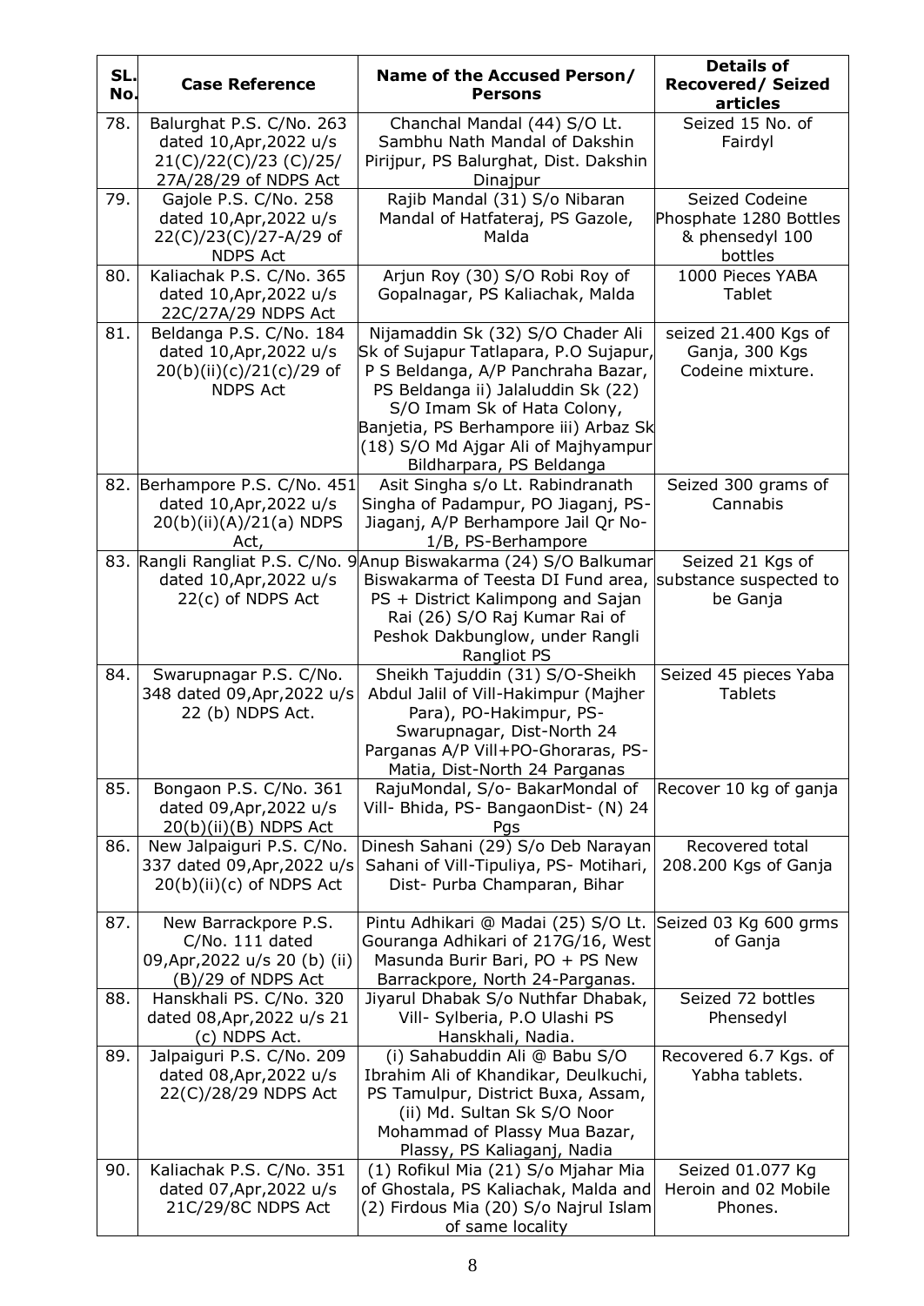| SL. No. | Case Reference | Name of the Accused Person/ Persons | Details of Recovered/ Seized articles |
|---|---|---|---|
| 78. | Balurghat P.S. C/No. 263 dated 10,Apr,2022 u/s 21(C)/22(C)/23 (C)/25/ 27A/28/29 of NDPS Act | Chanchal Mandal (44) S/O Lt. Sambhu Nath Mandal of Dakshin Pirijpur, PS Balurghat, Dist. Dakshin Dinajpur | Seized 15 No. of Fairdyl |
| 79. | Gajole P.S. C/No. 258 dated 10,Apr,2022 u/s 22(C)/23(C)/27-A/29 of NDPS Act | Rajib Mandal (31) S/o Nibaran Mandal of Hatfateraj, PS Gazole, Malda | Seized Codeine Phosphate 1280 Bottles & phensedyl 100 bottles |
| 80. | Kaliachak P.S. C/No. 365 dated 10,Apr,2022 u/s 22C/27A/29 NDPS Act | Arjun Roy (30) S/O Robi Roy of Gopalnagar, PS Kaliachak, Malda | 1000 Pieces YABA Tablet |
| 81. | Beldanga P.S. C/No. 184 dated 10,Apr,2022 u/s 20(b)(ii)(c)/21(c)/29 of NDPS Act | Nijamaddin Sk (32) S/O Chader Ali Sk of Sujapur Tatlapara, P.O Sujapur, P S Beldanga, A/P Panchraha Bazar, PS Beldanga ii) Jalaluddin Sk (22) S/O Imam Sk of Hata Colony, Banjetia, PS Berhampore iii) Arbaz Sk (18) S/O Md Ajgar Ali of Majhyampur Bildharpara, PS Beldanga | seized 21.400 Kgs of Ganja, 300 Kgs Codeine mixture. |
| 82. | Berhampore P.S. C/No. 451 dated 10,Apr,2022 u/s 20(b)(ii)(A)/21(a) NDPS Act, | Asit Singha s/o Lt. Rabindranath Singha of Padampur, PO Jiaganj, PS-Jiaganj, A/P Berhampore Jail Qr No-1/B, PS-Berhampore | Seized 300 grams of Cannabis |
| 83. | Rangli Rangliat P.S. C/No. 9 dated 10,Apr,2022 u/s 22(c) of NDPS Act | Anup Biswakarma (24) S/O Balkumar Biswakarma of Teesta DI Fund area, PS + District Kalimpong and Sajan Rai (26) S/O Raj Kumar Rai of Peshok Dakbunglow, under Rangli Rangliot PS | Seized 21 Kgs of substance suspected to be Ganja |
| 84. | Swarupnagar P.S. C/No. 348 dated 09,Apr,2022 u/s 22 (b) NDPS Act. | Sheikh Tajuddin (31) S/O-Sheikh Abdul Jalil of Vill-Hakimpur (Majher Para), PO-Hakimpur, PS-Swarupnagar, Dist-North 24 Parganas A/P Vill+PO-Ghoraras, PS-Matia, Dist-North 24 Parganas | Seized 45 pieces Yaba Tablets |
| 85. | Bongaon P.S. C/No. 361 dated 09,Apr,2022 u/s 20(b)(ii)(B) NDPS Act | RajuMondal, S/o- BakarMondal of Vill- Bhida, PS- BangaonDist- (N) 24 Pgs | Recover 10 kg of ganja |
| 86. | New Jalpaiguri P.S. C/No. 337 dated 09,Apr,2022 u/s 20(b)(ii)(c) of NDPS Act | Dinesh Sahani (29) S/o Deb Narayan Sahani of Vill-Tipuliya, PS- Motihari, Dist- Purba Champaran, Bihar | Recovered total 208.200 Kgs of Ganja |
| 87. | New Barrackpore P.S. C/No. 111 dated 09,Apr,2022 u/s 20 (b) (ii) (B)/29 of NDPS Act | Pintu Adhikari @ Madai (25) S/O Lt. Gouranga Adhikari of 217G/16, West Masunda Burir Bari, PO + PS New Barrackpore, North 24-Parganas. | Seized 03 Kg 600 grms of Ganja |
| 88. | Hanskhali PS. C/No. 320 dated 08,Apr,2022 u/s 21 (c) NDPS Act. | Jiyarul Dhabak S/o Nuthfar Dhabak, Vill- Sylberia, P.O Ulashi PS Hanskhali, Nadia. | Seized 72 bottles Phensedyl |
| 89. | Jalpaiguri P.S. C/No. 209 dated 08,Apr,2022 u/s 22(C)/28/29 NDPS Act | (i) Sahabuddin Ali @ Babu S/O Ibrahim Ali of Khandikar, Deulkuchi, PS Tamulpur, District Buxa, Assam, (ii) Md. Sultan Sk S/O Noor Mohammad of Plassy Mua Bazar, Plassy, PS Kaliaganj, Nadia | Recovered 6.7 Kgs. of Yabha tablets. |
| 90. | Kaliachak P.S. C/No. 351 dated 07,Apr,2022 u/s 21C/29/8C NDPS Act | (1) Rofikul Mia (21) S/o Mjahar Mia of Ghostala, PS Kaliachak, Malda and (2) Firdous Mia (20) S/o Najrul Islam of same locality | Seized 01.077 Kg Heroin and 02 Mobile Phones. |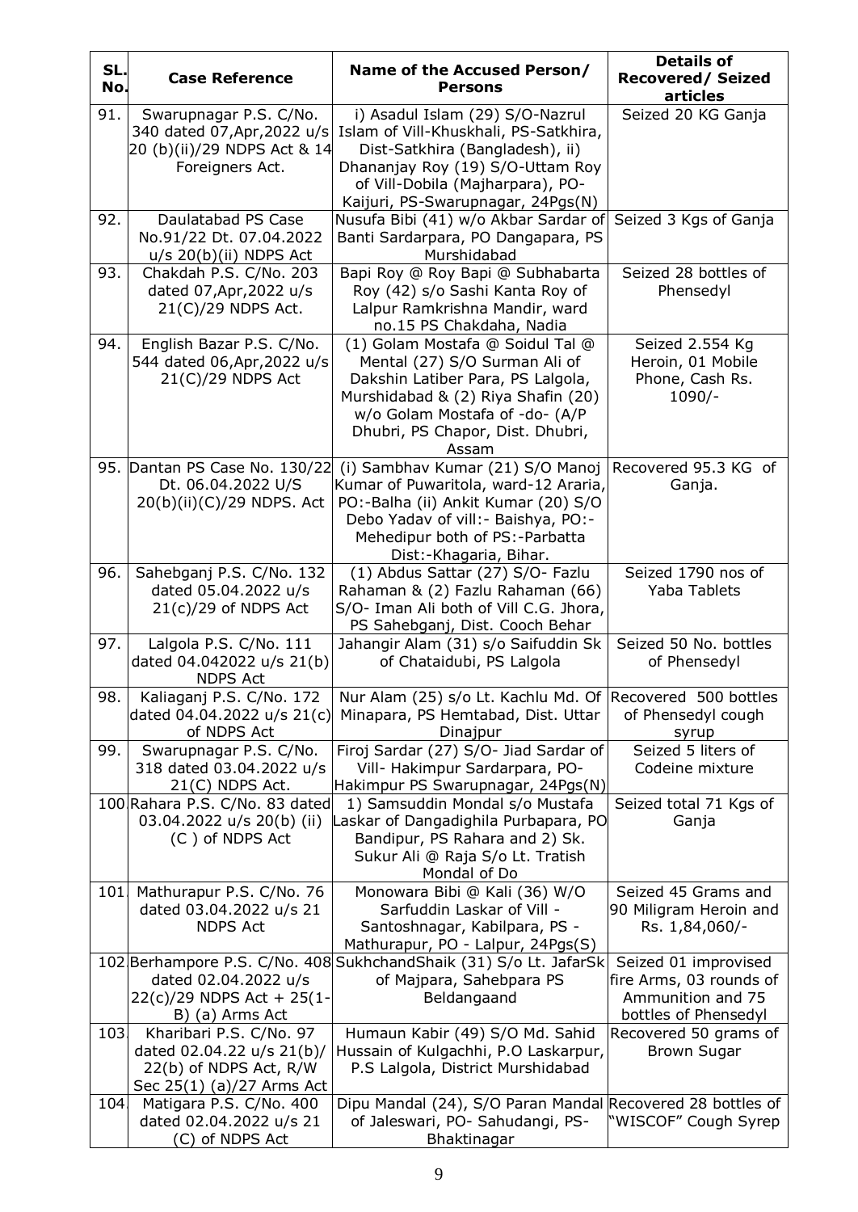| SL. No. | Case Reference | Name of the Accused Person/ Persons | Details of Recovered/ Seized articles |
|---|---|---|---|
| 91. | Swarupnagar P.S. C/No. 340 dated 07,Apr,2022 u/s 20 (b)(ii)/29 NDPS Act & 14 Foreigners Act. | i) Asadul Islam (29) S/O-Nazrul Islam of Vill-Khuskhali, PS-Satkhira, Dist-Satkhira (Bangladesh), ii) Dhananjay Roy (19) S/O-Uttam Roy of Vill-Dobila (Majharpara), PO-Kaijuri, PS-Swarupnagar, 24Pgs(N) | Seized 20 KG Ganja |
| 92. | Daulatabad PS Case No.91/22 Dt. 07.04.2022 u/s 20(b)(ii) NDPS Act | Nusufa Bibi (41) w/o Akbar Sardar of Banti Sardarpara, PO Dangapara, PS Murshidabad | Seized 3 Kgs of Ganja |
| 93. | Chakdah P.S. C/No. 203 dated 07,Apr,2022 u/s 21(C)/29 NDPS Act. | Bapi Roy @ Roy Bapi @ Subhabarta Roy (42) s/o Sashi Kanta Roy of Lalpur Ramkrishna Mandir, ward no.15 PS Chakdaha, Nadia | Seized 28 bottles of Phensedyl |
| 94. | English Bazar P.S. C/No. 544 dated 06,Apr,2022 u/s 21(C)/29 NDPS Act | (1) Golam Mostafa @ Soidul Tal @ Mental (27) S/O Surman Ali of Dakshin Latiber Para, PS Lalgola, Murshidabad & (2) Riya Shafin (20) w/o Golam Mostafa of -do- (A/P Dhubri, PS Chapor, Dist. Dhubri, Assam | Seized 2.554 Kg Heroin, 01 Mobile Phone, Cash Rs. 1090/- |
| 95. | Dantan PS Case No. 130/22 Dt. 06.04.2022 U/S 20(b)(ii)(C)/29 NDPS. Act | (i) Sambhav Kumar (21) S/O Manoj Kumar of Puwaritola, ward-12 Araria, PO:-Balha (ii) Ankit Kumar (20) S/O Debo Yadav of vill:- Baishya, PO:- Mehedipur both of PS:-Parbatta Dist:-Khagaria, Bihar. | Recovered 95.3 KG of Ganja. |
| 96. | Sahebganj P.S. C/No. 132 dated 05.04.2022 u/s 21(c)/29 of NDPS Act | (1) Abdus Sattar (27) S/O- Fazlu Rahaman & (2) Fazlu Rahaman (66) S/O- Iman Ali both of Vill C.G. Jhora, PS Sahebganj, Dist. Cooch Behar | Seized 1790 nos of Yaba Tablets |
| 97. | Lalgola P.S. C/No. 111 dated 04.042022 u/s 21(b) NDPS Act | Jahangir Alam (31) s/o Saifuddin Sk of Chataidubi, PS Lalgola | Seized 50 No. bottles of Phensedyl |
| 98. | Kaliaganj P.S. C/No. 172 dated 04.04.2022 u/s 21(c) of NDPS Act | Nur Alam (25) s/o Lt. Kachlu Md. Of Minapara, PS Hemtabad, Dist. Uttar Dinajpur | Recovered 500 bottles of Phensedyl cough syrup |
| 99. | Swarupnagar P.S. C/No. 318 dated 03.04.2022 u/s 21(C) NDPS Act. | Firoj Sardar (27) S/O- Jiad Sardar of Vill- Hakimpur Sardarpara, PO- Hakimpur PS Swarupnagar, 24Pgs(N) | Seized 5 liters of Codeine mixture |
| 100 | Rahara P.S. C/No. 83 dated 03.04.2022 u/s 20(b) (ii) (C ) of NDPS Act | 1) Samsuddin Mondal s/o Mustafa Laskar of Dangadighila Purbapara, PO Bandipur, PS Rahara and 2) Sk. Sukur Ali @ Raja S/o Lt. Tratish Mondal of Do | Seized total 71 Kgs of Ganja |
| 101 | Mathurapur P.S. C/No. 76 dated 03.04.2022 u/s 21 NDPS Act | Monowara Bibi @ Kali (36) W/O Sarfuddin Laskar of Vill - Santoshnagar, Kabilpara, PS - Mathurapur, PO - Lalpur, 24Pgs(S) | Seized 45 Grams and 90 Miligram Heroin and Rs. 1,84,060/- |
| 102 | Berhampore P.S. C/No. 408 dated 02.04.2022 u/s 22(c)/29 NDPS Act + 25(1-B) (a) Arms Act | SukhchandShaik (31) S/o Lt. JafarSk of Majpara, Sahebpara PS Beldangaand | Seized 01 improvised fire Arms, 03 rounds of Ammunition and 75 bottles of Phensedyl |
| 103 | Kharibari P.S. C/No. 97 dated 02.04.22 u/s 21(b)/ 22(b) of NDPS Act, R/W Sec 25(1) (a)/27 Arms Act | Humaun Kabir (49) S/O Md. Sahid Hussain of Kulgachhi, P.O Laskarpur, P.S Lalgola, District Murshidabad | Recovered 50 grams of Brown Sugar |
| 104 | Matigara P.S. C/No. 400 dated 02.04.2022 u/s 21 (C) of NDPS Act | Dipu Mandal (24), S/O Paran Mandal of Jaleswari, PO- Sahudangi, PS- Bhaktinagar | Recovered 28 bottles of "WISCOF" Cough Syrep |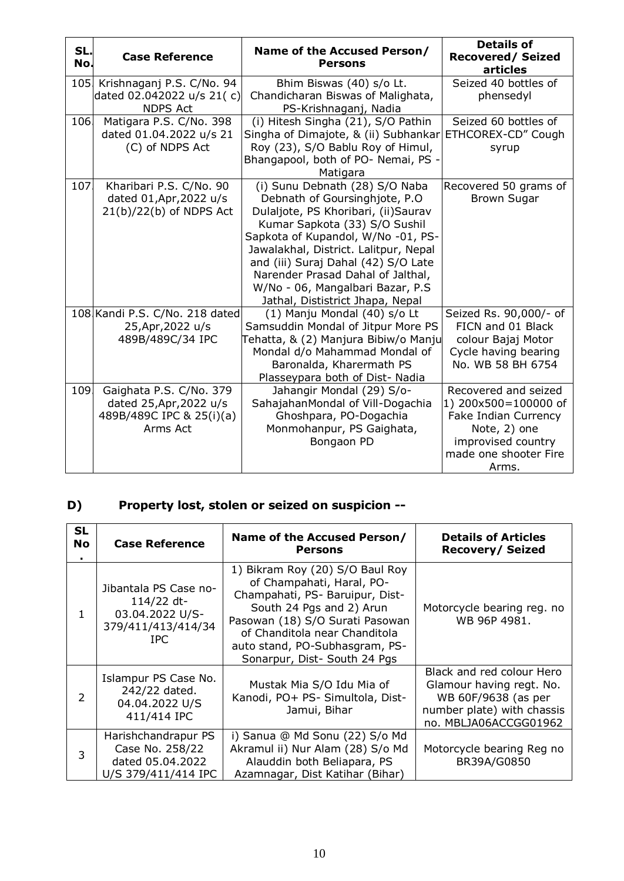| SL. No. | Case Reference | Name of the Accused Person/ Persons | Details of Recovered/ Seized articles |
|---|---|---|---|
| 105 | Krishnaganj P.S. C/No. 94 dated 02.042022 u/s 21( c) NDPS Act | Bhim Biswas (40) s/o Lt. Chandicharan Biswas of Malighata, PS-Krishnaganj, Nadia | Seized 40 bottles of phensedyl |
| 106 | Matigara P.S. C/No. 398 dated 01.04.2022 u/s 21 (C) of NDPS Act | (i) Hitesh Singha (21), S/O Pathin Singha of Dimajote, & (ii) Subhankar Roy (23), S/O Bablu Roy of Himul, Bhangapool, both of PO- Nemai, PS - Matigara | Seized 60 bottles of ETHCOREX-CD" Cough syrup |
| 107 | Kharibari P.S. C/No. 90 dated 01,Apr,2022 u/s 21(b)/22(b) of NDPS Act | (i) Sunu Debnath (28) S/O Naba Debnath of Goursinghjote, P.O Dulaljote, PS Khoribari, (ii)Saurav Kumar Sapkota (33) S/O Sushil Sapkota of Kupandol, W/No -01, PS-Jawalakhal, District. Lalitpur, Nepal and (iii) Suraj Dahal (42) S/O Late Narender Prasad Dahal of Jalthal, W/No - 06, Mangalbari Bazar, P.S Jathal, Dististrict Jhapa, Nepal | Recovered 50 grams of Brown Sugar |
| 108 | Kandi P.S. C/No. 218 dated 25,Apr,2022 u/s 489B/489C/34 IPC | (1) Manju Mondal (40) s/o Lt Samsuddin Mondal of Jitpur More PS Tehatta, & (2) Manjura Bibiw/o Manju Mondal d/o Mahammad Mondal of Baronalda, Kharermath PS Plasseypara both of Dist- Nadia | Seized Rs. 90,000/- of FICN and 01 Black colour Bajaj Motor Cycle having bearing No. WB 58 BH 6754 |
| 109 | Gaighata P.S. C/No. 379 dated 25,Apr,2022 u/s 489B/489C IPC & 25(i)(a) Arms Act | Jahangir Mondal (29) S/o-SahajahanMondal of Vill-Dogachia Ghoshpara, PO-Dogachia Monmohanpur, PS Gaighata, Bongaon PD | Recovered and seized 1) 200x500=100000 of Fake Indian Currency Note, 2) one improvised country made one shooter Fire Arms. |

## D) Property lost, stolen or seized on suspicion --

| SL No. | Case Reference | Name of the Accused Person/ Persons | Details of Articles Recovery/ Seized |
|---|---|---|---|
| 1 | Jibantala PS Case no- 114/22 dt- 03.04.2022 U/S- 379/411/413/414/34 IPC | 1) Bikram Roy (20) S/O Baul Roy of Champahati, Haral, PO-Champahati, PS- Baruipur, Dist- South 24 Pgs and 2) Arun Pasowan (18) S/O Surati Pasowan of Chanditola near Chanditola auto stand, PO-Subhasgram, PS-Sonarpur, Dist- South 24 Pgs | Motorcycle bearing reg. no WB 96P 4981. |
| 2 | Islampur PS Case No. 242/22 dated. 04.04.2022 U/S 411/414 IPC | Mustak Mia S/O Idu Mia of Kanodi, PO+ PS- Simultola, Dist- Jamui, Bihar | Black and red colour Hero Glamour having regt. No. WB 60F/9638 (as per number plate) with chassis no. MBLJA06ACCGG01962 |
| 3 | Harishchandrapur PS Case No. 258/22 dated 05.04.2022 U/S 379/411/414 IPC | i) Sanua @ Md Sonu (22) S/o Md Akramul ii) Nur Alam (28) S/o Md Alauddin both Beliapara, PS Azamnagar, Dist Katihar (Bihar) | Motorcycle bearing Reg no BR39A/G0850 |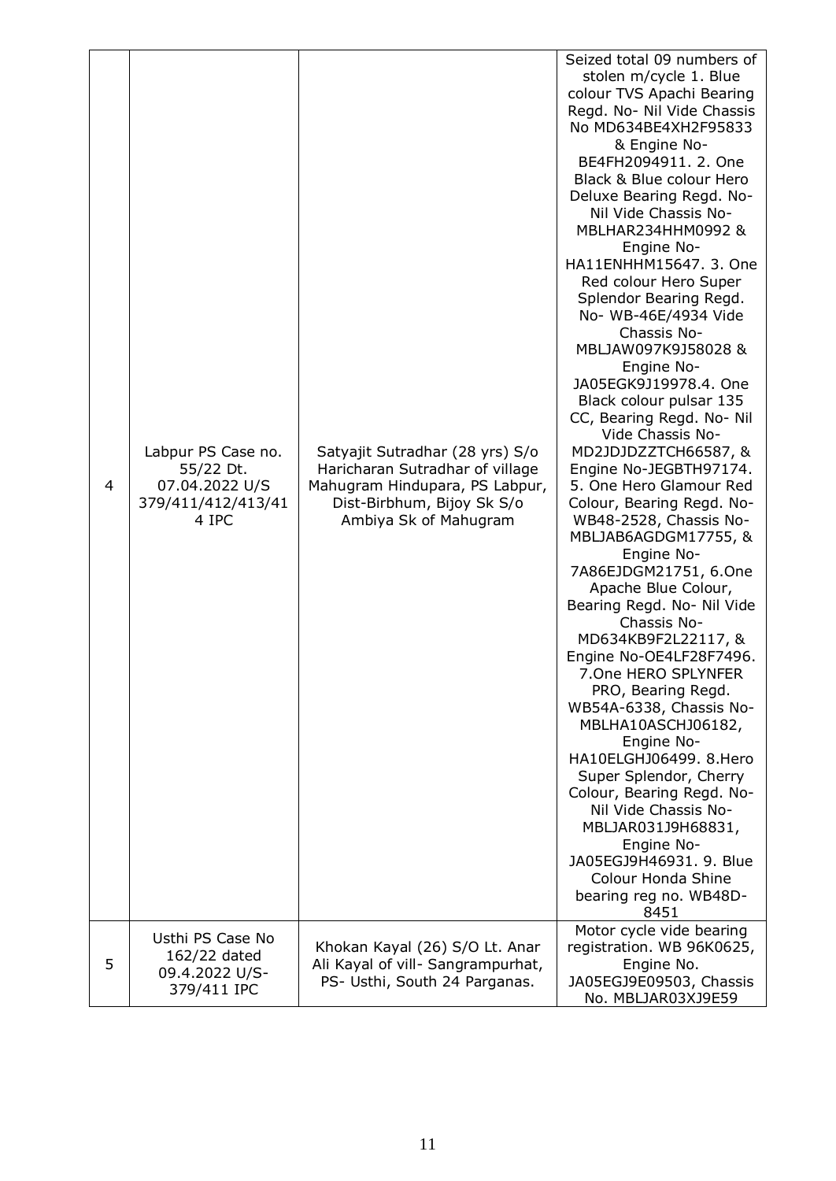| 4 | Labpur PS Case no. 55/22 Dt. 07.04.2022 U/S 379/411/412/413/414 IPC | Satyajit Sutradhar (28 yrs) S/o Haricharan Sutradhar of village Mahugram Hindupara, PS Labpur, Dist-Birbhum, Bijoy Sk S/o Ambiya Sk of Mahugram | Seized total 09 numbers of stolen m/cycle 1. Blue colour TVS Apachi Bearing Regd. No- Nil Vide Chassis No MD634BE4XH2F95833 & Engine No- BE4FH2094911. 2. One Black & Blue colour Hero Deluxe Bearing Regd. No- Nil Vide Chassis No- MBLHAR234HHM0992 & Engine No- HA11ENHHM15647. 3. One Red colour Hero Super Splendor Bearing Regd. No- WB-46E/4934 Vide Chassis No- MBLJAW097K9J58028 & Engine No- JA05EGK9J19978.4. One Black colour pulsar 135 CC, Bearing Regd. No- Nil Vide Chassis No- MD2JDJDZZTCH66587, & Engine No-JEGBTH97174. 5. One Hero Glamour Red Colour, Bearing Regd. No- WB48-2528, Chassis No- MBLJAB6AGDGM17755, & Engine No- 7A86EJDGM21751, 6.One Apache Blue Colour, Bearing Regd. No- Nil Vide Chassis No- MD634KB9F2L22117, & Engine No-OE4LF28F7496. 7.One HERO SPLYNFER PRO, Bearing Regd. WB54A-6338, Chassis No- MBLHA10ASCHJ06182, Engine No- HA10ELGHJ06499. 8.Hero Super Splendor, Cherry Colour, Bearing Regd. No- Nil Vide Chassis No- MBLJAR031J9H68831, Engine No- JA05EGJ9H46931. 9. Blue Colour Honda Shine bearing reg no. WB48D-8451 |
|---|---|---|---|
| 5 | Usthi PS Case No 162/22 dated 09.4.2022 U/S-379/411 IPC | Khokan Kayal (26) S/O Lt. Anar Ali Kayal of vill- Sangrampurhat, PS- Usthi, South 24 Parganas. | Motor cycle vide bearing registration. WB 96K0625, Engine No. JA05EGJ9E09503, Chassis No. MBLJAR03XJ9E59 |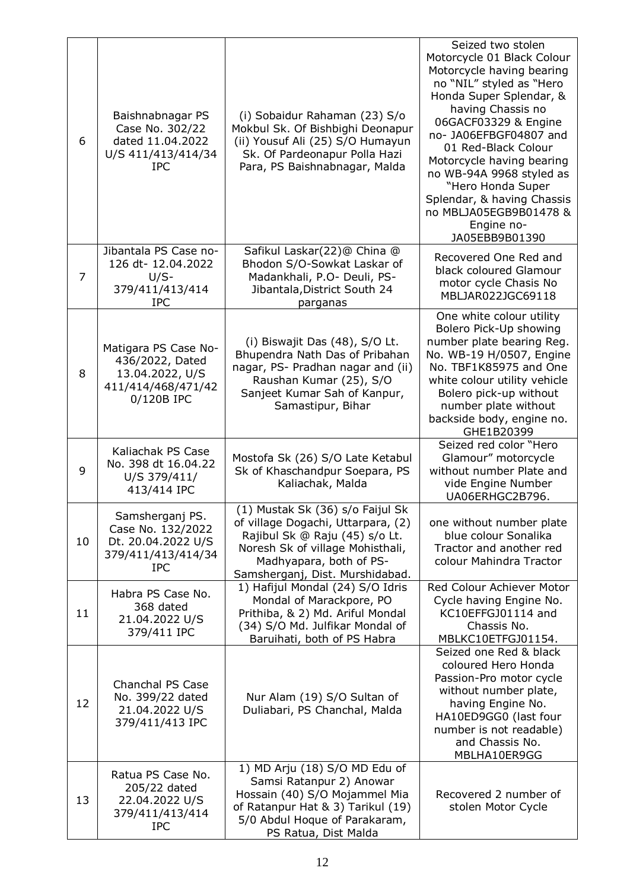| 6 | Baishnabnagar PS Case No. 302/22 dated 11.04.2022 U/S 411/413/414/34 IPC | (i) Sobaidur Rahaman (23) S/o Mokbul Sk. Of Bishbighi Deonapur (ii) Yousuf Ali (25) S/O Humayun Sk. Of Pardeonapur Polla Hazi Para, PS Baishnabnagar, Malda | Seized two stolen Motorcycle 01 Black Colour Motorcycle having bearing no "NIL" styled as "Hero Honda Super Splendar, & having Chassis no 06GACF03329 & Engine no- JA06EFBGF04807 and 01 Red-Black Colour Motorcycle having bearing no WB-94A 9968 styled as "Hero Honda Super Splendar, & having Chassis no MBLJA05EGB9B01478 & Engine no- JA05EBB9B01390 |
|---|---|---|---|
| 7 | Jibantala PS Case no- 126 dt- 12.04.2022 U/S- 379/411/413/414 IPC | Safikul Laskar(22)@ China @ Bhodon S/O-Sowkat Laskar of Madankhali, P.O- Deuli, PS- Jibantala,District South 24 parganas | Recovered One Red and black coloured Glamour motor cycle Chasis No MBLJAR022JGC69118 |
| 8 | Matigara PS Case No- 436/2022, Dated 13.04.2022, U/S 411/414/468/471/42 0/120B IPC | (i) Biswajit Das (48), S/O Lt. Bhupendra Nath Das of Pribahan nagar, PS- Pradhan nagar and (ii) Raushan Kumar (25), S/O Sanjeet Kumar Sah of Kanpur, Samastipur, Bihar | One white colour utility Bolero Pick-Up showing number plate bearing Reg. No. WB-19 H/0507, Engine No. TBF1K85975 and One white colour utility vehicle Bolero pick-up without number plate without backside body, engine no. GHE1B20399 |
| 9 | Kaliachak PS Case No. 398 dt 16.04.22 U/S 379/411/ 413/414 IPC | Mostofa Sk (26) S/O Late Ketabul Sk of Khaschandpur Soepara, PS Kaliachak, Malda | Seized red color "Hero Glamour" motorcycle without number Plate and vide Engine Number UA06ERHGC2B796. |
| 10 | Samsherganj PS. Case No. 132/2022 Dt. 20.04.2022 U/S 379/411/413/414/34 IPC | (1) Mustak Sk (36) s/o Faijul Sk of village Dogachi, Uttarpara, (2) Rajibul Sk @ Raju (45) s/o Lt. Noresh Sk of village Mohisthali, Madhyapara, both of PS- Samsherganj, Dist. Murshidabad. | one without number plate blue colour Sonalika Tractor and another red colour Mahindra Tractor |
| 11 | Habra PS Case No. 368 dated 21.04.2022 U/S 379/411 IPC | 1) Hafijul Mondal (24) S/O Idris Mondal of Marackpore, PO Prithiba, & 2) Md. Ariful Mondal (34) S/O Md. Julfikar Mondal of Baruihati, both of PS Habra | Red Colour Achiever Motor Cycle having Engine No. KC10EFFGJ01114 and Chassis No. MBLKC10ETFGJ01154. |
| 12 | Chanchal PS Case No. 399/22 dated 21.04.2022 U/S 379/411/413 IPC | Nur Alam (19) S/O Sultan of Duliabari, PS Chanchal, Malda | Seized one Red & black coloured Hero Honda Passion-Pro motor cycle without number plate, having Engine No. HA10ED9GG0 (last four number is not readable) and Chassis No. MBLHA10ER9GG |
| 13 | Ratua PS Case No. 205/22 dated 22.04.2022 U/S 379/411/413/414 IPC | 1) MD Arju (18) S/O MD Edu of Samsi Ratanpur 2) Anowar Hossain (40) S/O Mojammel Mia of Ratanpur Hat & 3) Tarikul (19) 5/0 Abdul Hoque of Parakaram, PS Ratua, Dist Malda | Recovered 2 number of stolen Motor Cycle |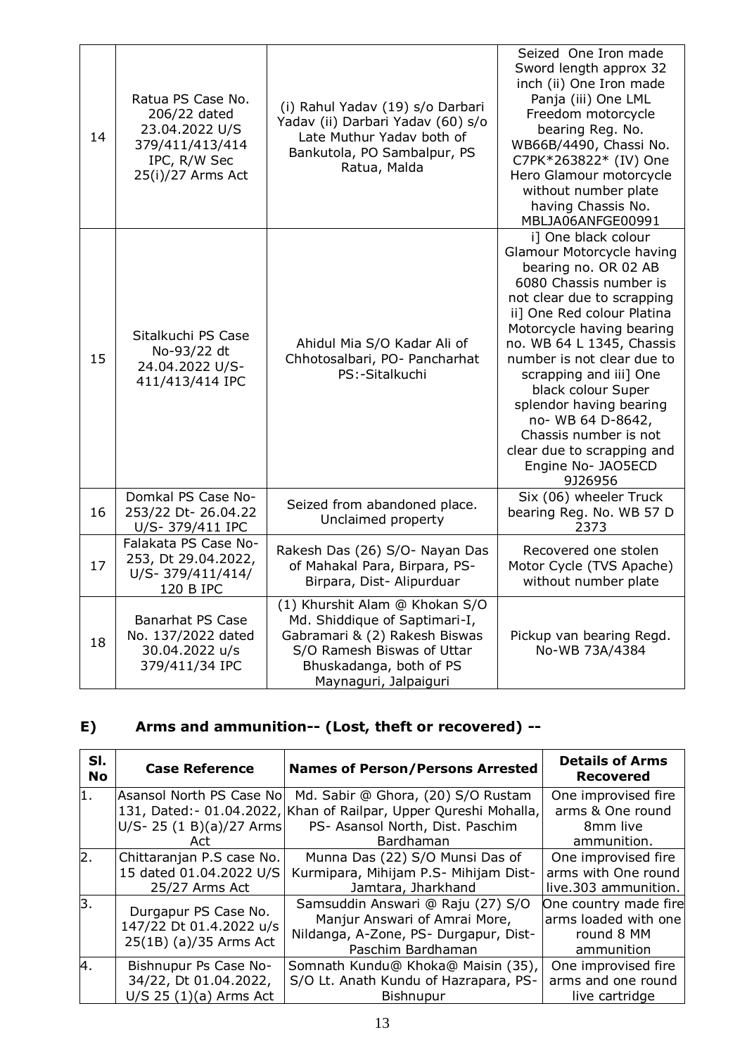| | | | |
|---|---|---|---|
| 14 | Ratua PS Case No. 206/22 dated 23.04.2022 U/S 379/411/413/414 IPC, R/W Sec 25(i)/27 Arms Act | (i) Rahul Yadav (19) s/o Darbari Yadav (ii) Darbari Yadav (60) s/o Late Muthur Yadav both of Bankutola, PO Sambalpur, PS Ratua, Malda | Seized One Iron made Sword length approx 32 inch (ii) One Iron made Panja (iii) One LML Freedom motorcycle bearing Reg. No. WB66B/4490, Chassi No. C7PK*263822* (IV) One Hero Glamour motorcycle without number plate having Chassis No. MBLJA06ANFGE00991 |
| 15 | Sitalkuchi PS Case No-93/22 dt 24.04.2022 U/S-411/413/414 IPC | Ahidul Mia S/O Kadar Ali of Chhotosalbari, PO- Pancharhat PS:-Sitalkuchi | i] One black colour Glamour Motorcycle having bearing no. OR 02 AB 6080 Chassis number is not clear due to scrapping ii] One Red colour Platina Motorcycle having bearing no. WB 64 L 1345, Chassis number is not clear due to scrapping and iii] One black colour Super splendor having bearing no- WB 64 D-8642, Chassis number is not clear due to scrapping and Engine No- JAO5ECD 9J26956 |
| 16 | Domkal PS Case No-253/22 Dt- 26.04.22 U/S- 379/411 IPC | Seized from abandoned place. Unclaimed property | Six (06) wheeler Truck bearing Reg. No. WB 57 D 2373 |
| 17 | Falakata PS Case No-253, Dt 29.04.2022, U/S- 379/411/414/ 120 B IPC | Rakesh Das (26) S/O- Nayan Das of Mahakal Para, Birpara, PS-Birpara, Dist- Alipurduar | Recovered one stolen Motor Cycle (TVS Apache) without number plate |
| 18 | Banarhat PS Case No. 137/2022 dated 30.04.2022 u/s 379/411/34 IPC | (1) Khurshit Alam @ Khokan S/O Md. Shiddique of Saptimari-I, Gabramari & (2) Rakesh Biswas S/O Ramesh Biswas of Uttar Bhuskadanga, both of PS Maynaguri, Jalpaiguri | Pickup van bearing Regd. No-WB 73A/4384 |

## E) Arms and ammunition-- (Lost, theft or recovered) --

| Sl. No | Case Reference | Names of Person/Persons Arrested | Details of Arms Recovered |
|---|---|---|---|
| 1. | Asansol North PS Case No 131, Dated:- 01.04.2022, U/S- 25 (1 B)(a)/27 Arms Act | Md. Sabir @ Ghora, (20) S/O Rustam Khan of Railpar, Upper Qureshi Mohalla, PS- Asansol North, Dist. Paschim Bardhaman | One improvised fire arms & One round 8mm live ammunition. |
| 2. | Chittaranjan P.S case No. 15 dated 01.04.2022 U/S 25/27 Arms Act | Munna Das (22) S/O Munsi Das of Kurmipara, Mihijam P.S- Mihijam Dist-Jamtara, Jharkhand | One improvised fire arms with One round live.303 ammunition. |
| 3. | Durgapur PS Case No. 147/22 Dt 01.4.2022 u/s 25(1B) (a)/35 Arms Act | Samsuddin Answari @ Raju (27) S/O Manjur Answari of Amrai More, Nildanga, A-Zone, PS- Durgapur, Dist-Paschim Bardhaman | One country made fire arms loaded with one round 8 MM ammunition |
| 4. | Bishnupur Ps Case No-34/22, Dt 01.04.2022, U/S 25 (1)(a) Arms Act | Somnath Kundu@ Khoka@ Maisin (35), S/O Lt. Anath Kundu of Hazrapara, PS-Bishnupur | One improvised fire arms and one round live cartridge |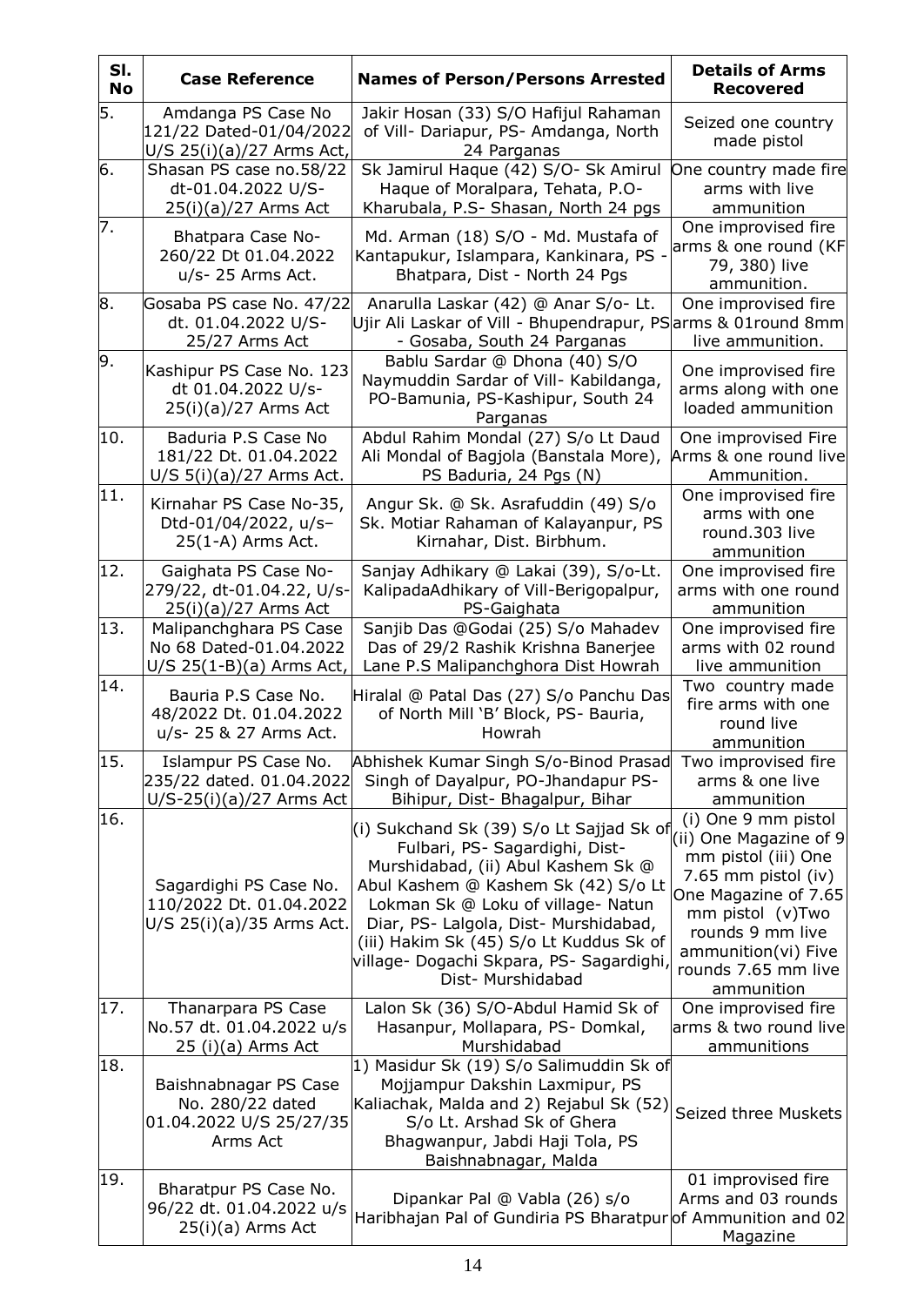| Sl. No | Case Reference | Names of Person/Persons Arrested | Details of Arms Recovered |
|---|---|---|---|
| 5. | Amdanga PS Case No 121/22 Dated-01/04/2022 U/S 25(i)(a)/27 Arms Act, | Jakir Hosan (33) S/O Hafijul Rahaman of Vill- Dariapur, PS- Amdanga, North 24 Parganas | Seized one country made pistol |
| 6. | Shasan PS case no.58/22 dt-01.04.2022 U/S-25(i)(a)/27 Arms Act | Sk Jamirul Haque (42) S/O- Sk Amirul Haque of Moralpara, Tehata, P.O-Kharubala, P.S- Shasan, North 24 pgs | One country made fire arms with live ammunition |
| 7. | Bhatpara Case No-260/22 Dt 01.04.2022 u/s- 25 Arms Act. | Md. Arman (18) S/O - Md. Mustafa of Kantapukur, Islampara, Kankinara, PS - Bhatpara, Dist - North 24 Pgs | One improvised fire arms & one round (KF 79, 380) live ammunition. |
| 8. | Gosaba PS case No. 47/22 dt. 01.04.2022 U/S-25/27 Arms Act | Anarulla Laskar (42) @ Anar S/o- Lt. Ujir Ali Laskar of Vill - Bhupendrapur, PS - Gosaba, South 24 Parganas | One improvised fire arms & 01round 8mm live ammunition. |
| 9. | Kashipur PS Case No. 123 dt 01.04.2022 U/s-25(i)(a)/27 Arms Act | Bablu Sardar @ Dhona (40) S/O Naymuddin Sardar of Vill- Kabildanga, PO-Bamunia, PS-Kashipur, South 24 Parganas | One improvised fire arms along with one loaded ammunition |
| 10. | Baduria P.S Case No 181/22 Dt. 01.04.2022 U/S 5(i)(a)/27 Arms Act. | Abdul Rahim Mondal (27) S/o Lt Daud Ali Mondal of Bagjola (Banstala More), PS Baduria, 24 Pgs (N) | One improvised Fire Arms & one round live Ammunition. |
| 11. | Kirnahar PS Case No-35, Dtd-01/04/2022, u/s–25(1-A) Arms Act. | Angur Sk. @ Sk. Asrafuddin (49) S/o Sk. Motiar Rahaman of Kalayanpur, PS Kirnahar, Dist. Birbhum. | One improvised fire arms with one round.303 live ammunition |
| 12. | Gaighata PS Case No-279/22, dt-01.04.22, U/s-25(i)(a)/27 Arms Act | Sanjay Adhikary @ Lakai (39), S/o-Lt. KalipadaAdhikary of Vill-Berigopalpur, PS-Gaighata | One improvised fire arms with one round ammunition |
| 13. | Malipanchghara PS Case No 68 Dated-01.04.2022 U/S 25(1-B)(a) Arms Act, | Sanjib Das @Godai (25) S/o Mahadev Das of 29/2 Rashik Krishna Banerjee Lane P.S Malipanchghora Dist Howrah | One improvised fire arms with 02 round live ammunition |
| 14. | Bauria P.S Case No. 48/2022 Dt. 01.04.2022 u/s- 25 & 27 Arms Act. | Hiralal @ Patal Das (27) S/o Panchu Das of North Mill 'B' Block, PS- Bauria, Howrah | Two country made fire arms with one round live ammunition |
| 15. | Islampur PS Case No. 235/22 dated. 01.04.2022 U/S-25(i)(a)/27 Arms Act | Abhishek Kumar Singh S/o-Binod Prasad Singh of Dayalpur, PO-Jhandapur PS-Bihipur, Dist- Bhagalpur, Bihar | Two improvised fire arms & one live ammunition |
| 16. | Sagardighi PS Case No. 110/2022 Dt. 01.04.2022 U/S 25(i)(a)/35 Arms Act. | (i) Sukchand Sk (39) S/o Lt Sajjad Sk of Fulbari, PS- Sagardighi, Dist-Murshidabad, (ii) Abul Kashem Sk @ Abul Kashem @ Kashem Sk (42) S/o Lt Lokman Sk @ Loku of village- Natun Diar, PS- Lalgola, Dist- Murshidabad, (iii) Hakim Sk (45) S/o Lt Kuddus Sk of village- Dogachi Skpara, PS- Sagardighi, Dist- Murshidabad | (i) One 9 mm pistol (ii) One Magazine of 9 mm pistol (iii) One 7.65 mm pistol (iv) One Magazine of 7.65 mm pistol (v)Two rounds 9 mm live ammunition(vi) Five rounds 7.65 mm live ammunition |
| 17. | Thanarpara PS Case No.57 dt. 01.04.2022 u/s 25 (i)(a) Arms Act | Lalon Sk (36) S/O-Abdul Hamid Sk of Hasanpur, Mollapara, PS- Domkal, Murshidabad | One improvised fire arms & two round live ammunitions |
| 18. | Baishnabnagar PS Case No. 280/22 dated 01.04.2022 U/S 25/27/35 Arms Act | 1) Masidur Sk (19) S/o Salimuddin Sk of Mojjampur Dakshin Laxmipur, PS Kaliachak, Malda and 2) Rejabul Sk (52) S/o Lt. Arshad Sk of Ghera Bhagwanpur, Jabdi Haji Tola, PS Baishnabnagar, Malda | Seized three Muskets |
| 19. | Bharatpur PS Case No. 96/22 dt. 01.04.2022 u/s 25(i)(a) Arms Act | Dipankar Pal @ Vabla (26) s/o Haribhajan Pal of Gundiria PS Bharatpur | 01 improvised fire Arms and 03 rounds of Ammunition and 02 Magazine |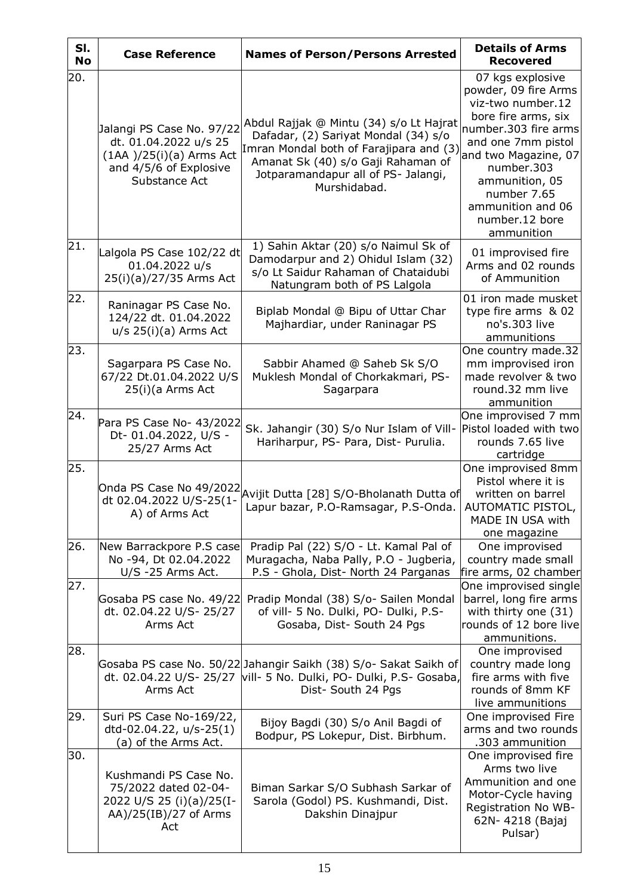| Sl. No | Case Reference | Names of Person/Persons Arrested | Details of Arms Recovered |
|---|---|---|---|
| 20. | Jalangi PS Case No. 97/22 dt. 01.04.2022 u/s 25 (1AA )/25(i)(a) Arms Act and 4/5/6 of Explosive Substance Act | Abdul Rajjak @ Mintu (34) s/o Lt Hajrat Dafadar, (2) Sariyat Mondal (34) s/o Imran Mondal both of Farajipara and (3) Amanat Sk (40) s/o Gaji Rahaman of Jotparamandapur all of PS- Jalangi, Murshidabad. | 07 kgs explosive powder, 09 fire Arms viz-two number.12 bore fire arms, six number.303 fire arms and one 7mm pistol and two Magazine, 07 number.303 ammunition, 05 number 7.65 ammunition and 06 number.12 bore ammunition |
| 21. | Lalgola PS Case 102/22 dt 01.04.2022 u/s 25(i)(a)/27/35 Arms Act | 1) Sahin Aktar (20) s/o Naimul Sk of Damodarpur and 2) Ohidul Islam (32) s/o Lt Saidur Rahaman of Chataidubi Natungram both of PS Lalgola | 01 improvised fire Arms and 02 rounds of Ammunition |
| 22. | Raninagar PS Case No. 124/22 dt. 01.04.2022 u/s 25(i)(a) Arms Act | Biplab Mondal @ Bipu of Uttar Char Majhardiar, under Raninagar PS | 01 iron made musket type fire arms & 02 no's.303 live ammunitions |
| 23. | Sagarpara PS Case No. 67/22 Dt.01.04.2022 U/S 25(i)(a Arms Act | Sabbir Ahamed @ Saheb Sk S/O Muklesh Mondal of Chorkakmari, PS- Sagarpara | One country made.32 mm improvised iron made revolver & two round.32 mm live ammunition |
| 24. | Para PS Case No- 43/2022 Dt- 01.04.2022, U/S - 25/27 Arms Act | Sk. Jahangir (30) S/o Nur Islam of Vill- Hariharpur, PS- Para, Dist- Purulia. | One improvised 7 mm Pistol loaded with two rounds 7.65 live cartridge |
| 25. | Onda PS Case No 49/2022 dt 02.04.2022 U/S-25(1-A) of Arms Act | Avijit Dutta [28] S/O-Bholanath Dutta of Lapur bazar, P.O-Ramsagar, P.S-Onda. | One improvised 8mm Pistol where it is written on barrel AUTOMATIC PISTOL, MADE IN USA with one magazine |
| 26. | New Barrackpore P.S case No -94, Dt 02.04.2022 U/S -25 Arms Act. | Pradip Pal (22) S/O - Lt. Kamal Pal of Muragacha, Naba Pally, P.O - Jugberia, P.S - Ghola, Dist- North 24 Parganas | One improvised country made small fire arms, 02 chamber |
| 27. | Gosaba PS case No. 49/22 dt. 02.04.22 U/S- 25/27 Arms Act | Pradip Mondal (38) S/o- Sailen Mondal of vill- 5 No. Dulki, PO- Dulki, P.S- Gosaba, Dist- South 24 Pgs | One improvised single barrel, long fire arms with thirty one (31) rounds of 12 bore live ammunitions. |
| 28. | Gosaba PS case No. 50/22 dt. 02.04.22 U/S- 25/27 Arms Act | Jahangir Saikh (38) S/o- Sakat Saikh of vill- 5 No. Dulki, PO- Dulki, P.S- Gosaba, Dist- South 24 Pgs | One improvised country made long fire arms with five rounds of 8mm KF live ammunitions |
| 29. | Suri PS Case No-169/22, dtd-02.04.22, u/s-25(1)(a) of the Arms Act. | Bijoy Bagdi (30) S/o Anil Bagdi of Bodpur, PS Lokepur, Dist. Birbhum. | One improvised Fire arms and two rounds .303 ammunition |
| 30. | Kushmandi PS Case No. 75/2022 dated 02-04-2022 U/S 25 (i)(a)/25(I-AA)/25(IB)/27 of Arms Act | Biman Sarkar S/O Subhash Sarkar of Sarola (Godol) PS. Kushmandi, Dist. Dakshin Dinajpur | One improvised fire Arms two live Ammunition and one Motor-Cycle having Registration No WB-62N- 4218 (Bajaj Pulsar) |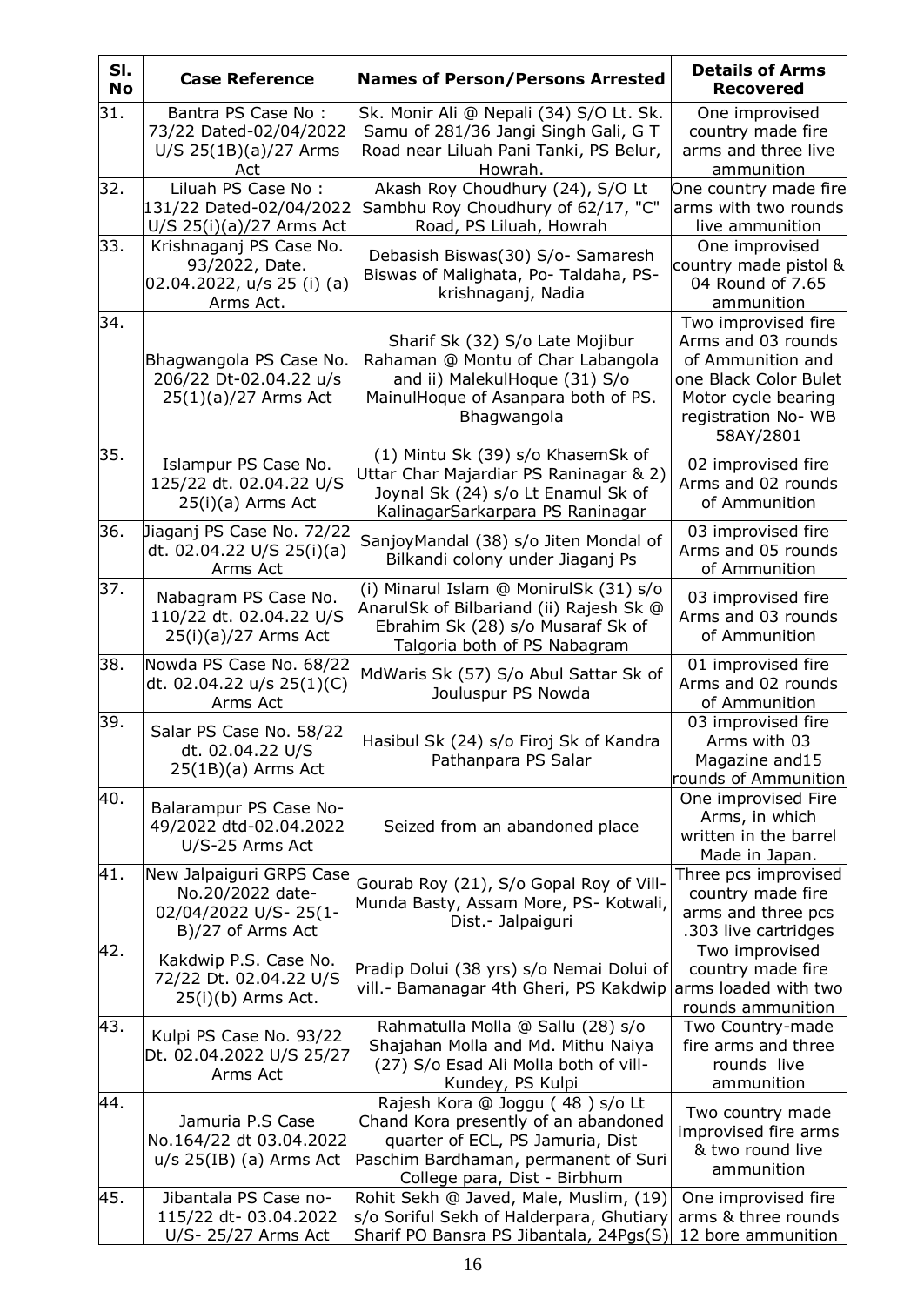| Sl. No | Case Reference | Names of Person/Persons Arrested | Details of Arms Recovered |
|---|---|---|---|
| 31. | Bantra PS Case No : 73/22 Dated-02/04/2022 U/S 25(1B)(a)/27 Arms Act | Sk. Monir Ali @ Nepali (34) S/O Lt. Sk. Samu of 281/36 Jangi Singh Gali, G T Road near Liluah Pani Tanki, PS Belur, Howrah. | One improvised country made fire arms and three live ammunition |
| 32. | Liluah PS Case No : 131/22 Dated-02/04/2022 U/S 25(i)(a)/27 Arms Act | Akash Roy Choudhury (24), S/O Lt Sambhu Roy Choudhury of 62/17, "C" Road, PS Liluah, Howrah | One country made fire arms with two rounds live ammunition |
| 33. | Krishnaganj PS Case No. 93/2022, Date. 02.04.2022, u/s 25 (i) (a) Arms Act. | Debasish Biswas(30) S/o- Samaresh Biswas of Malighata, Po- Taldaha, PS- krishnaganj, Nadia | One improvised country made pistol & 04 Round of 7.65 ammunition |
| 34. | Bhagwangola PS Case No. 206/22 Dt-02.04.22 u/s 25(1)(a)/27 Arms Act | Sharif Sk (32) S/o Late Mojibur Rahaman @ Montu of Char Labangola and ii) MalekulHoque (31) S/o MainulHoque of Asanpara both of PS. Bhagwangola | Two improvised fire Arms and 03 rounds of Ammunition and one Black Color Bulet Motor cycle bearing registration No- WB 58AY/2801 |
| 35. | Islampur PS Case No. 125/22 dt. 02.04.22 U/S 25(i)(a) Arms Act | (1) Mintu Sk (39) s/o KhasemSk of Uttar Char Majardiar PS Raninagar & 2) Joynal Sk (24) s/o Lt Enamul Sk of KalinagarSarkarpara PS Raninagar | 02 improvised fire Arms and 02 rounds of Ammunition |
| 36. | Jiaganj PS Case No. 72/22 dt. 02.04.22 U/S 25(i)(a) Arms Act | SanjoyMandal (38) s/o Jiten Mondal of Bilkandi colony under Jiaganj Ps | 03 improvised fire Arms and 05 rounds of Ammunition |
| 37. | Nabagram PS Case No. 110/22 dt. 02.04.22 U/S 25(i)(a)/27 Arms Act | (i) Minarul Islam @ MonirulSk (31) s/o AnarulSk of Bilbariand (ii) Rajesh Sk @ Ebrahim Sk (28) s/o Musaraf Sk of Talgoria both of PS Nabagram | 03 improvised fire Arms and 03 rounds of Ammunition |
| 38. | Nowda PS Case No. 68/22 dt. 02.04.22 u/s 25(1)(C) Arms Act | MdWaris Sk (57) S/o Abul Sattar Sk of Jouluspur PS Nowda | 01 improvised fire Arms and 02 rounds of Ammunition |
| 39. | Salar PS Case No. 58/22 dt. 02.04.22 U/S 25(1B)(a) Arms Act | Hasibul Sk (24) s/o Firoj Sk of Kandra Pathanpara PS Salar | 03 improvised fire Arms with 03 Magazine and15 rounds of Ammunition |
| 40. | Balarampur PS Case No-49/2022 dtd-02.04.2022 U/S-25 Arms Act | Seized from an abandoned place | One improvised Fire Arms, in which written in the barrel Made in Japan. |
| 41. | New Jalpaiguri GRPS Case No.20/2022 date-02/04/2022 U/S- 25(1-B)/27 of Arms Act | Gourab Roy (21), S/o Gopal Roy of Vill-Munda Basty, Assam More, PS- Kotwali, Dist.- Jalpaiguri | Three pcs improvised country made fire arms and three pcs .303 live cartridges |
| 42. | Kakdwip P.S. Case No. 72/22 Dt. 02.04.22 U/S 25(i)(b) Arms Act. | Pradip Dolui (38 yrs) s/o Nemai Dolui of vill.- Bamanagar 4th Gheri, PS Kakdwip | Two improvised country made fire arms loaded with two rounds ammunition |
| 43. | Kulpi PS Case No. 93/22 Dt. 02.04.2022 U/S 25/27 Arms Act | Rahmatulla Molla @ Sallu (28) s/o Shajahan Molla and Md. Mithu Naiya (27) S/o Esad Ali Molla both of vill-Kundey, PS Kulpi | Two Country-made fire arms and three rounds live ammunition |
| 44. | Jamuria P.S Case No.164/22 dt 03.04.2022 u/s 25(IB) (a) Arms Act | Rajesh Kora @ Joggu ( 48 ) s/o Lt Chand Kora presently of an abandoned quarter of ECL, PS Jamuria, Dist Paschim Bardhaman, permanent of Suri College para, Dist - Birbhum | Two country made improvised fire arms & two round live ammunition |
| 45. | Jibantala PS Case no-115/22 dt- 03.04.2022 U/S- 25/27 Arms Act | Rohit Sekh @ Javed, Male, Muslim, (19) s/o Soriful Sekh of Halderpara, Ghutiary Sharif PO Bansra PS Jibantala, 24Pgs(S) | One improvised fire arms & three rounds 12 bore ammunition |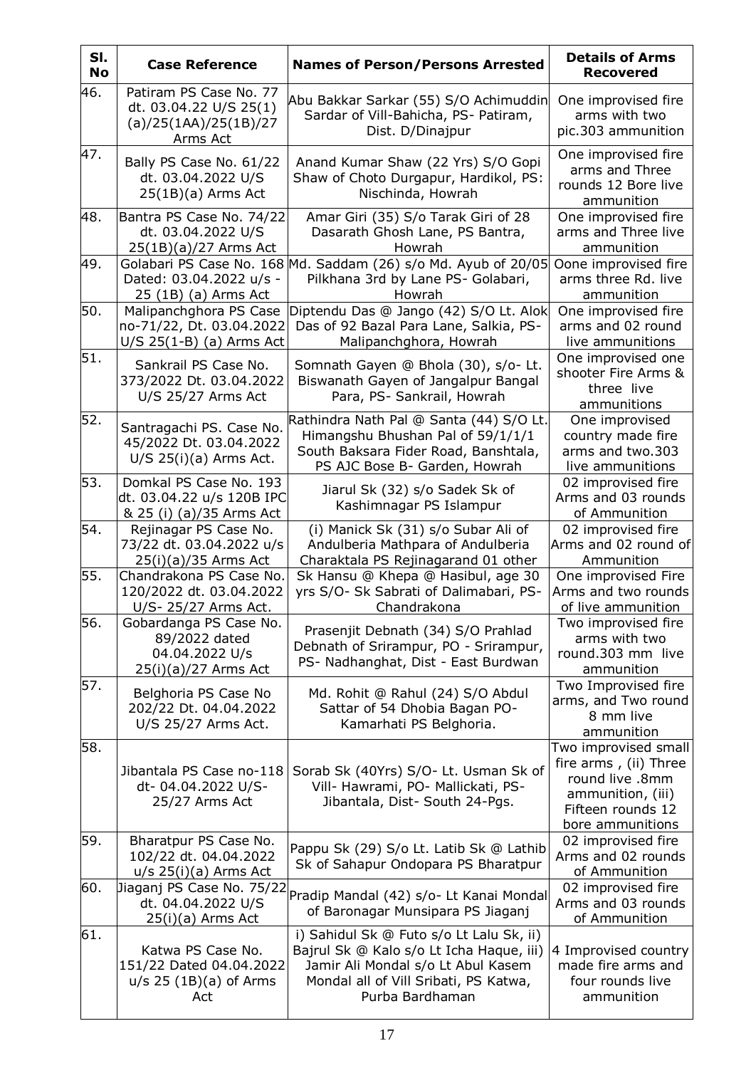| Sl. No | Case Reference | Names of Person/Persons Arrested | Details of Arms Recovered |
|---|---|---|---|
| 46. | Patiram PS Case No. 77 dt. 03.04.22 U/S 25(1)(a)/25(1AA)/25(1B)/27 Arms Act | Abu Bakkar Sarkar (55) S/O Achimuddin Sardar of Vill-Bahicha, PS- Patiram, Dist. D/Dinajpur | One improvised fire arms with two pic.303 ammunition |
| 47. | Bally PS Case No. 61/22 dt. 03.04.2022 U/S 25(1B)(a) Arms Act | Anand Kumar Shaw (22 Yrs) S/O Gopi Shaw of Choto Durgapur, Hardikol, PS: Nischinda, Howrah | One improvised fire arms and Three rounds 12 Bore live ammunition |
| 48. | Bantra PS Case No. 74/22 dt. 03.04.2022 U/S 25(1B)(a)/27 Arms Act | Amar Giri (35) S/o Tarak Giri of 28 Dasarath Ghosh Lane, PS Bantra, Howrah | One improvised fire arms and Three live ammunition |
| 49. | Golabari PS Case No. 168 Dated: 03.04.2022 u/s - 25 (1B) (a) Arms Act | Md. Saddam (26) s/o Md. Ayub of 20/05 Pilkhana 3rd by Lane PS- Golabari, Howrah | Oone improvised fire arms three Rd. live ammunition |
| 50. | Malipanchghora PS Case no-71/22, Dt. 03.04.2022 U/S 25(1-B) (a) Arms Act | Diptendu Das @ Jango (42) S/O Lt. Alok Das of 92 Bazal Para Lane, Salkia, PS- Malipanchghora, Howrah | One improvised fire arms and 02 round live ammunitions |
| 51. | Sankrail PS Case No. 373/2022 Dt. 03.04.2022 U/S 25/27 Arms Act | Somnath Gayen @ Bhola (30), s/o- Lt. Biswanath Gayen of Jangalpur Bangal Para, PS- Sankrail, Howrah | One improvised one shooter Fire Arms & three live ammunitions |
| 52. | Santragachi PS. Case No. 45/2022 Dt. 03.04.2022 U/S 25(i)(a) Arms Act. | Rathindra Nath Pal @ Santa (44) S/O Lt. Himangshu Bhushan Pal of 59/1/1/1 South Baksara Fider Road, Banshtala, PS AJC Bose B- Garden, Howrah | One improvised country made fire arms and two.303 live ammunitions |
| 53. | Domkal PS Case No. 193 dt. 03.04.22 u/s 120B IPC & 25 (i) (a)/35 Arms Act | Jiarul Sk (32) s/o Sadek Sk of Kashimnagar PS Islampur | 02 improvised fire Arms and 03 rounds of Ammunition |
| 54. | Rejinagar PS Case No. 73/22 dt. 03.04.2022 u/s 25(i)(a)/35 Arms Act | (i) Manick Sk (31) s/o Subar Ali of Andulberia Mathpara of Andulberia Charaktala PS Rejinagarand 01 other | 02 improvised fire Arms and 02 round of Ammunition |
| 55. | Chandrakona PS Case No. 120/2022 dt. 03.04.2022 U/S- 25/27 Arms Act. | Sk Hansu @ Khepa @ Hasibul, age 30 yrs S/O- Sk Sabrati of Dalimabari, PS- Chandrakona | One improvised Fire Arms and two rounds of live ammunition |
| 56. | Gobardanga PS Case No. 89/2022 dated 04.04.2022 U/s 25(i)(a)/27 Arms Act | Prasenjit Debnath (34) S/O Prahlad Debnath of Srirampur, PO - Srirampur, PS- Nadhanghat, Dist - East Burdwan | Two improvised fire arms with two round.303 mm live ammunition |
| 57. | Belghoria PS Case No 202/22 Dt. 04.04.2022 U/S 25/27 Arms Act. | Md. Rohit @ Rahul (24) S/O Abdul Sattar of 54 Dhobia Bagan PO- Kamarhati PS Belghoria. | Two Improvised fire arms, and Two round 8 mm live ammunition |
| 58. | Jibantala PS Case no-118 dt- 04.04.2022 U/S- 25/27 Arms Act | Sorab Sk (40Yrs) S/O- Lt. Usman Sk of Vill- Hawrami, PO- Mallickati, PS- Jibantala, Dist- South 24-Pgs. | Two improvised small fire arms , (ii) Three round live .8mm ammunition, (iii) Fifteen rounds 12 bore ammunitions |
| 59. | Bharatpur PS Case No. 102/22 dt. 04.04.2022 u/s 25(i)(a) Arms Act | Pappu Sk (29) S/o Lt. Latib Sk @ Lathib Sk of Sahapur Ondopara PS Bharatpur | 02 improvised fire Arms and 02 rounds of Ammunition |
| 60. | Jiaganj PS Case No. 75/22 dt. 04.04.2022 U/S 25(i)(a) Arms Act | Pradip Mandal (42) s/o- Lt Kanai Mondal of Baronagar Munsipara PS Jiaganj | 02 improvised fire Arms and 03 rounds of Ammunition |
| 61. | Katwa PS Case No. 151/22 Dated 04.04.2022 u/s 25 (1B)(a) of Arms Act | i) Sahidul Sk @ Futo s/o Lt Lalu Sk, ii) Bajrul Sk @ Kalo s/o Lt Icha Haque, iii) Jamir Ali Mondal s/o Lt Abul Kasem Mondal all of Vill Sribati, PS Katwa, Purba Bardhaman | 4 Improvised country made fire arms and four rounds live ammunition |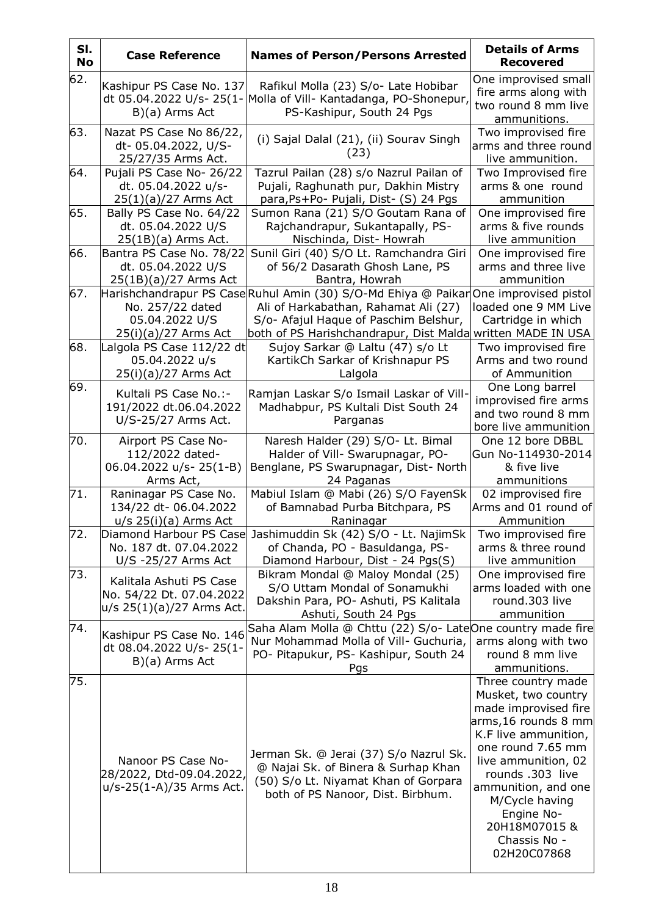| Sl. No | Case Reference | Names of Person/Persons Arrested | Details of Arms Recovered |
|---|---|---|---|
| 62. | Kashipur PS Case No. 137 dt 05.04.2022 U/s- 25(1-B)(a) Arms Act | Rafikul Molla (23) S/o- Late Hobibar Molla of Vill- Kantadanga, PO-Shonepur, PS-Kashipur, South 24 Pgs | One improvised small fire arms along with two round 8 mm live ammunitions. |
| 63. | Nazat PS Case No 86/22, dt- 05.04.2022, U/S-25/27/35 Arms Act. | (i) Sajal Dalal (21), (ii) Sourav Singh (23) | Two improvised fire arms and three round live ammunition. |
| 64. | Pujali PS Case No- 26/22 dt. 05.04.2022 u/s-25(1)(a)/27 Arms Act | Tazrul Pailan (28) s/o Nazrul Pailan of Pujali, Raghunath pur, Dakhin Mistry para,Ps+Po- Pujali, Dist- (S) 24 Pgs | Two Improvised fire arms & one round ammunition |
| 65. | Bally PS Case No. 64/22 dt. 05.04.2022 U/S 25(1B)(a) Arms Act. | Sumon Rana (21) S/O Goutam Rana of Rajchandrapur, Sukantapally, PS-Nischinda, Dist- Howrah | One improvised fire arms & five rounds live ammunition |
| 66. | Bantra PS Case No. 78/22 dt. 05.04.2022 U/S 25(1B)(a)/27 Arms Act | Sunil Giri (40) S/O Lt. Ramchandra Giri of 56/2 Dasarath Ghosh Lane, PS Bantra, Howrah | One improvised fire arms and three live ammunition |
| 67. | Harishchandrapur PS Case No. 257/22 dated 05.04.2022 U/S 25(i)(a)/27 Arms Act | Ruhul Amin (30) S/O-Md Ehiya @ Paikar Ali of Harkabathan, Rahamat Ali (27) S/o- Afajul Haque of Paschim Belshur, both of PS Harishchandrapur, Dist Malda | One improvised pistol loaded one 9 MM Live Cartridge in which written MADE IN USA |
| 68. | Lalgola PS Case 112/22 dt 05.04.2022 u/s 25(i)(a)/27 Arms Act | Sujoy Sarkar @ Laltu (47) s/o Lt KartikCh Sarkar of Krishnapur PS Lalgola | Two improvised fire Arms and two round of Ammunition |
| 69. | Kultali PS Case No.:-191/2022 dt.06.04.2022 U/S-25/27 Arms Act. | Ramjan Laskar S/o Ismail Laskar of Vill-Madhabpur, PS Kultali Dist South 24 Parganas | One Long barrel improvised fire arms and two round 8 mm bore live ammunition |
| 70. | Airport PS Case No-112/2022 dated-06.04.2022 u/s- 25(1-B) Arms Act, | Naresh Halder (29) S/O- Lt. Bimal Halder of Vill- Swarupnagar, PO-Benglane, PS Swarupnagar, Dist- North 24 Paganas | One 12 bore DBBL Gun No-114930-2014 & five live ammunitions |
| 71. | Raninagar PS Case No. 134/22 dt- 06.04.2022 u/s 25(i)(a) Arms Act | Mabiul Islam @ Mabi (26) S/O FayenSk of Bamnabad Purba Bitchpara, PS Raninagar | 02 improvised fire Arms and 01 round of Ammunition |
| 72. | Diamond Harbour PS Case No. 187 dt. 07.04.2022 U/S -25/27 Arms Act | Jashimuddin Sk (42) S/O - Lt. NajimSk of Chanda, PO - Basuldanga, PS-Diamond Harbour, Dist - 24 Pgs(S) | Two improvised fire arms & three round live ammunition |
| 73. | Kalitala Ashuti PS Case No. 54/22 Dt. 07.04.2022 u/s 25(1)(a)/27 Arms Act. | Bikram Mondal @ Maloy Mondal (25) S/O Uttam Mondal of Sonamukhi Dakshin Para, PO- Ashuti, PS Kalitala Ashuti, South 24 Pgs | One improvised fire arms loaded with one round.303 live ammunition |
| 74. | Kashipur PS Case No. 146 dt 08.04.2022 U/s- 25(1-B)(a) Arms Act | Saha Alam Molla @ Chttu (22) S/o- Late Nur Mohammad Molla of Vill- Guchuria, PO- Pitapukur, PS- Kashipur, South 24 Pgs | One country made fire arms along with two round 8 mm live ammunitions. |
| 75. | Nanoor PS Case No-28/2022, Dtd-09.04.2022, u/s-25(1-A)/35 Arms Act. | Jerman Sk. @ Jerai (37) S/o Nazrul Sk. @ Najai Sk. of Binera & Surhap Khan (50) S/o Lt. Niyamat Khan of Gorpara both of PS Nanoor, Dist. Birbhum. | Three country made Musket, two country made improvised fire arms,16 rounds 8 mm K.F live ammunition, one round 7.65 mm live ammunition, 02 rounds .303 live ammunition, and one M/Cycle having Engine No-20H18M07015 & Chassis No - 02H20C07868 |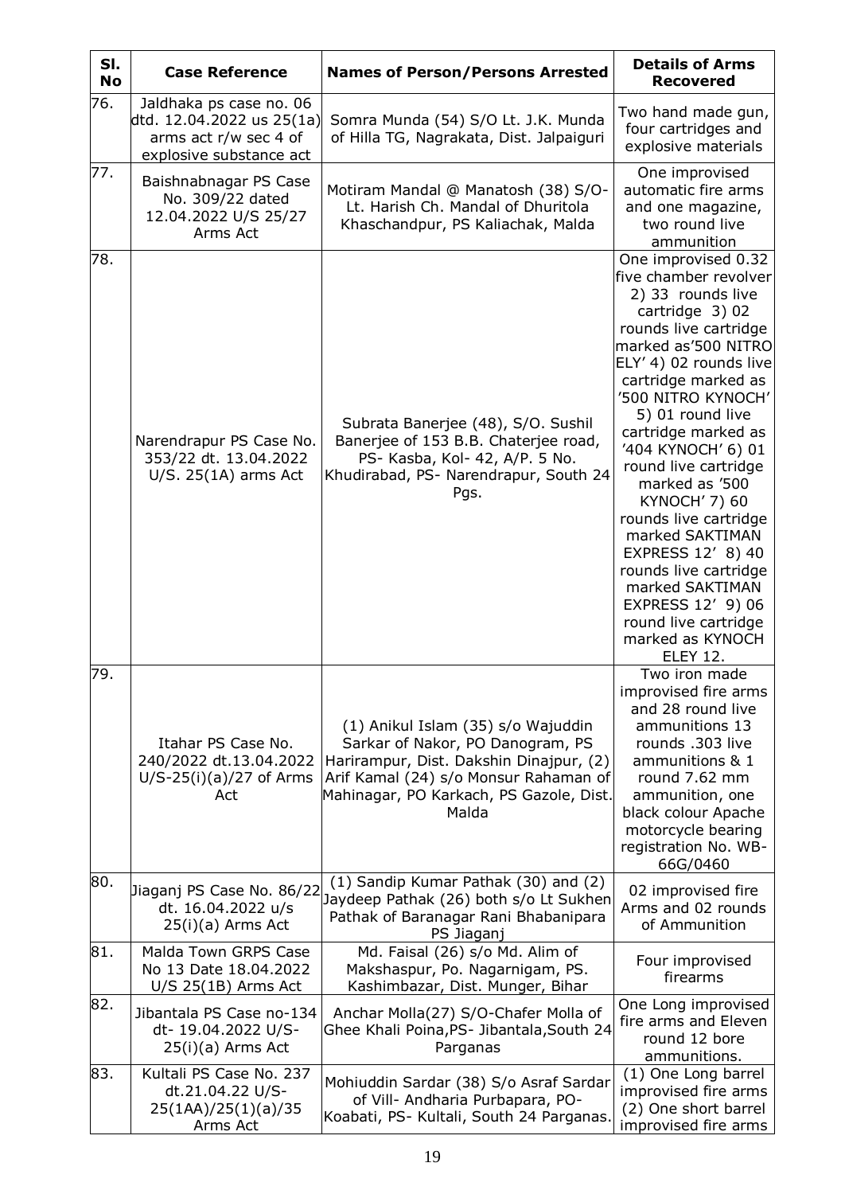| Sl. No | Case Reference | Names of Person/Persons Arrested | Details of Arms Recovered |
|---|---|---|---|
| 76. | Jaldhaka ps case no. 06 dtd. 12.04.2022 us 25(1a) arms act r/w sec 4 of explosive substance act | Somra Munda (54) S/O Lt. J.K. Munda of Hilla TG, Nagrakata, Dist. Jalpaiguri | Two hand made gun, four cartridges and explosive materials |
| 77. | Baishnabnagar PS Case No. 309/22 dated 12.04.2022 U/S 25/27 Arms Act | Motiram Mandal @ Manatosh (38) S/O- Lt. Harish Ch. Mandal of Dhuritola Khaschandpur, PS Kaliachak, Malda | One improvised automatic fire arms and one magazine, two round live ammunition |
| 78. | Narendrapur PS Case No. 353/22 dt. 13.04.2022 U/S. 25(1A) arms Act | Subrata Banerjee (48), S/O. Sushil Banerjee of 153 B.B. Chaterjee road, PS- Kasba, Kol- 42, A/P. 5 No. Khudirabad, PS- Narendrapur, South 24 Pgs. | One improvised 0.32 five chamber revolver 2) 33 rounds live cartridge 3) 02 rounds live cartridge marked as'500 NITRO ELY' 4) 02 rounds live cartridge marked as '500 NITRO KYNOCH' 5) 01 round live cartridge marked as '404 KYNOCH' 6) 01 round live cartridge marked as '500 KYNOCH' 7) 60 rounds live cartridge marked SAKTIMAN EXPRESS 12' 8) 40 rounds live cartridge marked SAKTIMAN EXPRESS 12' 9) 06 round live cartridge marked as KYNOCH ELEY 12. |
| 79. | Itahar PS Case No. 240/2022 dt.13.04.2022 U/S-25(i)(a)/27 of Arms Act | (1) Anikul Islam (35) s/o Wajuddin Sarkar of Nakor, PO Danogram, PS Harirampur, Dist. Dakshin Dinajpur, (2) Arif Kamal (24) s/o Monsur Rahaman of Mahinagar, PO Karkach, PS Gazole, Dist. Malda | Two iron made improvised fire arms and 28 round live ammunitions 13 rounds .303 live ammunitions & 1 round 7.62 mm ammunition, one black colour Apache motorcycle bearing registration No. WB-66G/0460 |
| 80. | Jiaganj PS Case No. 86/22 dt. 16.04.2022 u/s 25(i)(a) Arms Act | (1) Sandip Kumar Pathak (30) and (2) Jaydeep Pathak (26) both s/o Lt Sukhen Pathak of Baranagar Rani Bhabanipara PS Jiaganj | 02 improvised fire Arms and 02 rounds of Ammunition |
| 81. | Malda Town GRPS Case No 13 Date 18.04.2022 U/S 25(1B) Arms Act | Md. Faisal (26) s/o Md. Alim of Makshaspur, Po. Nagarnigam, PS. Kashimbazar, Dist. Munger, Bihar | Four improvised firearms |
| 82. | Jibantala PS Case no-134 dt- 19.04.2022 U/S- 25(i)(a) Arms Act | Anchar Molla(27) S/O-Chafer Molla of Ghee Khali Poina,PS- Jibantala,South 24 Parganas | One Long improvised fire arms and Eleven round 12 bore ammunitions. |
| 83. | Kultali PS Case No. 237 dt.21.04.22 U/S- 25(1AA)/25(1)(a)/35 Arms Act | Mohiuddin Sardar (38) S/o Asraf Sardar of Vill- Andharia Purbapara, PO- Koabati, PS- Kultali, South 24 Parganas. | (1) One Long barrel improvised fire arms (2) One short barrel improvised fire arms |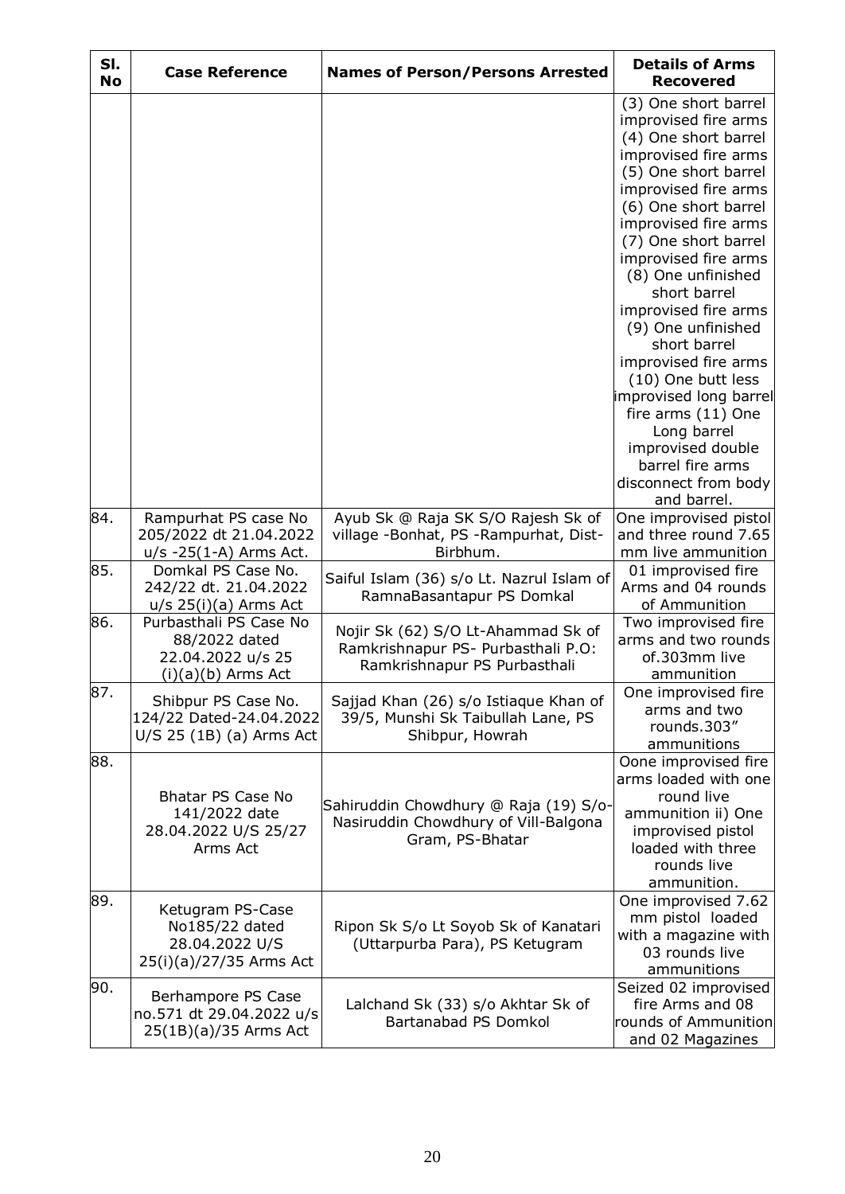| Sl. No | Case Reference | Names of Person/Persons Arrested | Details of Arms Recovered |
|---|---|---|---|
| | | | (3) One short barrel improvised fire arms (4) One short barrel improvised fire arms (5) One short barrel improvised fire arms (6) One short barrel improvised fire arms (7) One short barrel improvised fire arms (8) One unfinished short barrel improvised fire arms (9) One unfinished short barrel improvised fire arms (10) One butt less improvised long barrel fire arms (11) One Long barrel improvised double barrel fire arms disconnect from body and barrel. |
| 84. | Rampurhat PS case No 205/2022 dt 21.04.2022 u/s -25(1-A) Arms Act. | Ayub Sk @ Raja SK S/O Rajesh Sk of village -Bonhat, PS -Rampurhat, Dist-Birbhum. | One improvised pistol and three round 7.65 mm live ammunition |
| 85. | Domkal PS Case No. 242/22 dt. 21.04.2022 u/s 25(i)(a) Arms Act | Saiful Islam (36) s/o Lt. Nazrul Islam of RamnaBasantapur PS Domkal | 01 improvised fire Arms and 04 rounds of Ammunition |
| 86. | Purbasthali PS Case No 88/2022 dated 22.04.2022 u/s 25 (i)(a)(b) Arms Act | Nojir Sk (62) S/O Lt-Ahammad Sk of Ramkrishnapur PS- Purbasthali P.O: Ramkrishnapur PS Purbasthali | Two improvised fire arms and two rounds of.303mm live ammunition |
| 87. | Shibpur PS Case No. 124/22 Dated-24.04.2022 U/S 25 (1B) (a) Arms Act | Sajjad Khan (26) s/o Istiaque Khan of 39/5, Munshi Sk Taibullah Lane, PS Shibpur, Howrah | One improvised fire arms and two rounds.303" ammunitions |
| 88. | Bhatar PS Case No 141/2022 date 28.04.2022 U/S 25/27 Arms Act | Sahiruddin Chowdhury @ Raja (19) S/o-Nasiruddin Chowdhury of Vill-Balgona Gram, PS-Bhatar | Oone improvised fire arms loaded with one round live ammunition ii) One improvised pistol loaded with three rounds live ammunition. |
| 89. | Ketugram PS-Case No185/22 dated 28.04.2022 U/S 25(i)(a)/27/35 Arms Act | Ripon Sk S/o Lt Soyob Sk of Kanatari (Uttarpurba Para), PS Ketugram | One improvised 7.62 mm pistol loaded with a magazine with 03 rounds live ammunitions |
| 90. | Berhampore PS Case no.571 dt 29.04.2022 u/s 25(1B)(a)/35 Arms Act | Lalchand Sk (33) s/o Akhtar Sk of Bartanabad PS Domkol | Seized 02 improvised fire Arms and 08 rounds of Ammunition and 02 Magazines |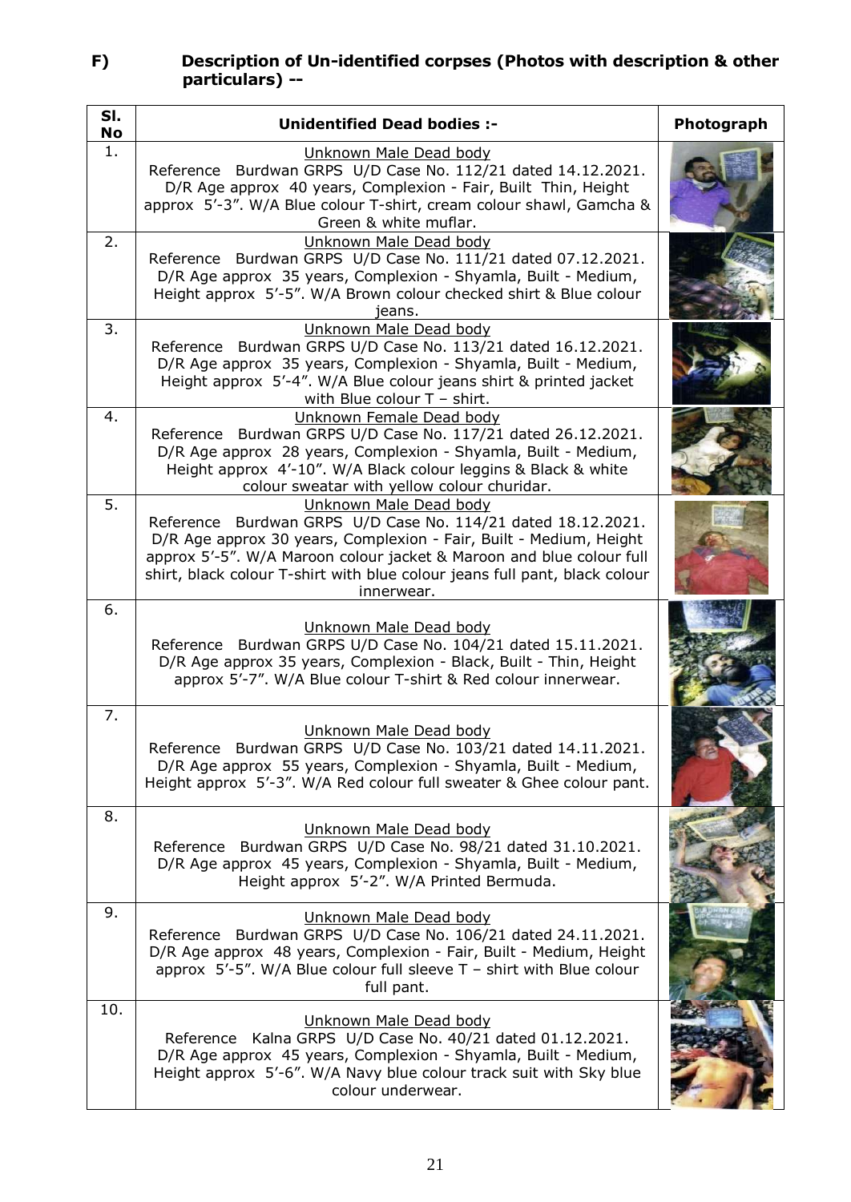**F) Description of Un-identified corpses (Photos with description & other particulars) --**

| Sl. No | Unidentified Dead bodies :- | Photograph |
|---|---|---|
| 1. | Unknown Male Dead body<br>Reference Burdwan GRPS U/D Case No. 112/21 dated 14.12.2021. D/R Age approx 40 years, Complexion - Fair, Built Thin, Height approx 5'-3". W/A Blue colour T-shirt, cream colour shawl, Gamcha & Green & white muflar. | |
| 2. | Unknown Male Dead body<br>Reference Burdwan GRPS U/D Case No. 111/21 dated 07.12.2021. D/R Age approx 35 years, Complexion - Shyamla, Built - Medium, Height approx 5'-5". W/A Brown colour checked shirt & Blue colour jeans. | |
| 3. | Unknown Male Dead body<br>Reference Burdwan GRPS U/D Case No. 113/21 dated 16.12.2021. D/R Age approx 35 years, Complexion - Shyamla, Built - Medium, Height approx 5'-4". W/A Blue colour jeans shirt & printed jacket with Blue colour T – shirt. | |
| 4. | Unknown Female Dead body<br>Reference Burdwan GRPS U/D Case No. 117/21 dated 26.12.2021. D/R Age approx 28 years, Complexion - Shyamla, Built - Medium, Height approx 4'-10". W/A Black colour leggins & Black & white colour sweatar with yellow colour churidar. | |
| 5. | Unknown Male Dead body<br>Reference Burdwan GRPS U/D Case No. 114/21 dated 18.12.2021. D/R Age approx 30 years, Complexion - Fair, Built - Medium, Height approx 5'-5". W/A Maroon colour jacket & Maroon and blue colour full shirt, black colour T-shirt with blue colour jeans full pant, black colour innerwear. | |
| 6. | Unknown Male Dead body<br>Reference Burdwan GRPS U/D Case No. 104/21 dated 15.11.2021. D/R Age approx 35 years, Complexion - Black, Built - Thin, Height approx 5'-7". W/A Blue colour T-shirt & Red colour innerwear. | |
| 7. | Unknown Male Dead body<br>Reference Burdwan GRPS U/D Case No. 103/21 dated 14.11.2021. D/R Age approx 55 years, Complexion - Shyamla, Built - Medium, Height approx 5'-3". W/A Red colour full sweater & Ghee colour pant. | |
| 8. | Unknown Male Dead body<br>Reference Burdwan GRPS U/D Case No. 98/21 dated 31.10.2021. D/R Age approx 45 years, Complexion - Shyamla, Built - Medium, Height approx 5'-2". W/A Printed Bermuda. | |
| 9. | Unknown Male Dead body<br>Reference Burdwan GRPS U/D Case No. 106/21 dated 24.11.2021. D/R Age approx 48 years, Complexion - Fair, Built - Medium, Height approx 5'-5". W/A Blue colour full sleeve T – shirt with Blue colour full pant. | |
| 10. | Unknown Male Dead body<br>Reference Kalna GRPS U/D Case No. 40/21 dated 01.12.2021. D/R Age approx 45 years, Complexion - Shyamla, Built - Medium, Height approx 5'-6". W/A Navy blue colour track suit with Sky blue colour underwear. | |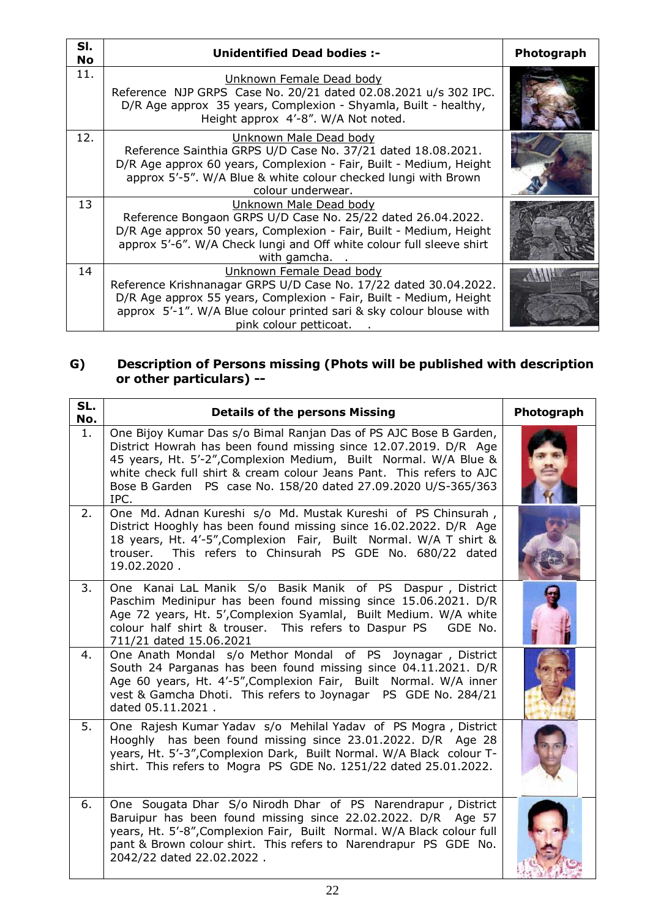| Sl. No | Unidentified Dead bodies :- | Photograph |
|---|---|---|
| 11. | Unknown Female Dead body<br>Reference NJP GRPS Case No. 20/21 dated 02.08.2021 u/s 302 IPC. D/R Age approx 35 years, Complexion - Shyamla, Built - healthy, Height approx 4'-8". W/A Not noted. | |
| 12. | Unknown Male Dead body<br>Reference Sainthia GRPS U/D Case No. 37/21 dated 18.08.2021. D/R Age approx 60 years, Complexion - Fair, Built - Medium, Height approx 5'-5". W/A Blue & white colour checked lungi with Brown colour underwear. | |
| 13 | Unknown Male Dead body<br>Reference Bongaon GRPS U/D Case No. 25/22 dated 26.04.2022. D/R Age approx 50 years, Complexion - Fair, Built - Medium, Height approx 5'-6". W/A Check lungi and Off white colour full sleeve shirt with gamcha. . | |
| 14 | Unknown Female Dead body<br>Reference Krishnanagar GRPS U/D Case No. 17/22 dated 30.04.2022. D/R Age approx 55 years, Complexion - Fair, Built - Medium, Height approx 5'-1". W/A Blue colour printed sari & sky colour blouse with pink colour petticoat. . | |

## G) Description of Persons missing (Phots will be published with description or other particulars) --

| SL. No. | Details of the persons Missing | Photograph |
|---|---|---|
| 1. | One Bijoy Kumar Das s/o Bimal Ranjan Das of PS AJC Bose B Garden, District Howrah has been found missing since 12.07.2019. D/R Age 45 years, Ht. 5'-2",Complexion Medium, Built Normal. W/A Blue & white check full shirt & cream colour Jeans Pant. This refers to AJC Bose B Garden PS case No. 158/20 dated 27.09.2020 U/S-365/363 IPC. | |
| 2. | One Md. Adnan Kureshi s/o Md. Mustak Kureshi of PS Chinsurah , District Hooghly has been found missing since 16.02.2022. D/R Age 18 years, Ht. 4'-5",Complexion Fair, Built Normal. W/A T shirt & trouser. This refers to Chinsurah PS GDE No. 680/22 dated 19.02.2020 . | |
| 3. | One Kanai LaL Manik S/o Basik Manik of PS Daspur , District Paschim Medinipur has been found missing since 15.06.2021. D/R Age 72 years, Ht. 5',Complexion Syamlal, Built Medium. W/A white colour half shirt & trouser. This refers to Daspur PS GDE No. 711/21 dated 15.06.2021 | |
| 4. | One Anath Mondal s/o Methor Mondal of PS Joynagar , District South 24 Parganas has been found missing since 04.11.2021. D/R Age 60 years, Ht. 4'-5",Complexion Fair, Built Normal. W/A inner vest & Gamcha Dhoti. This refers to Joynagar PS GDE No. 284/21 dated 05.11.2021 . | |
| 5. | One Rajesh Kumar Yadav s/o Mehilal Yadav of PS Mogra , District Hooghly has been found missing since 23.01.2022. D/R Age 28 years, Ht. 5'-3",Complexion Dark, Built Normal. W/A Black colour T-shirt. This refers to Mogra PS GDE No. 1251/22 dated 25.01.2022. | |
| 6. | One Sougata Dhar S/o Nirodh Dhar of PS Narendrapur , District Baruipur has been found missing since 22.02.2022. D/R Age 57 years, Ht. 5'-8",Complexion Fair, Built Normal. W/A Black colour full pant & Brown colour shirt. This refers to Narendrapur PS GDE No. 2042/22 dated 22.02.2022 . | |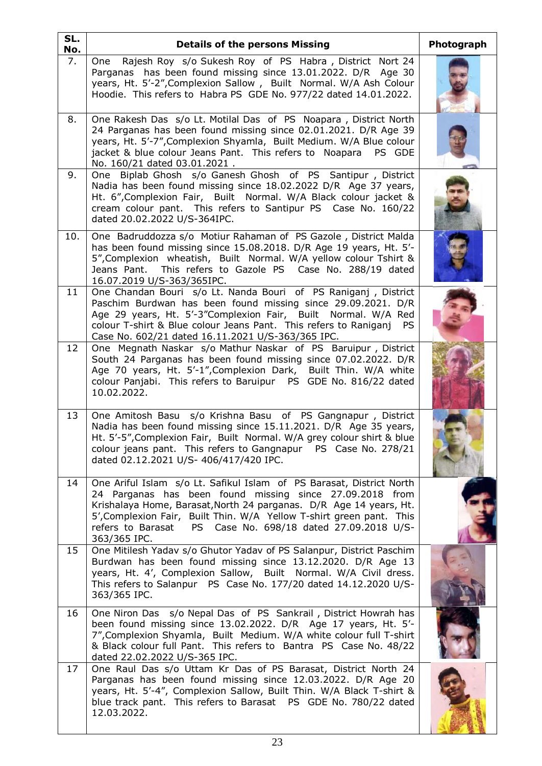| SL. No. | Details of the persons Missing | Photograph |
|---|---|---|
| 7. | One Rajesh Roy s/o Sukesh Roy of PS Habra , District Nort 24 Parganas has been found missing since 13.01.2022. D/R Age 30 years, Ht. 5'-2",Complexion Sallow , Built Normal. W/A Ash Colour Hoodie. This refers to Habra PS GDE No. 977/22 dated 14.01.2022. | |
| 8. | One Rakesh Das s/o Lt. Motilal Das of PS Noapara , District North 24 Parganas has been found missing since 02.01.2021. D/R Age 39 years, Ht. 5'-7",Complexion Shyamla, Built Medium. W/A Blue colour jacket & blue colour Jeans Pant. This refers to Noapara PS GDE No. 160/21 dated 03.01.2021 . | |
| 9. | One Biplab Ghosh s/o Ganesh Ghosh of PS Santipur , District Nadia has been found missing since 18.02.2022 D/R Age 37 years, Ht. 6",Complexion Fair, Built Normal. W/A Black colour jacket & cream colour pant. This refers to Santipur PS Case No. 160/22 dated 20.02.2022 U/S-364IPC. | |
| 10. | One Badruddozza s/o Motiur Rahaman of PS Gazole , District Malda has been found missing since 15.08.2018. D/R Age 19 years, Ht. 5'-5",Complexion wheatish, Built Normal. W/A yellow colour Tshirt & Jeans Pant. This refers to Gazole PS Case No. 288/19 dated 16.07.2019 U/S-363/365IPC. | |
| 11 | One Chandan Bouri s/o Lt. Nanda Bouri of PS Raniganj , District Paschim Burdwan has been found missing since 29.09.2021. D/R Age 29 years, Ht. 5'-3"Complexion Fair, Built Normal. W/A Red colour T-shirt & Blue colour Jeans Pant. This refers to Raniganj PS Case No. 602/21 dated 16.11.2021 U/S-363/365 IPC. | |
| 12 | One Megnath Naskar s/o Mathur Naskar of PS Baruipur , District South 24 Parganas has been found missing since 07.02.2022. D/R Age 70 years, Ht. 5'-1",Complexion Dark, Built Thin. W/A white colour Panjabi. This refers to Baruipur PS GDE No. 816/22 dated 10.02.2022. | |
| 13 | One Amitosh Basu s/o Krishna Basu of PS Gangnapur , District Nadia has been found missing since 15.11.2021. D/R Age 35 years, Ht. 5'-5",Complexion Fair, Built Normal. W/A grey colour shirt & blue colour jeans pant. This refers to Gangnapur PS Case No. 278/21 dated 02.12.2021 U/S- 406/417/420 IPC. | |
| 14 | One Ariful Islam s/o Lt. Safikul Islam of PS Barasat, District North 24 Parganas has been found missing since 27.09.2018 from Krishalaya Home, Barasat,North 24 parganas. D/R Age 14 years, Ht. 5',Complexion Fair, Built Thin. W/A Yellow T-shirt green pant. This refers to Barasat PS Case No. 698/18 dated 27.09.2018 U/S-363/365 IPC. | |
| 15 | One Mitilesh Yadav s/o Ghutor Yadav of PS Salanpur, District Paschim Burdwan has been found missing since 13.12.2020. D/R Age 13 years, Ht. 4', Complexion Sallow, Built Normal. W/A Civil dress. This refers to Salanpur PS Case No. 177/20 dated 14.12.2020 U/S-363/365 IPC. | |
| 16 | One Niron Das s/o Nepal Das of PS Sankrail , District Howrah has been found missing since 13.02.2022. D/R Age 17 years, Ht. 5'-7",Complexion Shyamla, Built Medium. W/A white colour full T-shirt & Black colour full Pant. This refers to Bantra PS Case No. 48/22 dated 22.02.2022 U/S-365 IPC. | |
| 17 | One Raul Das s/o Uttam Kr Das of PS Barasat, District North 24 Parganas has been found missing since 12.03.2022. D/R Age 20 years, Ht. 5'-4", Complexion Sallow, Built Thin. W/A Black T-shirt & blue track pant. This refers to Barasat PS GDE No. 780/22 dated 12.03.2022. | |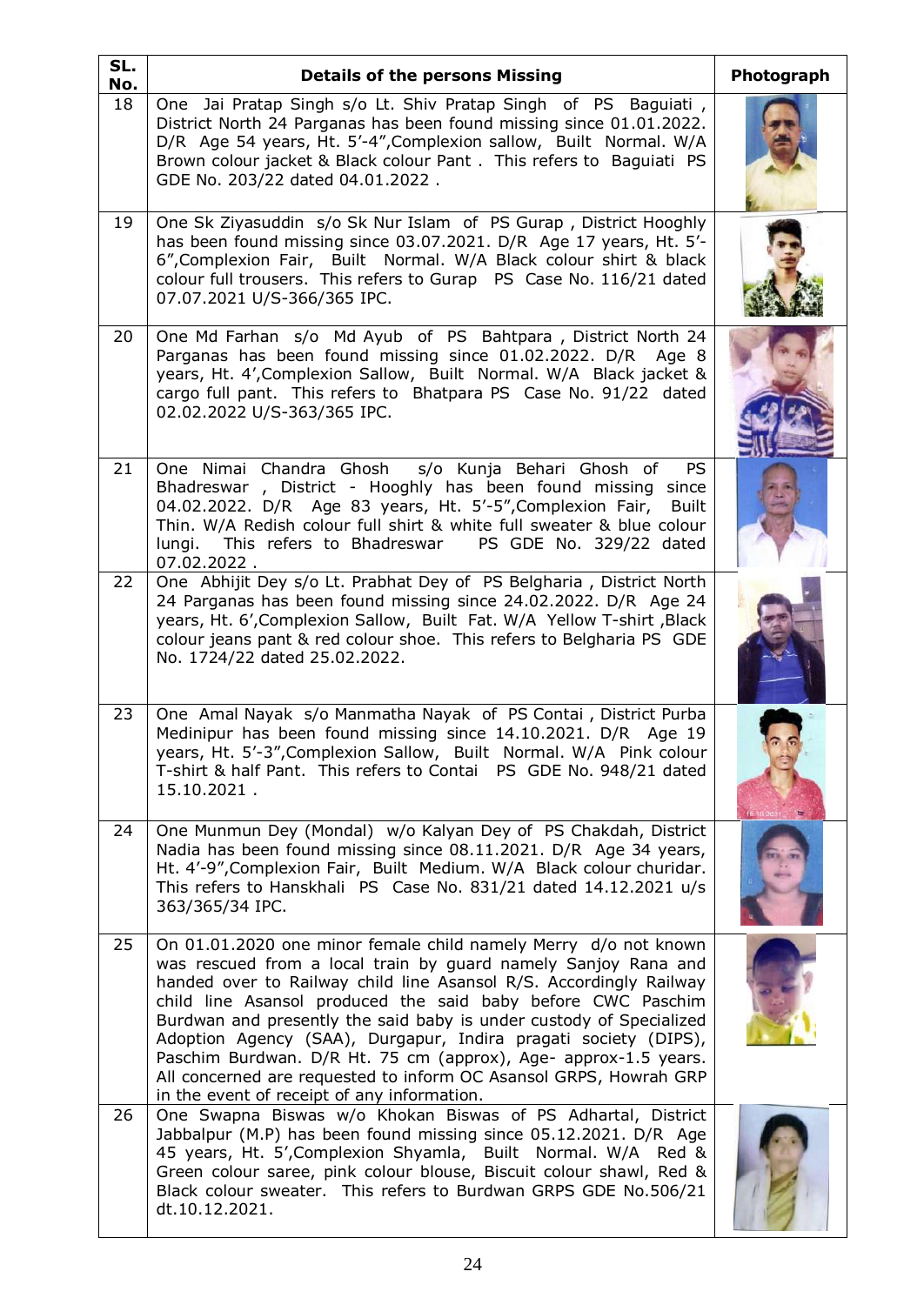| SL. No. | Details of the persons Missing | Photograph |
|---|---|---|
| 18 | One Jai Pratap Singh s/o Lt. Shiv Pratap Singh of PS Baguiati , District North 24 Parganas has been found missing since 01.01.2022. D/R Age 54 years, Ht. 5'-4",Complexion sallow, Built Normal. W/A Brown colour jacket & Black colour Pant . This refers to Baguiati PS GDE No. 203/22 dated 04.01.2022 . | |
| 19 | One Sk Ziyasuddin s/o Sk Nur Islam of PS Gurap , District Hooghly has been found missing since 03.07.2021. D/R Age 17 years, Ht. 5'-6",Complexion Fair, Built Normal. W/A Black colour shirt & black colour full trousers. This refers to Gurap PS Case No. 116/21 dated 07.07.2021 U/S-366/365 IPC. | |
| 20 | One Md Farhan s/o Md Ayub of PS Bahtpara , District North 24 Parganas has been found missing since 01.02.2022. D/R Age 8 years, Ht. 4',Complexion Sallow, Built Normal. W/A Black jacket & cargo full pant. This refers to Bhatpara PS Case No. 91/22 dated 02.02.2022 U/S-363/365 IPC. | |
| 21 | One Nimai Chandra Ghosh s/o Kunja Behari Ghosh of PS Bhadreswar , District - Hooghly has been found missing since 04.02.2022. D/R Age 83 years, Ht. 5'-5",Complexion Fair, Built Thin. W/A Redish colour full shirt & white full sweater & blue colour lungi. This refers to Bhadreswar PS GDE No. 329/22 dated 07.02.2022 . | |
| 22 | One Abhijit Dey s/o Lt. Prabhat Dey of PS Belgharia , District North 24 Parganas has been found missing since 24.02.2022. D/R Age 24 years, Ht. 6',Complexion Sallow, Built Fat. W/A Yellow T-shirt ,Black colour jeans pant & red colour shoe. This refers to Belgharia PS GDE No. 1724/22 dated 25.02.2022. | |
| 23 | One Amal Nayak s/o Manmatha Nayak of PS Contai , District Purba Medinipur has been found missing since 14.10.2021. D/R Age 19 years, Ht. 5'-3",Complexion Sallow, Built Normal. W/A Pink colour T-shirt & half Pant. This refers to Contai PS GDE No. 948/21 dated 15.10.2021 . | |
| 24 | One Munmun Dey (Mondal) w/o Kalyan Dey of PS Chakdah, District Nadia has been found missing since 08.11.2021. D/R Age 34 years, Ht. 4'-9",Complexion Fair, Built Medium. W/A Black colour churidar. This refers to Hanskhali PS Case No. 831/21 dated 14.12.2021 u/s 363/365/34 IPC. | |
| 25 | On 01.01.2020 one minor female child namely Merry d/o not known was rescued from a local train by guard namely Sanjoy Rana and handed over to Railway child line Asansol R/S. Accordingly Railway child line Asansol produced the said baby before CWC Paschim Burdwan and presently the said baby is under custody of Specialized Adoption Agency (SAA), Durgapur, Indira pragati society (DIPS), Paschim Burdwan. D/R Ht. 75 cm (approx), Age- approx-1.5 years. All concerned are requested to inform OC Asansol GRPS, Howrah GRP in the event of receipt of any information. | |
| 26 | One Swapna Biswas w/o Khokan Biswas of PS Adhartal, District Jabbalpur (M.P) has been found missing since 05.12.2021. D/R Age 45 years, Ht. 5',Complexion Shyamla, Built Normal. W/A Red & Green colour saree, pink colour blouse, Biscuit colour shawl, Red & Black colour sweater. This refers to Burdwan GRPS GDE No.506/21 dt.10.12.2021. | |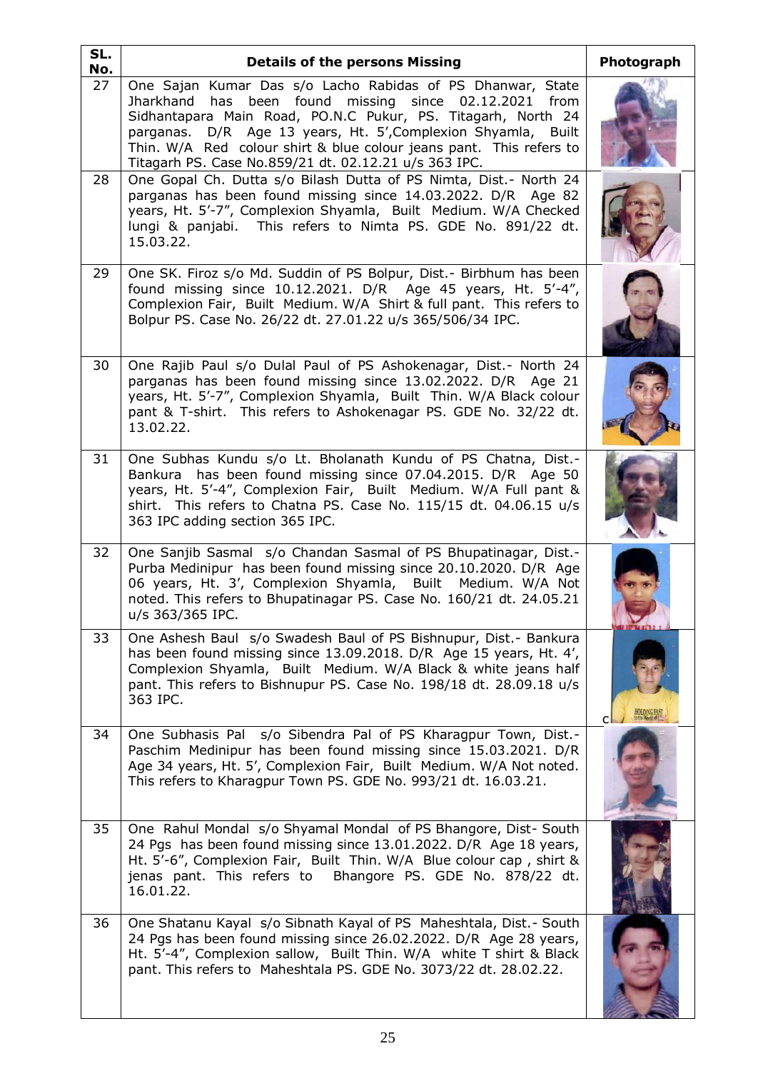| SL. No. | Details of the persons Missing | Photograph |
|---|---|---|
| 27 | One Sajan Kumar Das s/o Lacho Rabidas of PS Dhanwar, State Jharkhand has been found missing since 02.12.2021 from Sidhantapara Main Road, PO.N.C Pukur, PS. Titagarh, North 24 parganas. D/R Age 13 years, Ht. 5',Complexion Shyamla, Built Thin. W/A Red colour shirt & blue colour jeans pant. This refers to Titagarh PS. Case No.859/21 dt. 02.12.21 u/s 363 IPC. | |
| 28 | One Gopal Ch. Dutta s/o Bilash Dutta of PS Nimta, Dist.- North 24 parganas has been found missing since 14.03.2022. D/R Age 82 years, Ht. 5'-7", Complexion Shyamla, Built Medium. W/A Checked lungi & panjabi. This refers to Nimta PS. GDE No. 891/22 dt. 15.03.22. | |
| 29 | One SK. Firoz s/o Md. Suddin of PS Bolpur, Dist.- Birbhum has been found missing since 10.12.2021. D/R Age 45 years, Ht. 5'-4", Complexion Fair, Built Medium. W/A Shirt & full pant. This refers to Bolpur PS. Case No. 26/22 dt. 27.01.22 u/s 365/506/34 IPC. | |
| 30 | One Rajib Paul s/o Dulal Paul of PS Ashokenagar, Dist.- North 24 parganas has been found missing since 13.02.2022. D/R Age 21 years, Ht. 5'-7", Complexion Shyamla, Built Thin. W/A Black colour pant & T-shirt. This refers to Ashokenagar PS. GDE No. 32/22 dt. 13.02.22. | |
| 31 | One Subhas Kundu s/o Lt. Bholanath Kundu of PS Chatna, Dist.- Bankura has been found missing since 07.04.2015. D/R Age 50 years, Ht. 5'-4", Complexion Fair, Built Medium. W/A Full pant & shirt. This refers to Chatna PS. Case No. 115/15 dt. 04.06.15 u/s 363 IPC adding section 365 IPC. | |
| 32 | One Sanjib Sasmal s/o Chandan Sasmal of PS Bhupatinagar, Dist.- Purba Medinipur has been found missing since 20.10.2020. D/R Age 06 years, Ht. 3', Complexion Shyamla, Built Medium. W/A Not noted. This refers to Bhupatinagar PS. Case No. 160/21 dt. 24.05.21 u/s 363/365 IPC. | |
| 33 | One Ashesh Baul s/o Swadesh Baul of PS Bishnupur, Dist.- Bankura has been found missing since 13.09.2018. D/R Age 15 years, Ht. 4', Complexion Shyamla, Built Medium. W/A Black & white jeans half pant. This refers to Bishnupur PS. Case No. 198/18 dt. 28.09.18 u/s 363 IPC. | |
| 34 | One Subhasis Pal s/o Sibendra Pal of PS Kharagpur Town, Dist.- Paschim Medinipur has been found missing since 15.03.2021. D/R Age 34 years, Ht. 5', Complexion Fair, Built Medium. W/A Not noted. This refers to Kharagpur Town PS. GDE No. 993/21 dt. 16.03.21. | |
| 35 | One Rahul Mondal s/o Shyamal Mondal of PS Bhangore, Dist- South 24 Pgs has been found missing since 13.01.2022. D/R Age 18 years, Ht. 5'-6", Complexion Fair, Built Thin. W/A Blue colour cap , shirt & jenas pant. This refers to Bhangore PS. GDE No. 878/22 dt. 16.01.22. | |
| 36 | One Shatanu Kayal s/o Sibnath Kayal of PS Maheshtala, Dist.- South 24 Pgs has been found missing since 26.02.2022. D/R Age 28 years, Ht. 5'-4", Complexion sallow, Built Thin. W/A white T shirt & Black pant. This refers to Maheshtala PS. GDE No. 3073/22 dt. 28.02.22. | |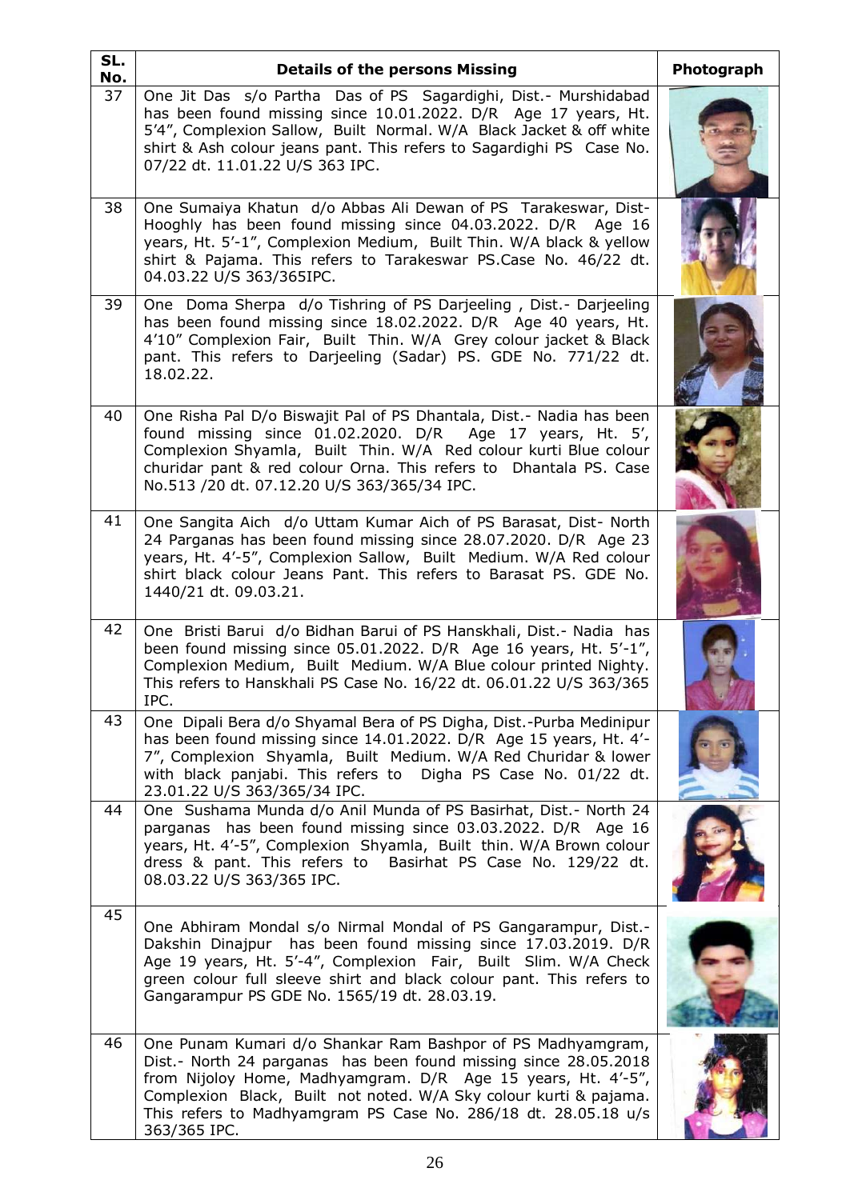| SL. No. | Details of the persons Missing | Photograph |
|---|---|---|
| 37 | One Jit Das s/o Partha Das of PS Sagardighi, Dist.- Murshidabad has been found missing since 10.01.2022. D/R Age 17 years, Ht. 5'4", Complexion Sallow, Built Normal. W/A Black Jacket & off white shirt & Ash colour jeans pant. This refers to Sagardighi PS Case No. 07/22 dt. 11.01.22 U/S 363 IPC. | |
| 38 | One Sumaiya Khatun d/o Abbas Ali Dewan of PS Tarakeswar, Dist- Hooghly has been found missing since 04.03.2022. D/R Age 16 years, Ht. 5'-1", Complexion Medium, Built Thin. W/A black & yellow shirt & Pajama. This refers to Tarakeswar PS.Case No. 46/22 dt. 04.03.22 U/S 363/365IPC. | |
| 39 | One Doma Sherpa d/o Tishring of PS Darjeeling , Dist.- Darjeeling has been found missing since 18.02.2022. D/R Age 40 years, Ht. 4'10" Complexion Fair, Built Thin. W/A Grey colour jacket & Black pant. This refers to Darjeeling (Sadar) PS. GDE No. 771/22 dt. 18.02.22. | |
| 40 | One Risha Pal D/o Biswajit Pal of PS Dhantala, Dist.- Nadia has been found missing since 01.02.2020. D/R Age 17 years, Ht. 5', Complexion Shyamla, Built Thin. W/A Red colour kurti Blue colour churidar pant & red colour Orna. This refers to Dhantala PS. Case No.513 /20 dt. 07.12.20 U/S 363/365/34 IPC. | |
| 41 | One Sangita Aich d/o Uttam Kumar Aich of PS Barasat, Dist- North 24 Parganas has been found missing since 28.07.2020. D/R Age 23 years, Ht. 4'-5", Complexion Sallow, Built Medium. W/A Red colour shirt black colour Jeans Pant. This refers to Barasat PS. GDE No. 1440/21 dt. 09.03.21. | |
| 42 | One Bristi Barui d/o Bidhan Barui of PS Hanskhali, Dist.- Nadia has been found missing since 05.01.2022. D/R Age 16 years, Ht. 5'-1", Complexion Medium, Built Medium. W/A Blue colour printed Nighty. This refers to Hanskhali PS Case No. 16/22 dt. 06.01.22 U/S 363/365 IPC. | |
| 43 | One Dipali Bera d/o Shyamal Bera of PS Digha, Dist.-Purba Medinipur has been found missing since 14.01.2022. D/R Age 15 years, Ht. 4'-7", Complexion Shyamla, Built Medium. W/A Red Churidar & lower with black panjabi. This refers to Digha PS Case No. 01/22 dt. 23.01.22 U/S 363/365/34 IPC. | |
| 44 | One Sushama Munda d/o Anil Munda of PS Basirhat, Dist.- North 24 parganas has been found missing since 03.03.2022. D/R Age 16 years, Ht. 4'-5", Complexion Shyamla, Built thin. W/A Brown colour dress & pant. This refers to Basirhat PS Case No. 129/22 dt. 08.03.22 U/S 363/365 IPC. | |
| 45 | One Abhiram Mondal s/o Nirmal Mondal of PS Gangarampur, Dist.- Dakshin Dinajpur has been found missing since 17.03.2019. D/R Age 19 years, Ht. 5'-4", Complexion Fair, Built Slim. W/A Check green colour full sleeve shirt and black colour pant. This refers to Gangarampur PS GDE No. 1565/19 dt. 28.03.19. | |
| 46 | One Punam Kumari d/o Shankar Ram Bashpor of PS Madhyamgram, Dist.- North 24 parganas has been found missing since 28.05.2018 from Nijoloy Home, Madhyamgram. D/R Age 15 years, Ht. 4'-5", Complexion Black, Built not noted. W/A Sky colour kurti & pajama. This refers to Madhyamgram PS Case No. 286/18 dt. 28.05.18 u/s 363/365 IPC. | |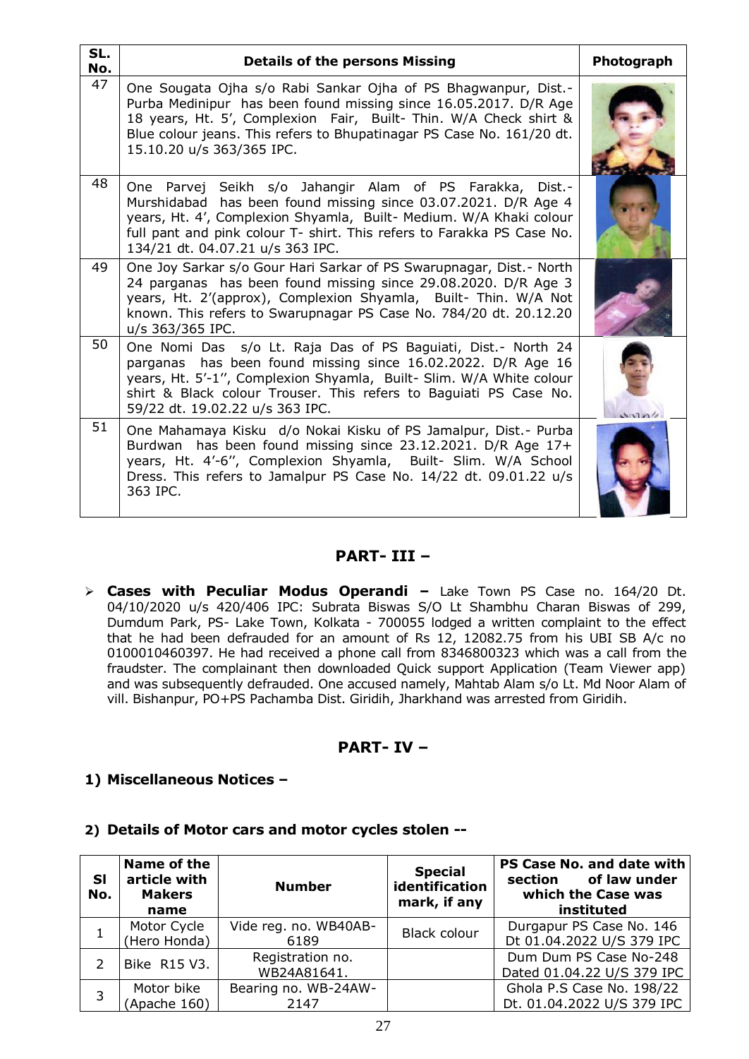| SL. No. | Details of the persons Missing | Photograph |
|---|---|---|
| 47 | One Sougata Ojha s/o Rabi Sankar Ojha of PS Bhagwanpur, Dist.- Purba Medinipur has been found missing since 16.05.2017. D/R Age 18 years, Ht. 5', Complexion Fair, Built- Thin. W/A Check shirt & Blue colour jeans. This refers to Bhupatinagar PS Case No. 161/20 dt. 15.10.20 u/s 363/365 IPC. | |
| 48 | One Parvej Seikh s/o Jahangir Alam of PS Farakka, Dist.- Murshidabad has been found missing since 03.07.2021. D/R Age 4 years, Ht. 4', Complexion Shyamla, Built- Medium. W/A Khaki colour full pant and pink colour T- shirt. This refers to Farakka PS Case No. 134/21 dt. 04.07.21 u/s 363 IPC. | |
| 49 | One Joy Sarkar s/o Gour Hari Sarkar of PS Swarupnagar, Dist.- North 24 parganas has been found missing since 29.08.2020. D/R Age 3 years, Ht. 2'(approx), Complexion Shyamla, Built- Thin. W/A Not known. This refers to Swarupnagar PS Case No. 784/20 dt. 20.12.20 u/s 363/365 IPC. | |
| 50 | One Nomi Das s/o Lt. Raja Das of PS Baguiati, Dist.- North 24 parganas has been found missing since 16.02.2022. D/R Age 16 years, Ht. 5'-1'', Complexion Shyamla, Built- Slim. W/A White colour shirt & Black colour Trouser. This refers to Baguiati PS Case No. 59/22 dt. 19.02.22 u/s 363 IPC. | |
| 51 | One Mahamaya Kisku d/o Nokai Kisku of PS Jamalpur, Dist.- Purba Burdwan has been found missing since 23.12.2021. D/R Age 17+ years, Ht. 4'-6'', Complexion Shyamla, Built- Slim. W/A School Dress. This refers to Jamalpur PS Case No. 14/22 dt. 09.01.22 u/s 363 IPC. | |

## PART- III –

- **Cases with Peculiar Modus Operandi –** Lake Town PS Case no. 164/20 Dt. 04/10/2020 u/s 420/406 IPC: Subrata Biswas S/O Lt Shambhu Charan Biswas of 299, Dumdum Park, PS- Lake Town, Kolkata - 700055 lodged a written complaint to the effect that he had been defrauded for an amount of Rs 12, 12082.75 from his UBI SB A/c no 0100010460397. He had received a phone call from 8346800323 which was a call from the fraudster. The complainant then downloaded Quick support Application (Team Viewer app) and was subsequently defrauded. One accused namely, Mahtab Alam s/o Lt. Md Noor Alam of vill. Bishanpur, PO+PS Pachamba Dist. Giridih, Jharkhand was arrested from Giridih.

## PART- IV –

### 1) Miscellaneous Notices –

### 2) Details of Motor cars and motor cycles stolen --

| Sl No. | Name of the article with Makers name | Number | Special identification mark, if any | PS Case No. and date with section of law under which the Case was instituted |
|---|---|---|---|---|
| 1 | Motor Cycle (Hero Honda) | Vide reg. no. WB40AB-6189 | Black colour | Durgapur PS Case No. 146 Dt 01.04.2022 U/S 379 IPC |
| 2 | Bike R15 V3. | Registration no. WB24A81641. | | Dum Dum PS Case No-248 Dated 01.04.22 U/S 379 IPC |
| 3 | Motor bike (Apache 160) | Bearing no. WB-24AW-2147 | | Ghola P.S Case No. 198/22 Dt. 01.04.2022 U/S 379 IPC |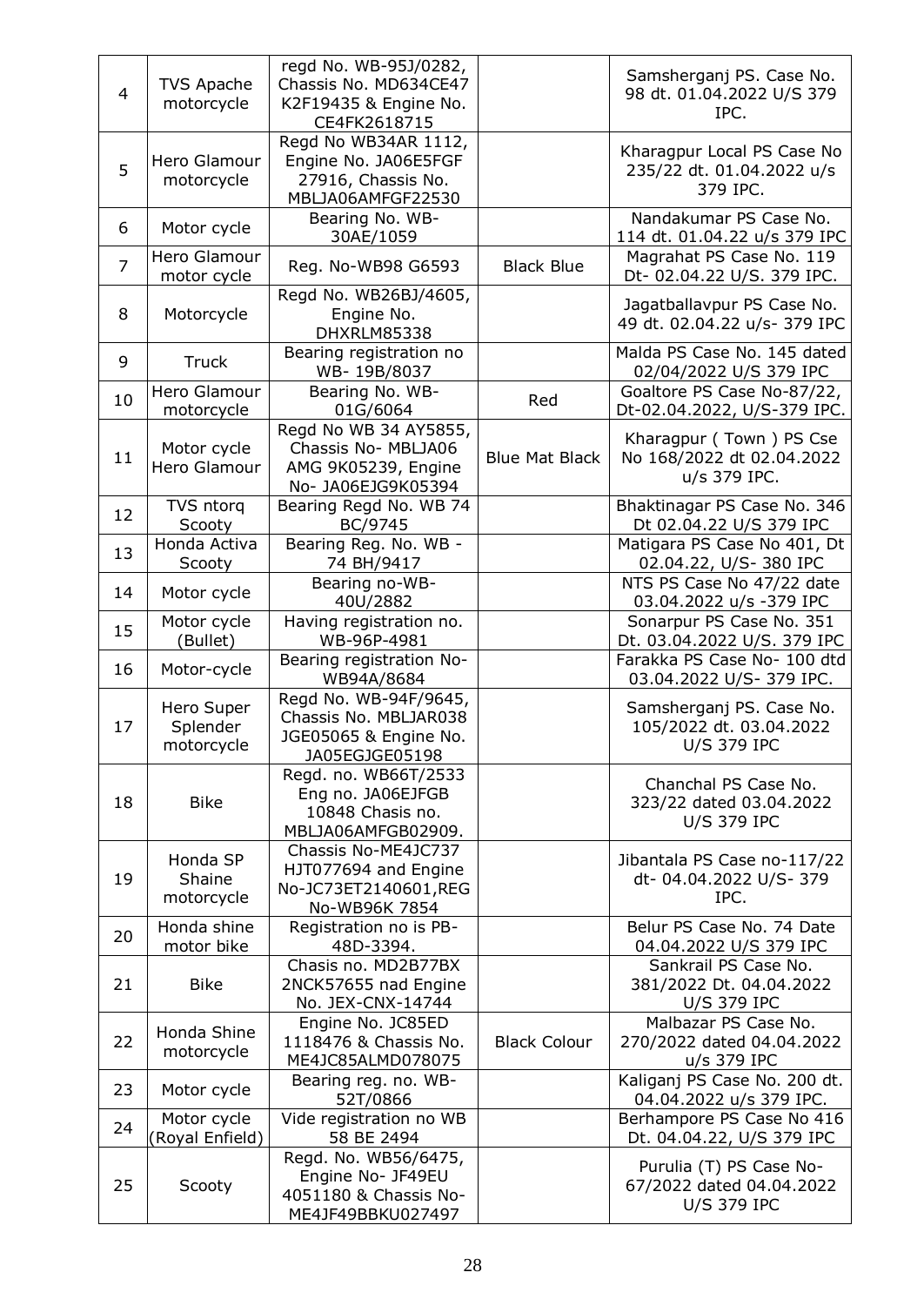| 4 | TVS Apache motorcycle | regd No. WB-95J/0282, Chassis No. MD634CE47 K2F19435 & Engine No. CE4FK2618715 | | Samsherganj PS. Case No. 98 dt. 01.04.2022 U/S 379 IPC. |
|---|---|---|---|---|
| 5 | Hero Glamour motorcycle | Regd No WB34AR 1112, Engine No. JA06E5FGF 27916, Chassis No. MBLJA06AMFGF22530 | | Kharagpur Local PS Case No 235/22 dt. 01.04.2022 u/s 379 IPC. |
| 6 | Motor cycle | Bearing No. WB-30AE/1059 | | Nandakumar PS Case No. 114 dt. 01.04.22 u/s 379 IPC |
| 7 | Hero Glamour motor cycle | Reg. No-WB98 G6593 | Black Blue | Magrahat PS Case No. 119 Dt- 02.04.22 U/S. 379 IPC. |
| 8 | Motorcycle | Regd No. WB26BJ/4605, Engine No. DHXRLM85338 | | Jagatballavpur PS Case No. 49 dt. 02.04.22 u/s- 379 IPC |
| 9 | Truck | Bearing registration no WB- 19B/8037 | | Malda PS Case No. 145 dated 02/04/2022 U/S 379 IPC |
| 10 | Hero Glamour motorcycle | Bearing No. WB-01G/6064 | Red | Goaltore PS Case No-87/22, Dt-02.04.2022, U/S-379 IPC. |
| 11 | Motor cycle Hero Glamour | Regd No WB 34 AY5855, Chassis No- MBLJA06 AMG 9K05239, Engine No- JA06EJG9K05394 | Blue Mat Black | Kharagpur ( Town ) PS Cse No 168/2022 dt 02.04.2022 u/s 379 IPC. |
| 12 | TVS ntorq Scooty | Bearing Regd No. WB 74 BC/9745 | | Bhaktinagar PS Case No. 346 Dt 02.04.22 U/S 379 IPC |
| 13 | Honda Activa Scooty | Bearing Reg. No. WB - 74 BH/9417 | | Matigara PS Case No 401, Dt 02.04.22, U/S- 380 IPC |
| 14 | Motor cycle | Bearing no-WB-40U/2882 | | NTS PS Case No 47/22 date 03.04.2022 u/s -379 IPC |
| 15 | Motor cycle (Bullet) | Having registration no. WB-96P-4981 | | Sonarpur PS Case No. 351 Dt. 03.04.2022 U/S. 379 IPC |
| 16 | Motor-cycle | Bearing registration No-WB94A/8684 | | Farakka PS Case No- 100 dtd 03.04.2022 U/S- 379 IPC. |
| 17 | Hero Super Splender motorcycle | Regd No. WB-94F/9645, Chassis No. MBLJAR038 JGE05065 & Engine No. JA05EGJGE05198 | | Samsherganj PS. Case No. 105/2022 dt. 03.04.2022 U/S 379 IPC |
| 18 | Bike | Regd. no. WB66T/2533 Eng no. JA06EJFGB 10848 Chasis no. MBLJA06AMFGB02909. | | Chanchal PS Case No. 323/22 dated 03.04.2022 U/S 379 IPC |
| 19 | Honda SP Shaine motorcycle | Chassis No-ME4JC737 HJT077694 and Engine No-JC73ET2140601,REG No-WB96K 7854 | | Jibantala PS Case no-117/22 dt- 04.04.2022 U/S- 379 IPC. |
| 20 | Honda shine motor bike | Registration no is PB-48D-3394. | | Belur PS Case No. 74 Date 04.04.2022 U/S 379 IPC |
| 21 | Bike | Chasis no. MD2B77BX 2NCK57655 nad Engine No. JEX-CNX-14744 | | Sankrail PS Case No. 381/2022 Dt. 04.04.2022 U/S 379 IPC |
| 22 | Honda Shine motorcycle | Engine No. JC85ED 1118476 & Chassis No. ME4JC85ALMD078075 | Black Colour | Malbazar PS Case No. 270/2022 dated 04.04.2022 u/s 379 IPC |
| 23 | Motor cycle | Bearing reg. no. WB-52T/0866 | | Kaliganj PS Case No. 200 dt. 04.04.2022 u/s 379 IPC. |
| 24 | Motor cycle (Royal Enfield) | Vide registration no WB 58 BE 2494 | | Berhampore PS Case No 416 Dt. 04.04.22, U/S 379 IPC |
| 25 | Scooty | Regd. No. WB56/6475, Engine No- JF49EU 4051180 & Chassis No-ME4JF49BBKU027497 | | Purulia (T) PS Case No-67/2022 dated 04.04.2022 U/S 379 IPC |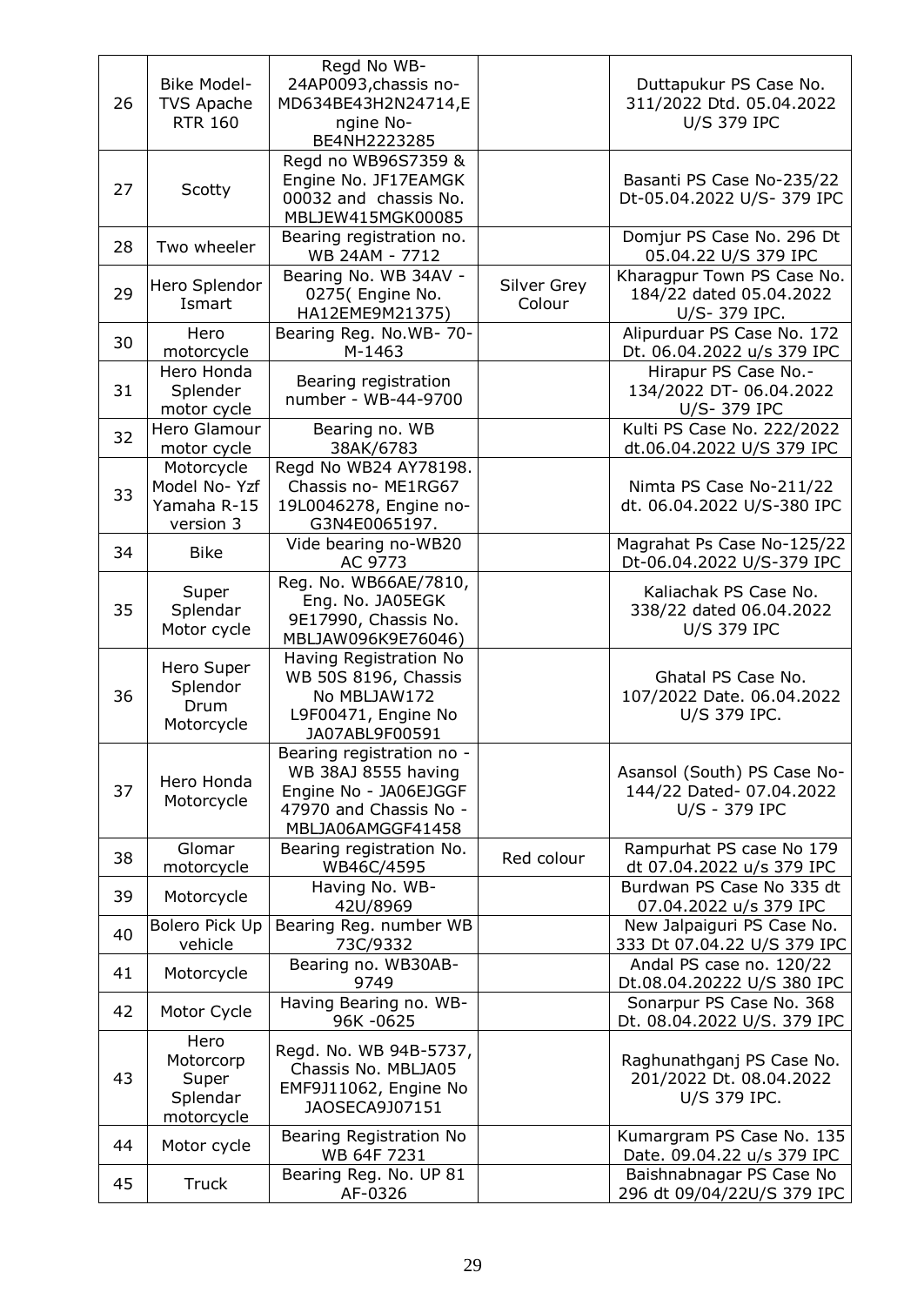| 26 | Bike Model- TVS Apache RTR 160 | Regd No WB-24AP0093,chassis no-MD634BE43H2N24714,Engine No-BE4NH2223285 | | Duttapukur PS Case No. 311/2022 Dtd. 05.04.2022 U/S 379 IPC |
|---|---|---|---|---|
| 27 | Scotty | Regd no WB96S7359 & Engine No. JF17EAMGK 00032 and chassis No. MBLJEW415MGK00085 | | Basanti PS Case No-235/22 Dt-05.04.2022 U/S- 379 IPC |
| 28 | Two wheeler | Bearing registration no. WB 24AM - 7712 | | Domjur PS Case No. 296 Dt 05.04.22 U/S 379 IPC |
| 29 | Hero Splendor Ismart | Bearing No. WB 34AV - 0275( Engine No. HA12EME9M21375) | Silver Grey Colour | Kharagpur Town PS Case No. 184/22 dated 05.04.2022 U/S- 379 IPC. |
| 30 | Hero motorcycle | Bearing Reg. No.WB- 70-M-1463 | | Alipurduar PS Case No. 172 Dt. 06.04.2022 u/s 379 IPC |
| 31 | Hero Honda Splender motor cycle | Bearing registration number - WB-44-9700 | | Hirapur PS Case No.- 134/2022 DT- 06.04.2022 U/S- 379 IPC |
| 32 | Hero Glamour motor cycle | Bearing no. WB 38AK/6783 | | Kulti PS Case No. 222/2022 dt.06.04.2022 U/S 379 IPC |
| 33 | Motorcycle Model No- Yzf Yamaha R-15 version 3 | Regd No WB24 AY78198. Chassis no- ME1RG67 19L0046278, Engine no-G3N4E0065197. | | Nimta PS Case No-211/22 dt. 06.04.2022 U/S-380 IPC |
| 34 | Bike | Vide bearing no-WB20 AC 9773 | | Magrahat Ps Case No-125/22 Dt-06.04.2022 U/S-379 IPC |
| 35 | Super Splendar Motor cycle | Reg. No. WB66AE/7810, Eng. No. JA05EGK 9E17990, Chassis No. MBLJAW096K9E76046) | | Kaliachak PS Case No. 338/22 dated 06.04.2022 U/S 379 IPC |
| 36 | Hero Super Splendor Drum Motorcycle | Having Registration No WB 50S 8196, Chassis No MBLJAW172 L9F00471, Engine No JA07ABL9F00591 | | Ghatal PS Case No. 107/2022 Date. 06.04.2022 U/S 379 IPC. |
| 37 | Hero Honda Motorcycle | Bearing registration no - WB 38AJ 8555 having Engine No - JA06EJGGF 47970 and Chassis No - MBLJA06AMGGF41458 | | Asansol (South) PS Case No-144/22 Dated- 07.04.2022 U/S - 379 IPC |
| 38 | Glomar motorcycle | Bearing registration No. WB46C/4595 | Red colour | Rampurhat PS case No 179 dt 07.04.2022 u/s 379 IPC |
| 39 | Motorcycle | Having No. WB-42U/8969 | | Burdwan PS Case No 335 dt 07.04.2022 u/s 379 IPC |
| 40 | Bolero Pick Up vehicle | Bearing Reg. number WB 73C/9332 | | New Jalpaiguri PS Case No. 333 Dt 07.04.22 U/S 379 IPC |
| 41 | Motorcycle | Bearing no. WB30AB-9749 | | Andal PS case no. 120/22 Dt.08.04.20222 U/S 380 IPC |
| 42 | Motor Cycle | Having Bearing no. WB-96K -0625 | | Sonarpur PS Case No. 368 Dt. 08.04.2022 U/S. 379 IPC |
| 43 | Hero Motorcorp Super Splendar motorcycle | Regd. No. WB 94B-5737, Chassis No. MBLJA05 EMF9J11062, Engine No JAOSECA9J07151 | | Raghunathganj PS Case No. 201/2022 Dt. 08.04.2022 U/S 379 IPC. |
| 44 | Motor cycle | Bearing Registration No WB 64F 7231 | | Kumargram PS Case No. 135 Date. 09.04.22 u/s 379 IPC |
| 45 | Truck | Bearing Reg. No. UP 81 AF-0326 | | Baishnabnagar PS Case No 296 dt 09/04/22U/S 379 IPC |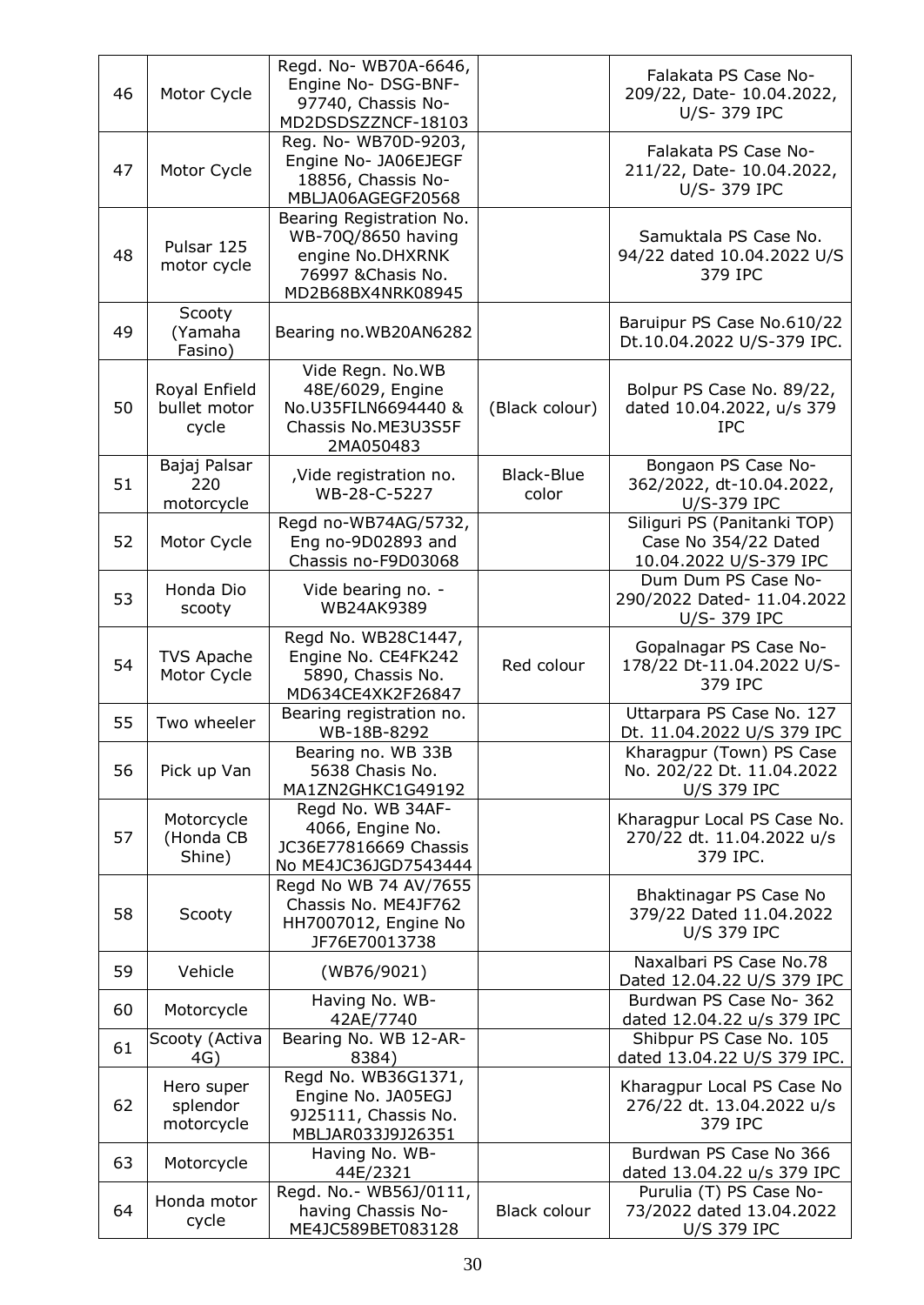| 46 | Motor Cycle | Regd. No- WB70A-6646, Engine No- DSG-BNF-97740, Chassis No-MD2DSDSZZNCF-18103 | | Falakata PS Case No-209/22, Date- 10.04.2022, U/S- 379 IPC |
|---|---|---|---|---|
| 47 | Motor Cycle | Reg. No- WB70D-9203, Engine No- JA06EJEGF 18856, Chassis No-MBLJA06AGEGF20568 | | Falakata PS Case No-211/22, Date- 10.04.2022, U/S- 379 IPC |
| 48 | Pulsar 125 motor cycle | Bearing Registration No. WB-70Q/8650 having engine No.DHXRNK 76997 &Chasis No. MD2B68BX4NRK08945 | | Samuktala PS Case No. 94/22 dated 10.04.2022 U/S 379 IPC |
| 49 | Scooty (Yamaha Fasino) | Bearing no.WB20AN6282 | | Baruipur PS Case No.610/22 Dt.10.04.2022 U/S-379 IPC. |
| 50 | Royal Enfield bullet motor cycle | Vide Regn. No.WB 48E/6029, Engine No.U35FILN6694440 & Chassis No.ME3U3S5F 2MA050483 | (Black colour) | Bolpur PS Case No. 89/22, dated 10.04.2022, u/s 379 IPC |
| 51 | Bajaj Palsar 220 motorcycle | ,Vide registration no. WB-28-C-5227 | Black-Blue color | Bongaon PS Case No-362/2022, dt-10.04.2022, U/S-379 IPC |
| 52 | Motor Cycle | Regd no-WB74AG/5732, Eng no-9D02893 and Chassis no-F9D03068 | | Siliguri PS (Panitanki TOP) Case No 354/22 Dated 10.04.2022 U/S-379 IPC |
| 53 | Honda Dio scooty | Vide bearing no. - WB24AK9389 | | Dum Dum PS Case No-290/2022 Dated- 11.04.2022 U/S- 379 IPC |
| 54 | TVS Apache Motor Cycle | Regd No. WB28C1447, Engine No. CE4FK242 5890, Chassis No. MD634CE4XK2F26847 | Red colour | Gopalnagar PS Case No-178/22 Dt-11.04.2022 U/S-379 IPC |
| 55 | Two wheeler | Bearing registration no. WB-18B-8292 | | Uttarpara PS Case No. 127 Dt. 11.04.2022 U/S 379 IPC |
| 56 | Pick up Van | Bearing no. WB 33B 5638 Chasis No. MA1ZN2GHKC1G49192 | | Kharagpur (Town) PS Case No. 202/22 Dt. 11.04.2022 U/S 379 IPC |
| 57 | Motorcycle (Honda CB Shine) | Regd No. WB 34AF-4066, Engine No. JC36E77816669 Chassis No ME4JC36JGD7543444 | | Kharagpur Local PS Case No. 270/22 dt. 11.04.2022 u/s 379 IPC. |
| 58 | Scooty | Regd No WB 74 AV/7655 Chassis No. ME4JF762 HH7007012, Engine No JF76E70013738 | | Bhaktinagar PS Case No 379/22 Dated 11.04.2022 U/S 379 IPC |
| 59 | Vehicle | (WB76/9021) | | Naxalbari PS Case No.78 Dated 12.04.22 U/S 379 IPC |
| 60 | Motorcycle | Having No. WB-42AE/7740 | | Burdwan PS Case No- 362 dated 12.04.22 u/s 379 IPC |
| 61 | Scooty (Activa 4G) | Bearing No. WB 12-AR-8384) | | Shibpur PS Case No. 105 dated 13.04.22 U/S 379 IPC. |
| 62 | Hero super splendor motorcycle | Regd No. WB36G1371, Engine No. JA05EGJ 9J25111, Chassis No. MBLJAR033J9J26351 | | Kharagpur Local PS Case No 276/22 dt. 13.04.2022 u/s 379 IPC |
| 63 | Motorcycle | Having No. WB-44E/2321 | | Burdwan PS Case No 366 dated 13.04.22 u/s 379 IPC |
| 64 | Honda motor cycle | Regd. No.- WB56J/0111, having Chassis No-ME4JC589BET083128 | Black colour | Purulia (T) PS Case No-73/2022 dated 13.04.2022 U/S 379 IPC |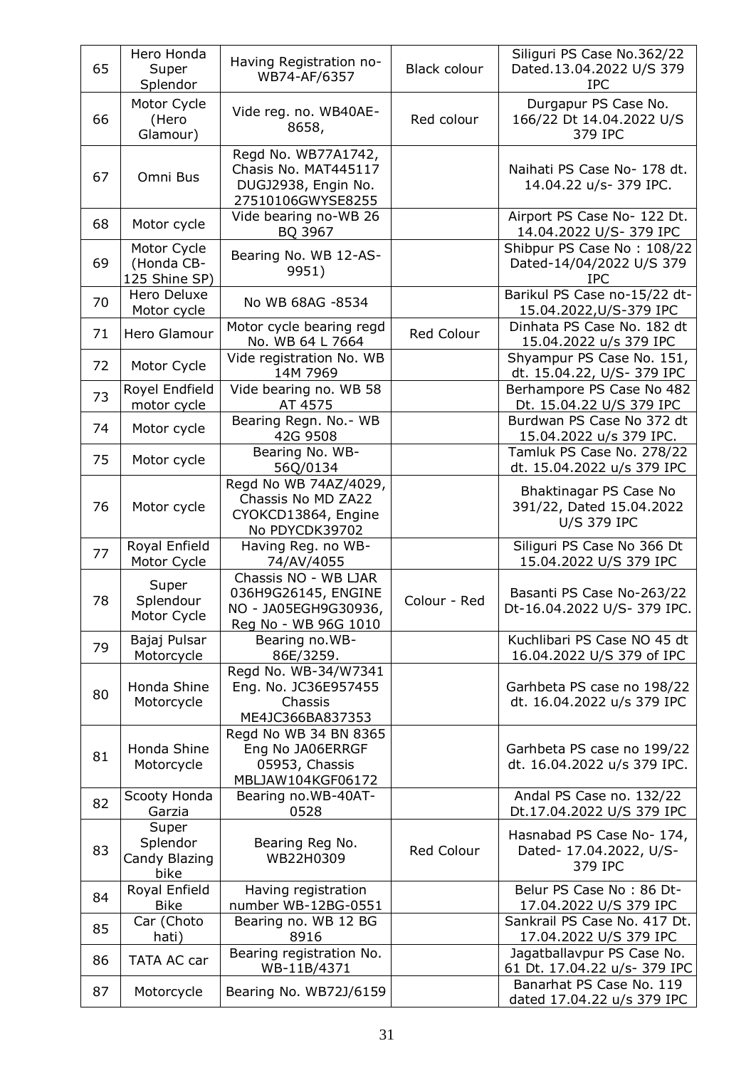| 65 | Hero Honda Super Splendor | Having Registration no-WB74-AF/6357 | Black colour | Siliguri PS Case No.362/22 Dated.13.04.2022 U/S 379 IPC |
|---|---|---|---|---|
| 66 | Motor Cycle (Hero Glamour) | Vide reg. no. WB40AE-8658, | Red colour | Durgapur PS Case No. 166/22 Dt 14.04.2022 U/S 379 IPC |
| 67 | Omni Bus | Regd No. WB77A1742, Chasis No. MAT445117 DUGJ2938, Engin No. 27510106GWYSE8255 | | Naihati PS Case No- 178 dt. 14.04.22 u/s- 379 IPC. |
| 68 | Motor cycle | Vide bearing no-WB 26 BQ 3967 | | Airport PS Case No- 122 Dt. 14.04.2022 U/S- 379 IPC |
| 69 | Motor Cycle (Honda CB-125 Shine SP) | Bearing No. WB 12-AS-9951) | | Shibpur PS Case No : 108/22 Dated-14/04/2022 U/S 379 IPC |
| 70 | Hero Deluxe Motor cycle | No WB 68AG -8534 | | Barikul PS Case no-15/22 dt-15.04.2022,U/S-379 IPC |
| 71 | Hero Glamour | Motor cycle bearing regd No. WB 64 L 7664 | Red Colour | Dinhata PS Case No. 182 dt 15.04.2022 u/s 379 IPC |
| 72 | Motor Cycle | Vide registration No. WB 14M 7969 | | Shyampur PS Case No. 151, dt. 15.04.22, U/S- 379 IPC |
| 73 | Royel Endfield motor cycle | Vide bearing no. WB 58 AT 4575 | | Berhampore PS Case No 482 Dt. 15.04.22 U/S 379 IPC |
| 74 | Motor cycle | Bearing Regn. No.- WB 42G 9508 | | Burdwan PS Case No 372 dt 15.04.2022 u/s 379 IPC. |
| 75 | Motor cycle | Bearing No. WB-56Q/0134 | | Tamluk PS Case No. 278/22 dt. 15.04.2022 u/s 379 IPC |
| 76 | Motor cycle | Regd No WB 74AZ/4029, Chassis No MD ZA22 CYOKCD13864, Engine No PDYCDK39702 | | Bhaktinagar PS Case No 391/22, Dated 15.04.2022 U/S 379 IPC |
| 77 | Royal Enfield Motor Cycle | Having Reg. no WB-74/AV/4055 | | Siliguri PS Case No 366 Dt 15.04.2022 U/S 379 IPC |
| 78 | Super Splendour Motor Cycle | Chassis NO - WB LJAR 036H9G26145, ENGINE NO - JA05EGH9G30936, Reg No - WB 96G 1010 | Colour - Red | Basanti PS Case No-263/22 Dt-16.04.2022 U/S- 379 IPC. |
| 79 | Bajaj Pulsar Motorcycle | Bearing no.WB-86E/3259. | | Kuchlibari PS Case NO 45 dt 16.04.2022 U/S 379 of IPC |
| 80 | Honda Shine Motorcycle | Regd No. WB-34/W7341 Eng. No. JC36E957455 Chassis ME4JC366BA837353 | | Garhbeta PS case no 198/22 dt. 16.04.2022 u/s 379 IPC |
| 81 | Honda Shine Motorcycle | Regd No WB 34 BN 8365 Eng No JA06ERRGF 05953, Chassis MBLJAW104KGF06172 | | Garhbeta PS case no 199/22 dt. 16.04.2022 u/s 379 IPC. |
| 82 | Scooty Honda Garzia | Bearing no.WB-40AT-0528 | | Andal PS Case no. 132/22 Dt.17.04.2022 U/S 379 IPC |
| 83 | Super Splendor Candy Blazing bike | Bearing Reg No. WB22H0309 | Red Colour | Hasnabad PS Case No- 174, Dated- 17.04.2022, U/S-379 IPC |
| 84 | Royal Enfield Bike | Having registration number WB-12BG-0551 | | Belur PS Case No : 86 Dt-17.04.2022 U/S 379 IPC |
| 85 | Car (Choto hati) | Bearing no. WB 12 BG 8916 | | Sankrail PS Case No. 417 Dt. 17.04.2022 U/S 379 IPC |
| 86 | TATA AC car | Bearing registration No. WB-11B/4371 | | Jagatballavpur PS Case No. 61 Dt. 17.04.22 u/s- 379 IPC |
| 87 | Motorcycle | Bearing No. WB72J/6159 | | Banarhat PS Case No. 119 dated 17.04.22 u/s 379 IPC |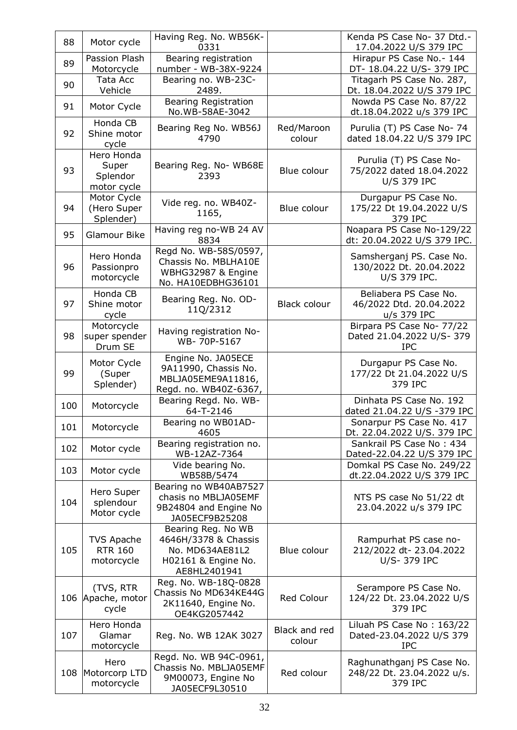| 88 | Motor cycle | Having Reg. No. WB56K-0331 | | Kenda PS Case No- 37 Dtd.-17.04.2022 U/S 379 IPC |
|---|---|---|---|---|
| 89 | Passion Plash Motorcycle | Bearing registration number - WB-38X-9224 | | Hirapur PS Case No.- 144 DT- 18.04.22 U/S- 379 IPC |
| 90 | Tata Acc Vehicle | Bearing no. WB-23C-2489. | | Titagarh PS Case No. 287, Dt. 18.04.2022 U/S 379 IPC |
| 91 | Motor Cycle | Bearing Registration No.WB-58AE-3042 | | Nowda PS Case No. 87/22 dt.18.04.2022 u/s 379 IPC |
| 92 | Honda CB Shine motor cycle | Bearing Reg No. WB56J 4790 | Red/Maroon colour | Purulia (T) PS Case No- 74 dated 18.04.22 U/S 379 IPC |
| 93 | Hero Honda Super Splendor motor cycle | Bearing Reg. No- WB68E 2393 | Blue colour | Purulia (T) PS Case No-75/2022 dated 18.04.2022 U/S 379 IPC |
| 94 | Motor Cycle (Hero Super Splender) | Vide reg. no. WB40Z-1165, | Blue colour | Durgapur PS Case No. 175/22 Dt 19.04.2022 U/S 379 IPC |
| 95 | Glamour Bike | Having reg no-WB 24 AV 8834 | | Noapara PS Case No-129/22 dt: 20.04.2022 U/S 379 IPC. |
| 96 | Hero Honda Passionpro motorcycle | Regd No. WB-58S/0597, Chassis No. MBLHA10E WBHG32987 & Engine No. HA10EDBHG36101 | | Samsherganj PS. Case No. 130/2022 Dt. 20.04.2022 U/S 379 IPC. |
| 97 | Honda CB Shine motor cycle | Bearing Reg. No. OD-11Q/2312 | Black colour | Beliabera PS Case No. 46/2022 Dtd. 20.04.2022 u/s 379 IPC |
| 98 | Motorcycle super spender Drum SE | Having registration No-WB- 70P-5167 | | Birpara PS Case No- 77/22 Dated 21.04.2022 U/S- 379 IPC |
| 99 | Motor Cycle (Super Splender) | Engine No. JA05ECE 9A11990, Chassis No. MBLJA05EME9A11816, Regd. no. WB40Z-6367, | | Durgapur PS Case No. 177/22 Dt 21.04.2022 U/S 379 IPC |
| 100 | Motorcycle | Bearing Regd. No. WB-64-T-2146 | | Dinhata PS Case No. 192 dated 21.04.22 U/S -379 IPC |
| 101 | Motorcycle | Bearing no WB01AD-4605 | | Sonarpur PS Case No. 417 Dt. 22.04.2022 U/S. 379 IPC |
| 102 | Motor cycle | Bearing registration no. WB-12AZ-7364 | | Sankrail PS Case No : 434 Dated-22.04.22 U/S 379 IPC |
| 103 | Motor cycle | Vide bearing No. WB58B/5474 | | Domkal PS Case No. 249/22 dt.22.04.2022 U/S 379 IPC |
| 104 | Hero Super splendour Motor cycle | Bearing no WB40AB7527 chasis no MBLJA05EMF 9B24804 and Engine No JA05ECF9B25208 | | NTS PS case No 51/22 dt 23.04.2022 u/s 379 IPC |
| 105 | TVS Apache RTR 160 motorcycle | Bearing Reg. No WB 4646H/3378 & Chassis No. MD634AE81L2 H02161 & Engine No. AE8HL2401941 | Blue colour | Rampurhat PS case no-212/2022 dt- 23.04.2022 U/S- 379 IPC |
| 106 | (TVS, RTR Apache, motor cycle | Reg. No. WB-18Q-0828 Chassis No MD634KE44G 2K11640, Engine No. OE4KG2057442 | Red Colour | Serampore PS Case No. 124/22 Dt. 23.04.2022 U/S 379 IPC |
| 107 | Hero Honda Glamar motorcycle | Reg. No. WB 12AK 3027 | Black and red colour | Liluah PS Case No : 163/22 Dated-23.04.2022 U/S 379 IPC |
| 108 | Hero Motorcorp LTD motorcycle | Regd. No. WB 94C-0961, Chassis No. MBLJA05EMF 9M00073, Engine No JA05ECF9L30510 | Red colour | Raghunathganj PS Case No. 248/22 Dt. 23.04.2022 u/s. 379 IPC |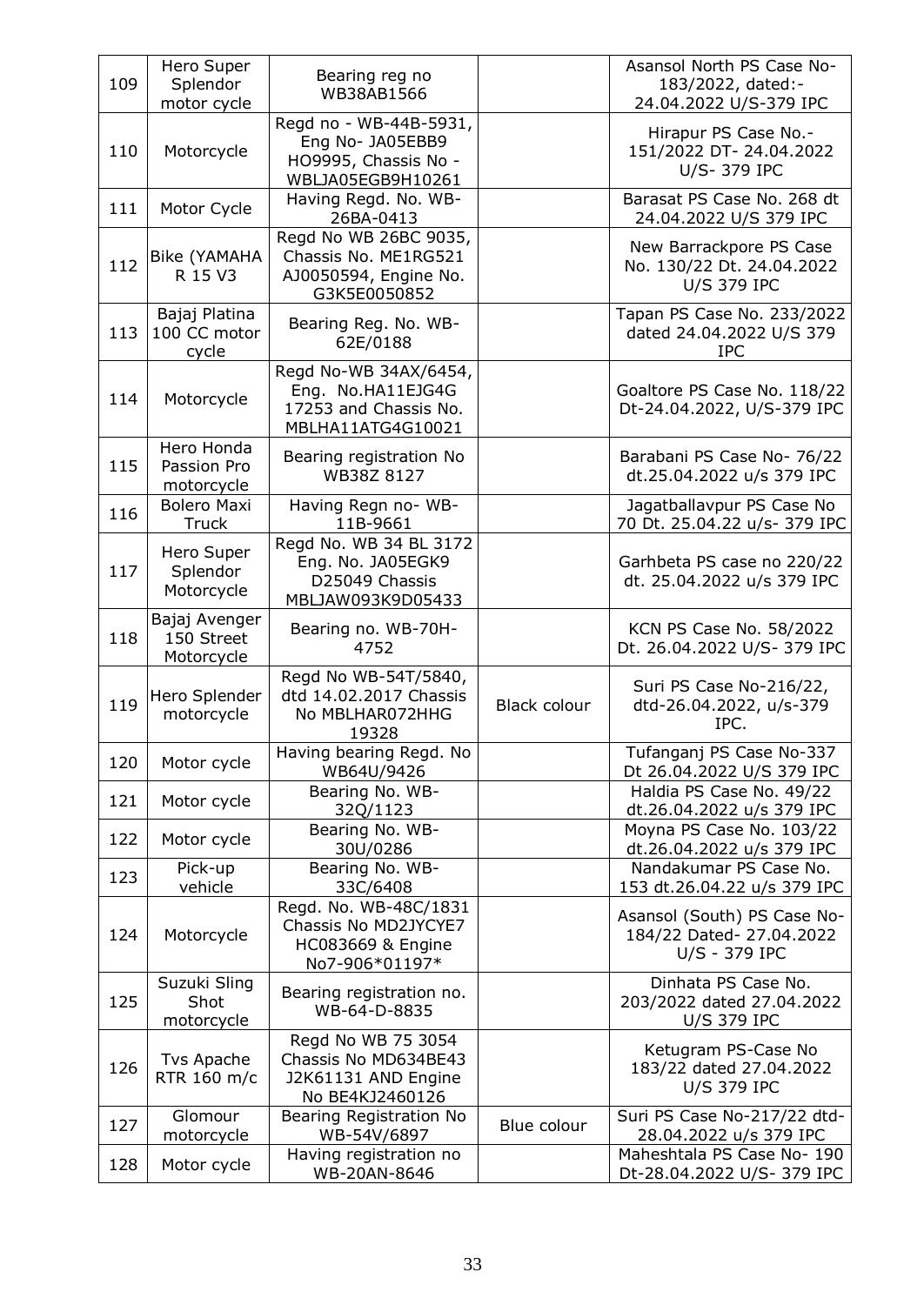| 109 | Hero Super Splendor motor cycle | Bearing reg no WB38AB1566 | | Asansol North PS Case No-183/2022, dated:- 24.04.2022 U/S-379 IPC |
|---|---|---|---|---|
| 110 | Motorcycle | Regd no - WB-44B-5931, Eng No- JA05EBB9 HO9995, Chassis No - WBLJA05EGB9H10261 | | Hirapur PS Case No.- 151/2022 DT- 24.04.2022 U/S- 379 IPC |
| 111 | Motor Cycle | Having Regd. No. WB-26BA-0413 | | Barasat PS Case No. 268 dt 24.04.2022 U/S 379 IPC |
| 112 | Bike (YAMAHA R 15 V3 | Regd No WB 26BC 9035, Chassis No. ME1RG521 AJ0050594, Engine No. G3K5E0050852 | | New Barrackpore PS Case No. 130/22 Dt. 24.04.2022 U/S 379 IPC |
| 113 | Bajaj Platina 100 CC motor cycle | Bearing Reg. No. WB-62E/0188 | | Tapan PS Case No. 233/2022 dated 24.04.2022 U/S 379 IPC |
| 114 | Motorcycle | Regd No-WB 34AX/6454, Eng. No.HA11EJG4G 17253 and Chassis No. MBLHA11ATG4G10021 | | Goaltore PS Case No. 118/22 Dt-24.04.2022, U/S-379 IPC |
| 115 | Hero Honda Passion Pro motorcycle | Bearing registration No WB38Z 8127 | | Barabani PS Case No- 76/22 dt.25.04.2022 u/s 379 IPC |
| 116 | Bolero Maxi Truck | Having Regn no- WB-11B-9661 | | Jagatballavpur PS Case No 70 Dt. 25.04.22 u/s- 379 IPC |
| 117 | Hero Super Splendor Motorcycle | Regd No. WB 34 BL 3172 Eng. No. JA05EGK9 D25049 Chassis MBLJAW093K9D05433 | | Garhbeta PS case no 220/22 dt. 25.04.2022 u/s 379 IPC |
| 118 | Bajaj Avenger 150 Street Motorcycle | Bearing no. WB-70H-4752 | | KCN PS Case No. 58/2022 Dt. 26.04.2022 U/S- 379 IPC |
| 119 | Hero Splender motorcycle | Regd No WB-54T/5840, dtd 14.02.2017 Chassis No MBLHAR072HHG 19328 | Black colour | Suri PS Case No-216/22, dtd-26.04.2022, u/s-379 IPC. |
| 120 | Motor cycle | Having bearing Regd. No WB64U/9426 | | Tufanganj PS Case No-337 Dt 26.04.2022 U/S 379 IPC |
| 121 | Motor cycle | Bearing No. WB-32Q/1123 | | Haldia PS Case No. 49/22 dt.26.04.2022 u/s 379 IPC |
| 122 | Motor cycle | Bearing No. WB-30U/0286 | | Moyna PS Case No. 103/22 dt.26.04.2022 u/s 379 IPC |
| 123 | Pick-up vehicle | Bearing No. WB-33C/6408 | | Nandakumar PS Case No. 153 dt.26.04.22 u/s 379 IPC |
| 124 | Motorcycle | Regd. No. WB-48C/1831 Chassis No MD2JYCYE7 HC083669 & Engine No7-906*01197* | | Asansol (South) PS Case No-184/22 Dated- 27.04.2022 U/S - 379 IPC |
| 125 | Suzuki Sling Shot motorcycle | Bearing registration no. WB-64-D-8835 | | Dinhata PS Case No. 203/2022 dated 27.04.2022 U/S 379 IPC |
| 126 | Tvs Apache RTR 160 m/c | Regd No WB 75 3054 Chassis No MD634BE43 J2K61131 AND Engine No BE4KJ2460126 | | Ketugram PS-Case No 183/22 dated 27.04.2022 U/S 379 IPC |
| 127 | Glomour motorcycle | Bearing Registration No WB-54V/6897 | Blue colour | Suri PS Case No-217/22 dtd-28.04.2022 u/s 379 IPC |
| 128 | Motor cycle | Having registration no WB-20AN-8646 | | Maheshtala PS Case No- 190 Dt-28.04.2022 U/S- 379 IPC |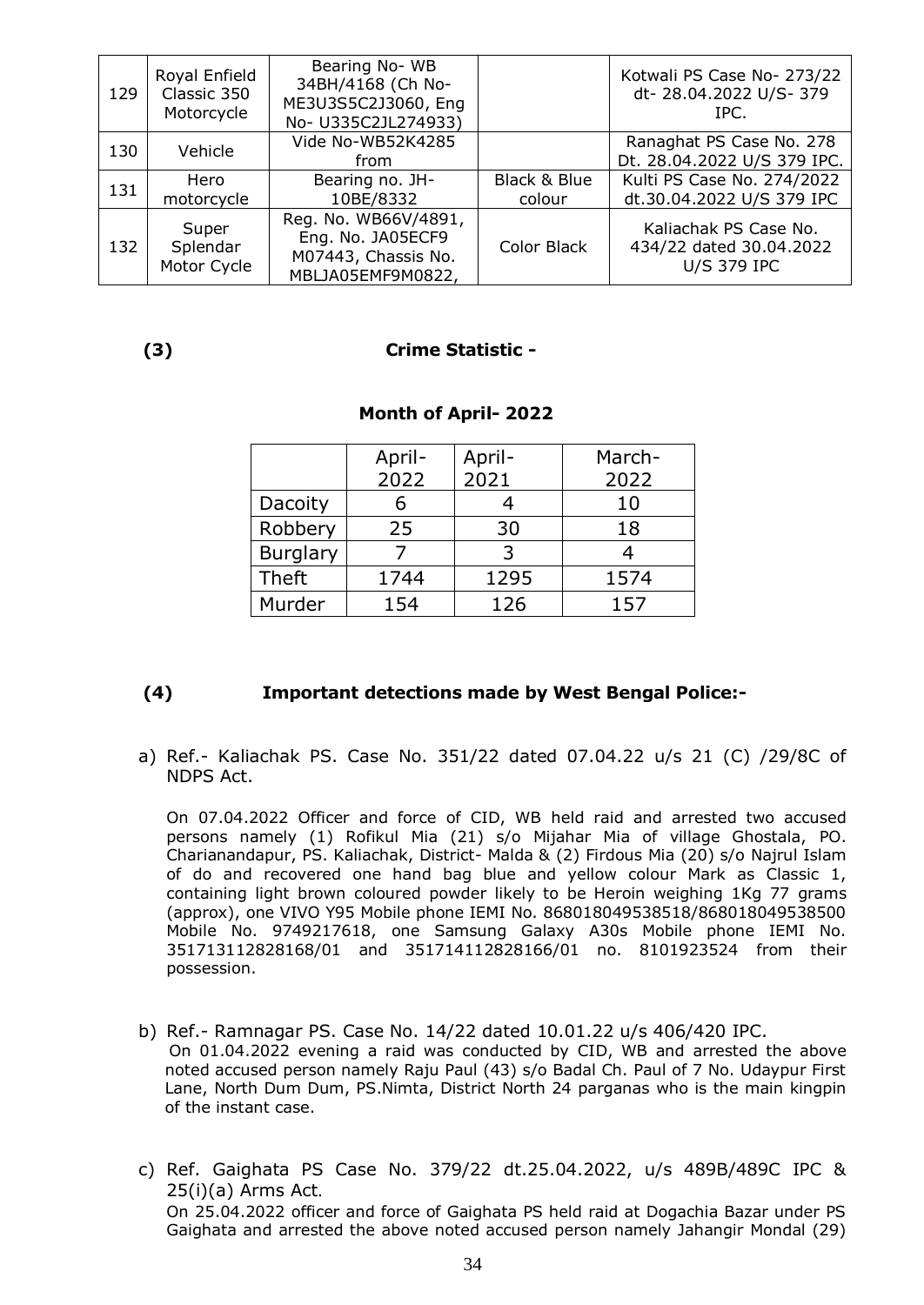| 129 | Royal Enfield Classic 350 Motorcycle | Bearing No- WB 34BH/4168 (Ch No- ME3U3S5C2J3060, Eng No- U335C2JL274933) | | Kotwali PS Case No- 273/22 dt- 28.04.2022 U/S- 379 IPC. |
|---|---|---|---|---|
| 130 | Vehicle | Vide No-WB52K4285 from | | Ranaghat PS Case No. 278 Dt. 28.04.2022 U/S 379 IPC. |
| 131 | Hero motorcycle | Bearing no. JH-10BE/8332 | Black & Blue colour | Kulti PS Case No. 274/2022 dt.30.04.2022 U/S 379 IPC |
| 132 | Super Splendar Motor Cycle | Reg. No. WB66V/4891, Eng. No. JA05ECF9 M07443, Chassis No. MBLJA05EMF9M0822, | Color Black | Kaliachak PS Case No. 434/22 dated 30.04.2022 U/S 379 IPC |

## (3) Crime Statistic -

### Month of April- 2022

| | April-2022 | April-2021 | March-2022 |
|---|---|---|---|
| Dacoity | 6 | 4 | 10 |
| Robbery | 25 | 30 | 18 |
| Burglary | 7 | 3 | 4 |
| Theft | 1744 | 1295 | 1574 |
| Murder | 154 | 126 | 157 |

## (4) Important detections made by West Bengal Police:-

a) Ref.- Kaliachak PS. Case No. 351/22 dated 07.04.22 u/s 21 (C) /29/8C of NDPS Act.

On 07.04.2022 Officer and force of CID, WB held raid and arrested two accused persons namely (1) Rofikul Mia (21) s/o Mijahar Mia of village Ghostala, PO. Charianandapur, PS. Kaliachak, District- Malda & (2) Firdous Mia (20) s/o Najrul Islam of do and recovered one hand bag blue and yellow colour Mark as Classic 1, containing light brown coloured powder likely to be Heroin weighing 1Kg 77 grams (approx), one VIVO Y95 Mobile phone IEMI No. 868018049538518/868018049538500 Mobile No. 9749217618, one Samsung Galaxy A30s Mobile phone IEMI No. 351713112828168/01 and 351714112828166/01 no. 8101923524 from their possession.

b) Ref.- Ramnagar PS. Case No. 14/22 dated 10.01.22 u/s 406/420 IPC.

On 01.04.2022 evening a raid was conducted by CID, WB and arrested the above noted accused person namely Raju Paul (43) s/o Badal Ch. Paul of 7 No. Udaypur First Lane, North Dum Dum, PS.Nimta, District North 24 parganas who is the main kingpin of the instant case.

c) Ref. Gaighata PS Case No. 379/22 dt.25.04.2022, u/s 489B/489C IPC & 25(i)(a) Arms Act.

On 25.04.2022 officer and force of Gaighata PS held raid at Dogachia Bazar under PS Gaighata and arrested the above noted accused person namely Jahangir Mondal (29)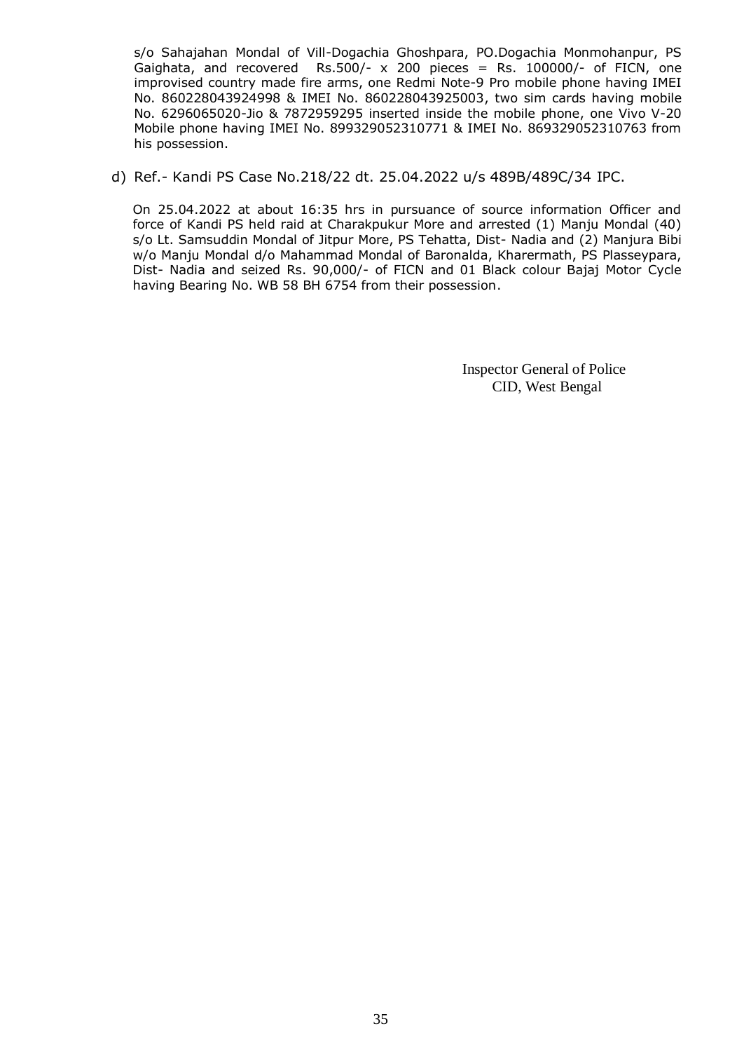s/o Sahajahan Mondal of Vill-Dogachia Ghoshpara, PO.Dogachia Monmohanpur, PS Gaighata, and recovered Rs.500/- x 200 pieces = Rs. 100000/- of FICN, one improvised country made fire arms, one Redmi Note-9 Pro mobile phone having IMEI No. 860228043924998 & IMEI No. 860228043925003, two sim cards having mobile No. 6296065020-Jio & 7872959295 inserted inside the mobile phone, one Vivo V-20 Mobile phone having IMEI No. 899329052310771 & IMEI No. 869329052310763 from his possession.

d) Ref.- Kandi PS Case No.218/22 dt. 25.04.2022 u/s 489B/489C/34 IPC.

On 25.04.2022 at about 16:35 hrs in pursuance of source information Officer and force of Kandi PS held raid at Charakpukur More and arrested (1) Manju Mondal (40) s/o Lt. Samsuddin Mondal of Jitpur More, PS Tehatta, Dist- Nadia and (2) Manjura Bibi w/o Manju Mondal d/o Mahammad Mondal of Baronalda, Kharermath, PS Plasseypara, Dist- Nadia and seized Rs. 90,000/- of FICN and 01 Black colour Bajaj Motor Cycle having Bearing No. WB 58 BH 6754 from their possession.

Inspector General of Police
CID, West Bengal